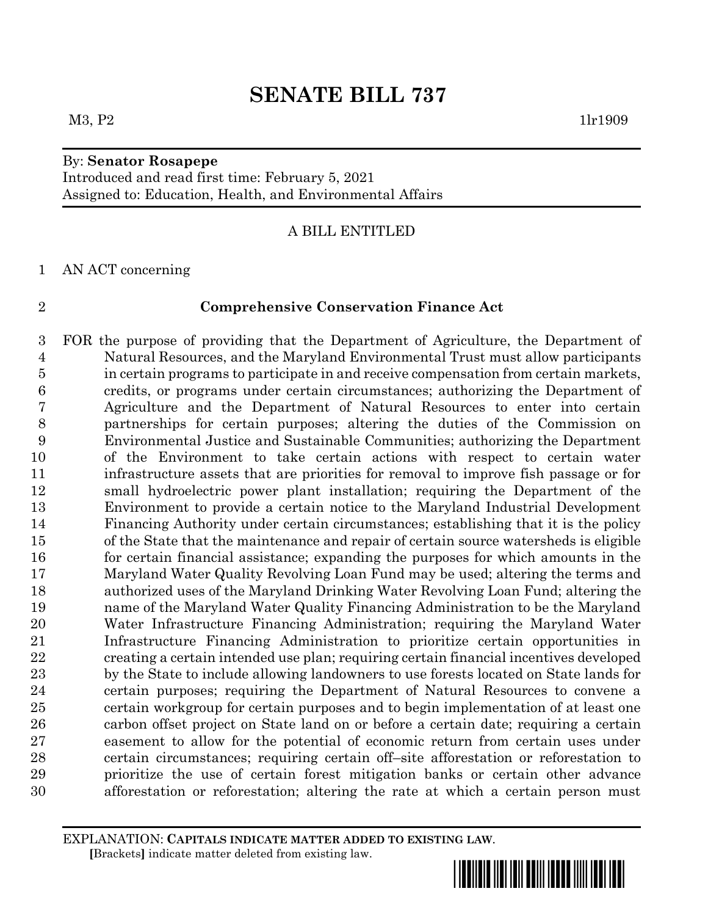# SENATE BILL 737

M3, P2 1lr1909

By: **Senator Rosapepe**
Introduced and read first time: February 5, 2021
Assigned to: Education, Health, and Environmental Affairs

A BILL ENTITLED

AN ACT concerning

**Comprehensive Conservation Finance Act**

FOR the purpose of providing that the Department of Agriculture, the Department of Natural Resources, and the Maryland Environmental Trust must allow participants in certain programs to participate in and receive compensation from certain markets, credits, or programs under certain circumstances; authorizing the Department of Agriculture and the Department of Natural Resources to enter into certain partnerships for certain purposes; altering the duties of the Commission on Environmental Justice and Sustainable Communities; authorizing the Department of the Environment to take certain actions with respect to certain water infrastructure assets that are priorities for removal to improve fish passage or for small hydroelectric power plant installation; requiring the Department of the Environment to provide a certain notice to the Maryland Industrial Development Financing Authority under certain circumstances; establishing that it is the policy of the State that the maintenance and repair of certain source watersheds is eligible for certain financial assistance; expanding the purposes for which amounts in the Maryland Water Quality Revolving Loan Fund may be used; altering the terms and authorized uses of the Maryland Drinking Water Revolving Loan Fund; altering the name of the Maryland Water Quality Financing Administration to be the Maryland Water Infrastructure Financing Administration; requiring the Maryland Water Infrastructure Financing Administration to prioritize certain opportunities in creating a certain intended use plan; requiring certain financial incentives developed by the State to include allowing landowners to use forests located on State lands for certain purposes; requiring the Department of Natural Resources to convene a certain workgroup for certain purposes and to begin implementation of at least one carbon offset project on State land on or before a certain date; requiring a certain easement to allow for the potential of economic return from certain uses under certain circumstances; requiring certain off–site afforestation or reforestation to prioritize the use of certain forest mitigation banks or certain other advance afforestation or reforestation; altering the rate at which a certain person must

EXPLANATION: **CAPITALS INDICATE MATTER ADDED TO EXISTING LAW**.
[Brackets] indicate matter deleted from existing law.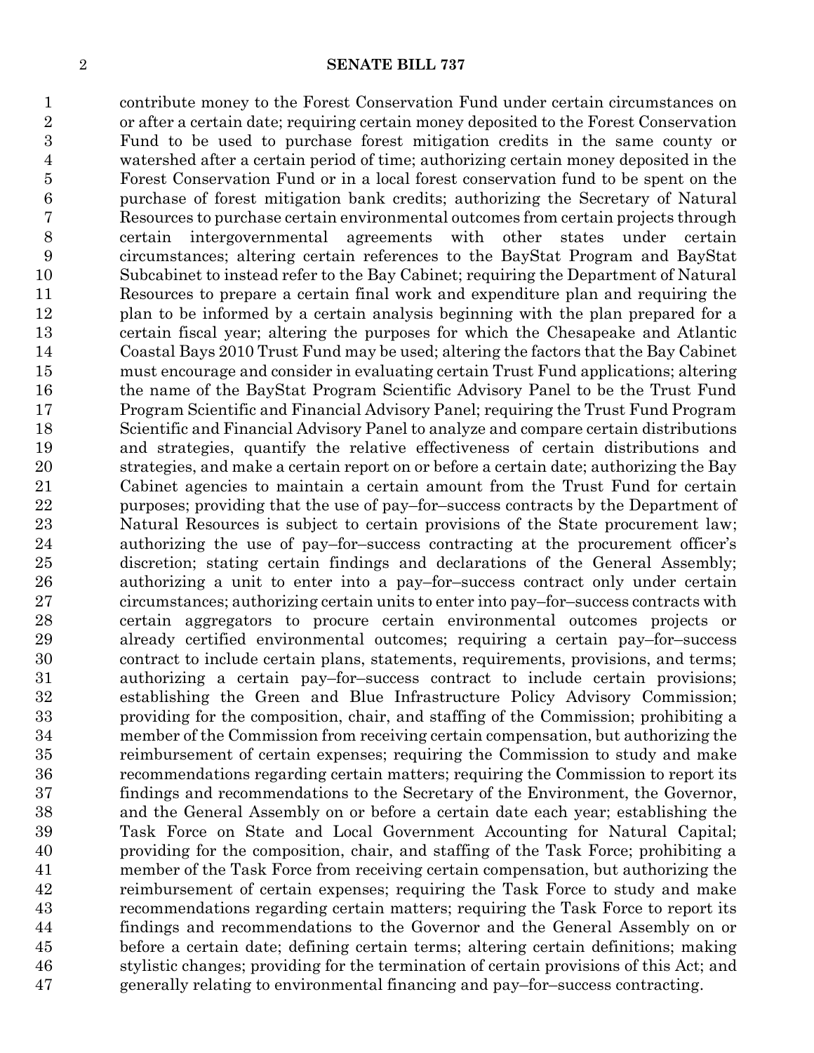contribute money to the Forest Conservation Fund under certain circumstances on or after a certain date; requiring certain money deposited to the Forest Conservation Fund to be used to purchase forest mitigation credits in the same county or watershed after a certain period of time; authorizing certain money deposited in the Forest Conservation Fund or in a local forest conservation fund to be spent on the purchase of forest mitigation bank credits; authorizing the Secretary of Natural Resources to purchase certain environmental outcomes from certain projects through certain intergovernmental agreements with other states under certain circumstances; altering certain references to the BayStat Program and BayStat Subcabinet to instead refer to the Bay Cabinet; requiring the Department of Natural Resources to prepare a certain final work and expenditure plan and requiring the plan to be informed by a certain analysis beginning with the plan prepared for a certain fiscal year; altering the purposes for which the Chesapeake and Atlantic Coastal Bays 2010 Trust Fund may be used; altering the factors that the Bay Cabinet must encourage and consider in evaluating certain Trust Fund applications; altering the name of the BayStat Program Scientific Advisory Panel to be the Trust Fund Program Scientific and Financial Advisory Panel; requiring the Trust Fund Program Scientific and Financial Advisory Panel to analyze and compare certain distributions and strategies, quantify the relative effectiveness of certain distributions and strategies, and make a certain report on or before a certain date; authorizing the Bay Cabinet agencies to maintain a certain amount from the Trust Fund for certain purposes; providing that the use of pay–for–success contracts by the Department of Natural Resources is subject to certain provisions of the State procurement law; authorizing the use of pay–for–success contracting at the procurement officer's discretion; stating certain findings and declarations of the General Assembly; authorizing a unit to enter into a pay–for–success contract only under certain circumstances; authorizing certain units to enter into pay–for–success contracts with certain aggregators to procure certain environmental outcomes projects or already certified environmental outcomes; requiring a certain pay–for–success contract to include certain plans, statements, requirements, provisions, and terms; authorizing a certain pay–for–success contract to include certain provisions; establishing the Green and Blue Infrastructure Policy Advisory Commission; providing for the composition, chair, and staffing of the Commission; prohibiting a member of the Commission from receiving certain compensation, but authorizing the reimbursement of certain expenses; requiring the Commission to study and make recommendations regarding certain matters; requiring the Commission to report its findings and recommendations to the Secretary of the Environment, the Governor, and the General Assembly on or before a certain date each year; establishing the Task Force on State and Local Government Accounting for Natural Capital; providing for the composition, chair, and staffing of the Task Force; prohibiting a member of the Task Force from receiving certain compensation, but authorizing the reimbursement of certain expenses; requiring the Task Force to study and make recommendations regarding certain matters; requiring the Task Force to report its findings and recommendations to the Governor and the General Assembly on or before a certain date; defining certain terms; altering certain definitions; making stylistic changes; providing for the termination of certain provisions of this Act; and generally relating to environmental financing and pay–for–success contracting.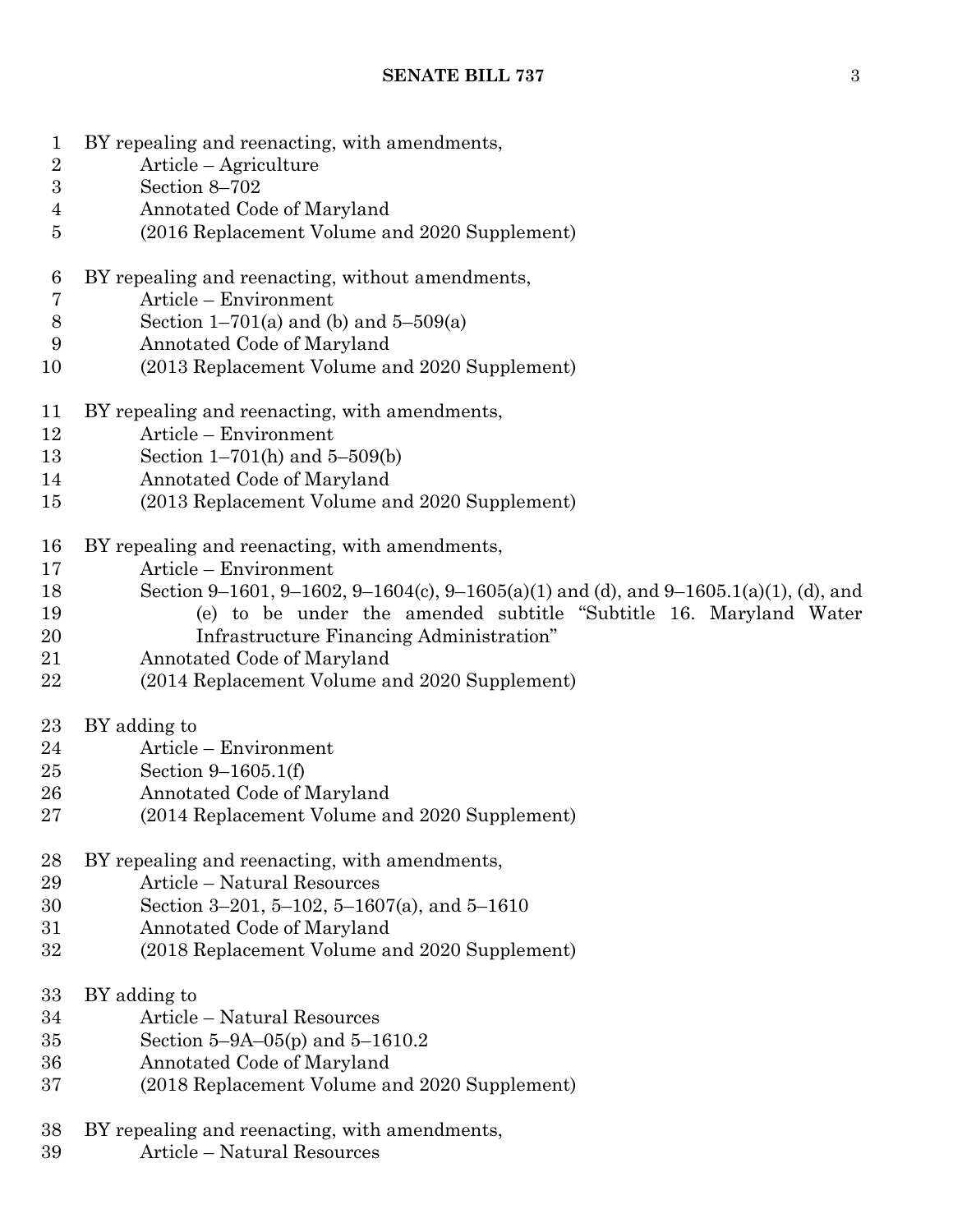BY repealing and reenacting, with amendments,
Article – Agriculture
Section 8–702
Annotated Code of Maryland
(2016 Replacement Volume and 2020 Supplement)

BY repealing and reenacting, without amendments,
Article – Environment
Section 1–701(a) and (b) and 5–509(a)
Annotated Code of Maryland
(2013 Replacement Volume and 2020 Supplement)

BY repealing and reenacting, with amendments,
Article – Environment
Section 1–701(h) and 5–509(b)
Annotated Code of Maryland
(2013 Replacement Volume and 2020 Supplement)

BY repealing and reenacting, with amendments,
Article – Environment
Section 9–1601, 9–1602, 9–1604(c), 9–1605(a)(1) and (d), and 9–1605.1(a)(1), (d), and (e) to be under the amended subtitle "Subtitle 16. Maryland Water Infrastructure Financing Administration"
Annotated Code of Maryland
(2014 Replacement Volume and 2020 Supplement)

BY adding to
Article – Environment
Section 9–1605.1(f)
Annotated Code of Maryland
(2014 Replacement Volume and 2020 Supplement)

BY repealing and reenacting, with amendments,
Article – Natural Resources
Section 3–201, 5–102, 5–1607(a), and 5–1610
Annotated Code of Maryland
(2018 Replacement Volume and 2020 Supplement)

BY adding to
Article – Natural Resources
Section 5–9A–05(p) and 5–1610.2
Annotated Code of Maryland
(2018 Replacement Volume and 2020 Supplement)

BY repealing and reenacting, with amendments,
Article – Natural Resources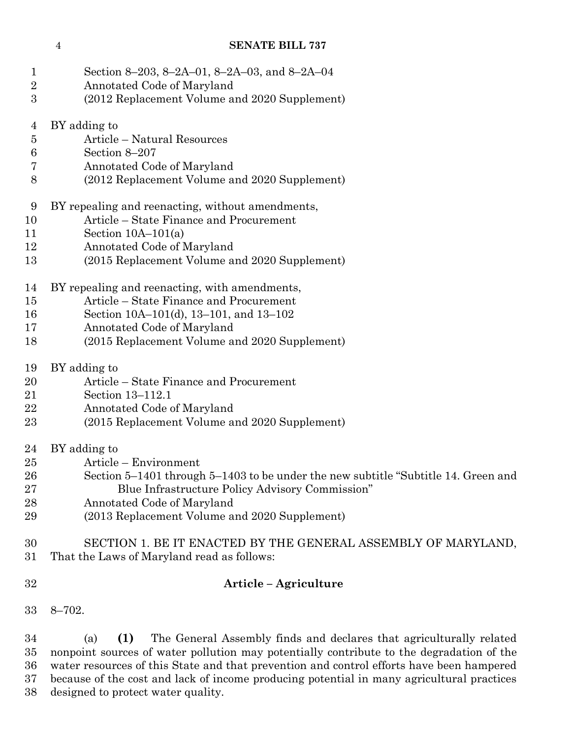Section 8–203, 8–2A–01, 8–2A–03, and 8–2A–04
Annotated Code of Maryland
(2012 Replacement Volume and 2020 Supplement)

BY adding to
Article – Natural Resources
Section 8–207
Annotated Code of Maryland
(2012 Replacement Volume and 2020 Supplement)

BY repealing and reenacting, without amendments,
Article – State Finance and Procurement
Section 10A–101(a)
Annotated Code of Maryland
(2015 Replacement Volume and 2020 Supplement)

BY repealing and reenacting, with amendments,
Article – State Finance and Procurement
Section 10A–101(d), 13–101, and 13–102
Annotated Code of Maryland
(2015 Replacement Volume and 2020 Supplement)

BY adding to
Article – State Finance and Procurement
Section 13–112.1
Annotated Code of Maryland
(2015 Replacement Volume and 2020 Supplement)

BY adding to
Article – Environment
Section 5–1401 through 5–1403 to be under the new subtitle "Subtitle 14. Green and Blue Infrastructure Policy Advisory Commission"
Annotated Code of Maryland
(2013 Replacement Volume and 2020 Supplement)

SECTION 1. BE IT ENACTED BY THE GENERAL ASSEMBLY OF MARYLAND, That the Laws of Maryland read as follows:

**Article – Agriculture**

8–702.

(a) **(1)** The General Assembly finds and declares that agriculturally related nonpoint sources of water pollution may potentially contribute to the degradation of the water resources of this State and that prevention and control efforts have been hampered because of the cost and lack of income producing potential in many agricultural practices designed to protect water quality.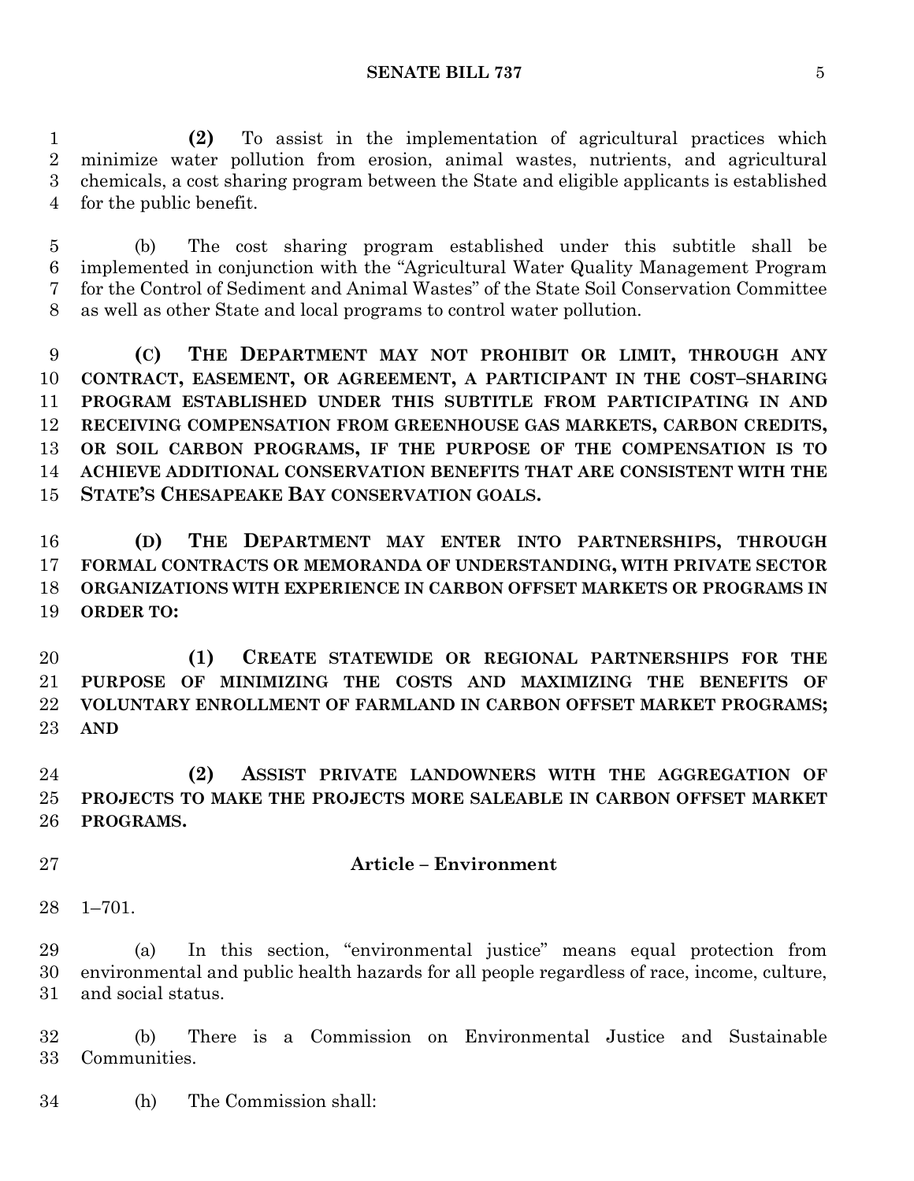(2) To assist in the implementation of agricultural practices which minimize water pollution from erosion, animal wastes, nutrients, and agricultural chemicals, a cost sharing program between the State and eligible applicants is established for the public benefit.

(b) The cost sharing program established under this subtitle shall be implemented in conjunction with the "Agricultural Water Quality Management Program for the Control of Sediment and Animal Wastes" of the State Soil Conservation Committee as well as other State and local programs to control water pollution.

**(C) THE DEPARTMENT MAY NOT PROHIBIT OR LIMIT, THROUGH ANY CONTRACT, EASEMENT, OR AGREEMENT, A PARTICIPANT IN THE COST–SHARING PROGRAM ESTABLISHED UNDER THIS SUBTITLE FROM PARTICIPATING IN AND RECEIVING COMPENSATION FROM GREENHOUSE GAS MARKETS, CARBON CREDITS, OR SOIL CARBON PROGRAMS, IF THE PURPOSE OF THE COMPENSATION IS TO ACHIEVE ADDITIONAL CONSERVATION BENEFITS THAT ARE CONSISTENT WITH THE STATE'S CHESAPEAKE BAY CONSERVATION GOALS.**

**(D) THE DEPARTMENT MAY ENTER INTO PARTNERSHIPS, THROUGH FORMAL CONTRACTS OR MEMORANDA OF UNDERSTANDING, WITH PRIVATE SECTOR ORGANIZATIONS WITH EXPERIENCE IN CARBON OFFSET MARKETS OR PROGRAMS IN ORDER TO:**

**(1) CREATE STATEWIDE OR REGIONAL PARTNERSHIPS FOR THE PURPOSE OF MINIMIZING THE COSTS AND MAXIMIZING THE BENEFITS OF VOLUNTARY ENROLLMENT OF FARMLAND IN CARBON OFFSET MARKET PROGRAMS; AND**

**(2) ASSIST PRIVATE LANDOWNERS WITH THE AGGREGATION OF PROJECTS TO MAKE THE PROJECTS MORE SALEABLE IN CARBON OFFSET MARKET PROGRAMS.**

**Article – Environment**

1–701.

(a) In this section, "environmental justice" means equal protection from environmental and public health hazards for all people regardless of race, income, culture, and social status.

(b) There is a Commission on Environmental Justice and Sustainable Communities.

(h) The Commission shall: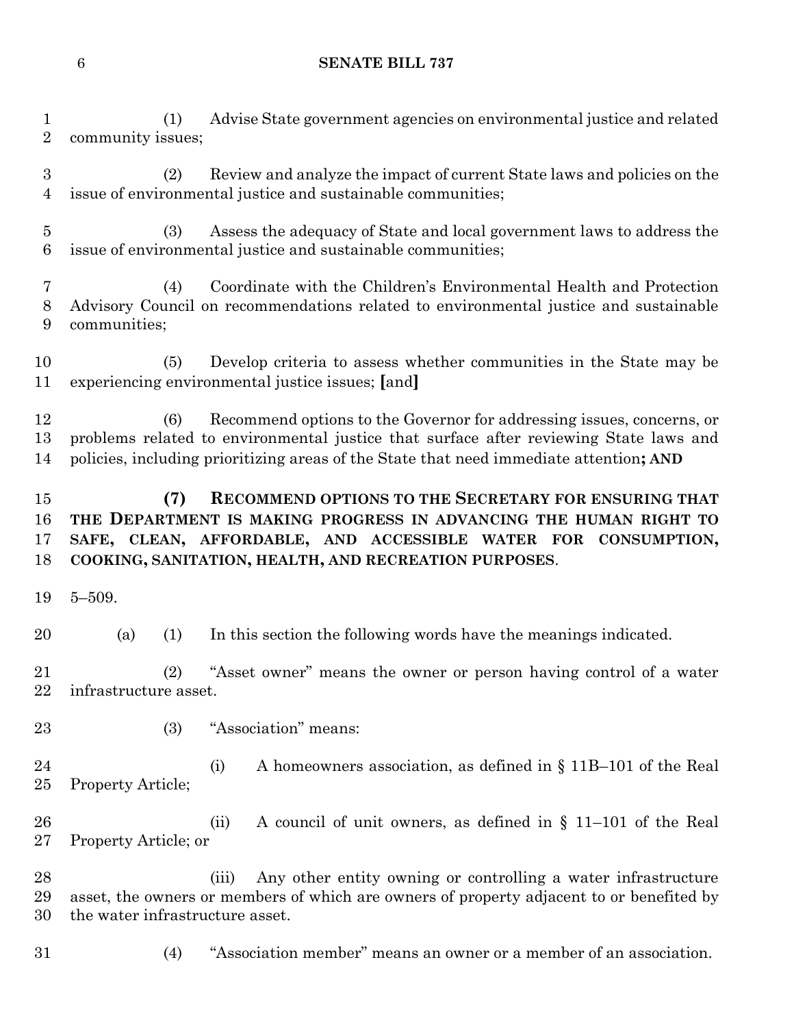(1) Advise State government agencies on environmental justice and related community issues;

(2) Review and analyze the impact of current State laws and policies on the issue of environmental justice and sustainable communities;

(3) Assess the adequacy of State and local government laws to address the issue of environmental justice and sustainable communities;

(4) Coordinate with the Children's Environmental Health and Protection Advisory Council on recommendations related to environmental justice and sustainable communities;

(5) Develop criteria to assess whether communities in the State may be experiencing environmental justice issues; **[**and**]**

(6) Recommend options to the Governor for addressing issues, concerns, or problems related to environmental justice that surface after reviewing State laws and policies, including prioritizing areas of the State that need immediate attention**; AND**

**(7) RECOMMEND OPTIONS TO THE SECRETARY FOR ENSURING THAT THE DEPARTMENT IS MAKING PROGRESS IN ADVANCING THE HUMAN RIGHT TO SAFE, CLEAN, AFFORDABLE, AND ACCESSIBLE WATER FOR CONSUMPTION, COOKING, SANITATION, HEALTH, AND RECREATION PURPOSES**.

5–509.

(a) (1) In this section the following words have the meanings indicated.

(2) "Asset owner" means the owner or person having control of a water infrastructure asset.

(3) "Association" means:

(i) A homeowners association, as defined in § 11B–101 of the Real Property Article;

(ii) A council of unit owners, as defined in § 11–101 of the Real Property Article; or

(iii) Any other entity owning or controlling a water infrastructure asset, the owners or members of which are owners of property adjacent to or benefited by the water infrastructure asset.

(4) "Association member" means an owner or a member of an association.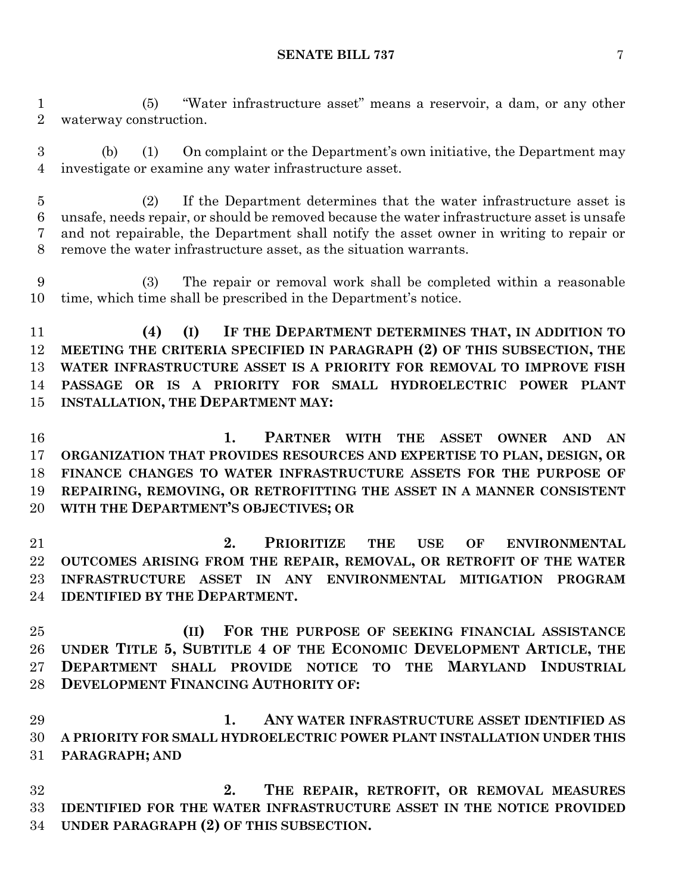(5) "Water infrastructure asset" means a reservoir, a dam, or any other waterway construction.

(b) (1) On complaint or the Department's own initiative, the Department may investigate or examine any water infrastructure asset.

(2) If the Department determines that the water infrastructure asset is unsafe, needs repair, or should be removed because the water infrastructure asset is unsafe and not repairable, the Department shall notify the asset owner in writing to repair or remove the water infrastructure asset, as the situation warrants.

(3) The repair or removal work shall be completed within a reasonable time, which time shall be prescribed in the Department's notice.

**(4) (I) IF THE DEPARTMENT DETERMINES THAT, IN ADDITION TO MEETING THE CRITERIA SPECIFIED IN PARAGRAPH (2) OF THIS SUBSECTION, THE WATER INFRASTRUCTURE ASSET IS A PRIORITY FOR REMOVAL TO IMPROVE FISH PASSAGE OR IS A PRIORITY FOR SMALL HYDROELECTRIC POWER PLANT INSTALLATION, THE DEPARTMENT MAY:**

**1. PARTNER WITH THE ASSET OWNER AND AN ORGANIZATION THAT PROVIDES RESOURCES AND EXPERTISE TO PLAN, DESIGN, OR FINANCE CHANGES TO WATER INFRASTRUCTURE ASSETS FOR THE PURPOSE OF REPAIRING, REMOVING, OR RETROFITTING THE ASSET IN A MANNER CONSISTENT WITH THE DEPARTMENT'S OBJECTIVES; OR**

**2. PRIORITIZE THE USE OF ENVIRONMENTAL OUTCOMES ARISING FROM THE REPAIR, REMOVAL, OR RETROFIT OF THE WATER INFRASTRUCTURE ASSET IN ANY ENVIRONMENTAL MITIGATION PROGRAM IDENTIFIED BY THE DEPARTMENT.**

**(II) FOR THE PURPOSE OF SEEKING FINANCIAL ASSISTANCE UNDER TITLE 5, SUBTITLE 4 OF THE ECONOMIC DEVELOPMENT ARTICLE, THE DEPARTMENT SHALL PROVIDE NOTICE TO THE MARYLAND INDUSTRIAL DEVELOPMENT FINANCING AUTHORITY OF:**

**1. ANY WATER INFRASTRUCTURE ASSET IDENTIFIED AS A PRIORITY FOR SMALL HYDROELECTRIC POWER PLANT INSTALLATION UNDER THIS PARAGRAPH; AND**

**2. THE REPAIR, RETROFIT, OR REMOVAL MEASURES IDENTIFIED FOR THE WATER INFRASTRUCTURE ASSET IN THE NOTICE PROVIDED UNDER PARAGRAPH (2) OF THIS SUBSECTION.**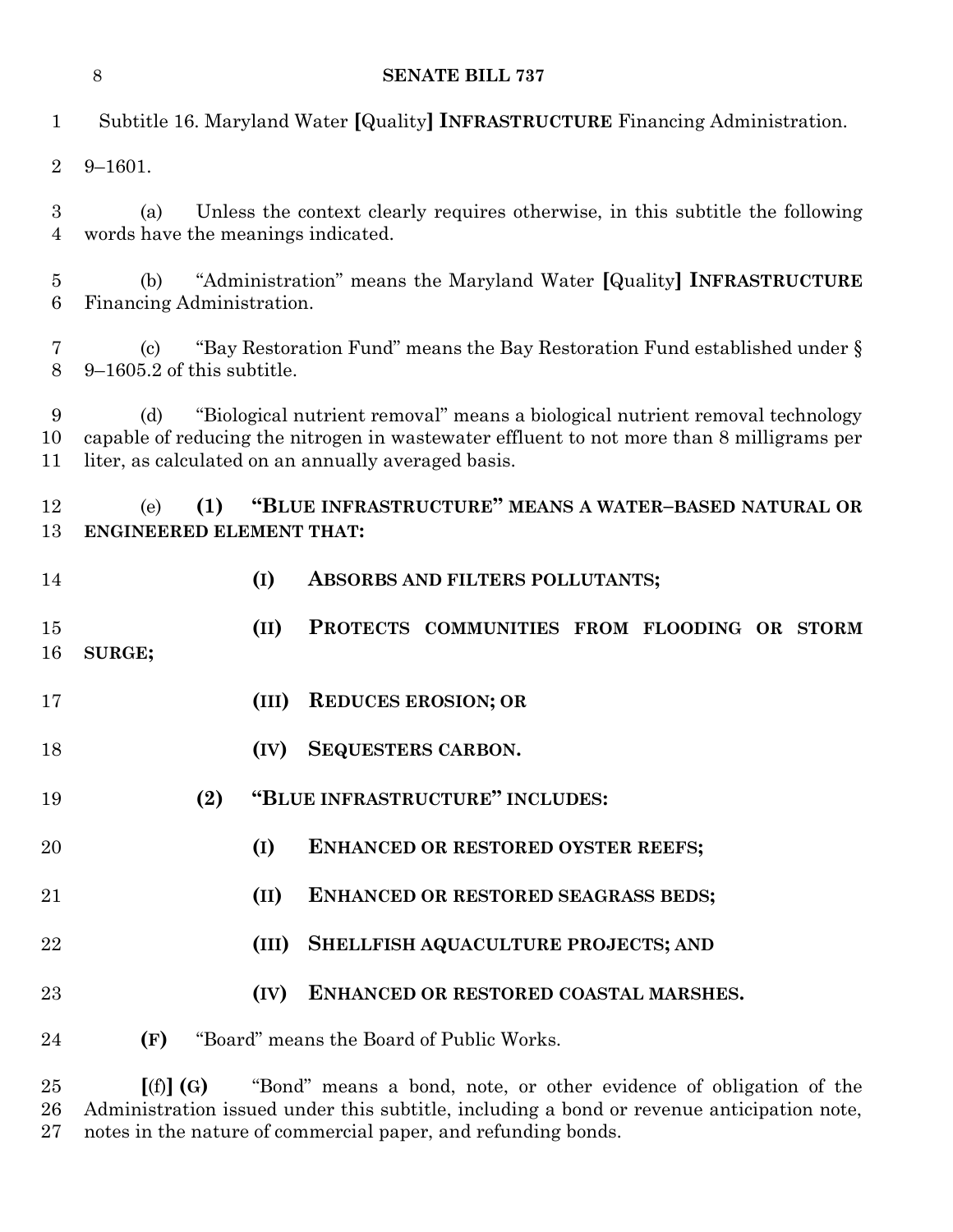Subtitle 16. Maryland Water [Quality] **INFRASTRUCTURE** Financing Administration.

9–1601.

(a) Unless the context clearly requires otherwise, in this subtitle the following words have the meanings indicated.

(b) "Administration" means the Maryland Water [Quality] **INFRASTRUCTURE** Financing Administration.

(c) "Bay Restoration Fund" means the Bay Restoration Fund established under § 9–1605.2 of this subtitle.

(d) "Biological nutrient removal" means a biological nutrient removal technology capable of reducing the nitrogen in wastewater effluent to not more than 8 milligrams per liter, as calculated on an annually averaged basis.

(e) **(1) "BLUE INFRASTRUCTURE" MEANS A WATER–BASED NATURAL OR ENGINEERED ELEMENT THAT:**

**(I) ABSORBS AND FILTERS POLLUTANTS;**

**(II) PROTECTS COMMUNITIES FROM FLOODING OR STORM SURGE;**

**(III) REDUCES EROSION; OR**

**(IV) SEQUESTERS CARBON.**

**(2) "BLUE INFRASTRUCTURE" INCLUDES:**

**(I) ENHANCED OR RESTORED OYSTER REEFS;**

**(II) ENHANCED OR RESTORED SEAGRASS BEDS;**

**(III) SHELLFISH AQUACULTURE PROJECTS; AND**

**(IV) ENHANCED OR RESTORED COASTAL MARSHES.**

**(F)** "Board" means the Board of Public Works.

[(f)] **(G)** "Bond" means a bond, note, or other evidence of obligation of the Administration issued under this subtitle, including a bond or revenue anticipation note, notes in the nature of commercial paper, and refunding bonds.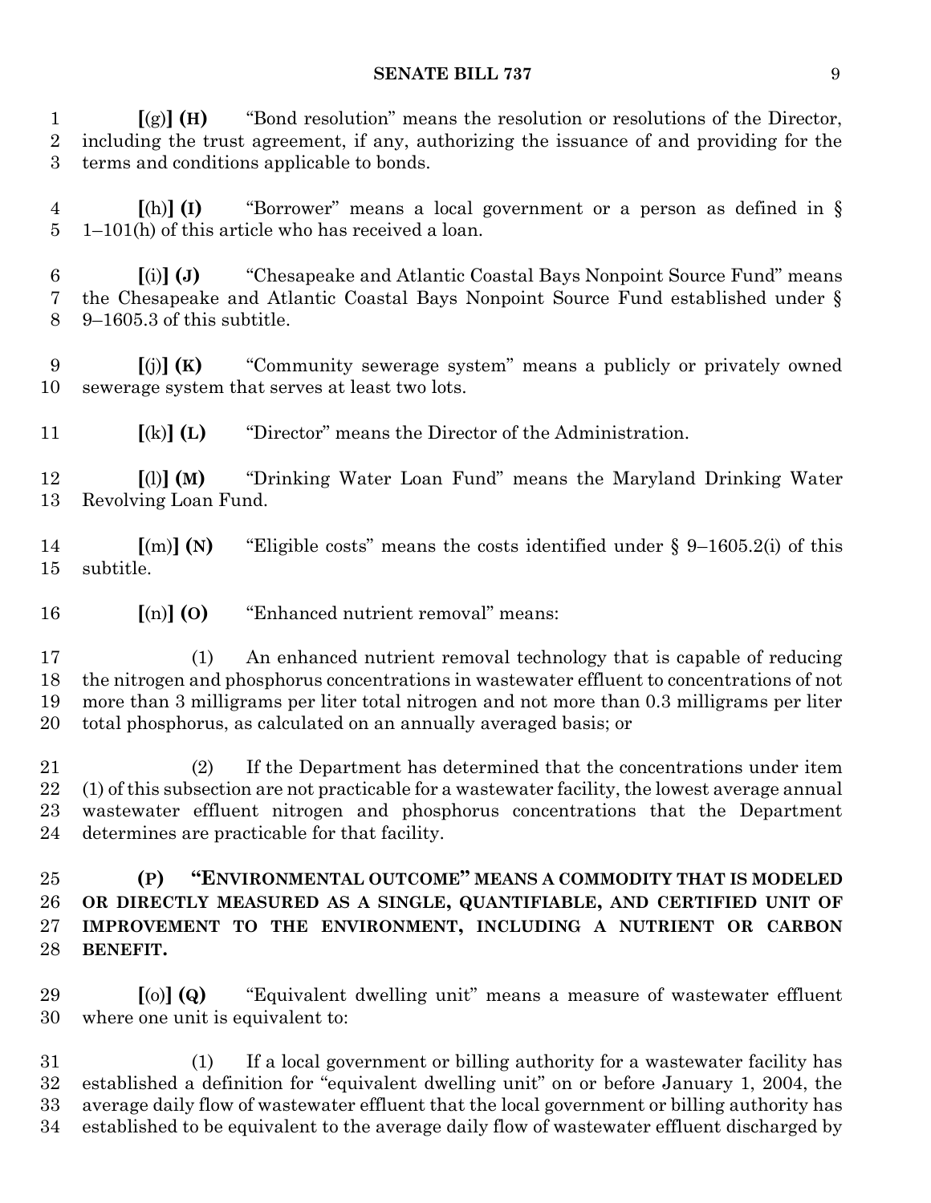**[**(g)**] (H)** "Bond resolution" means the resolution or resolutions of the Director, including the trust agreement, if any, authorizing the issuance of and providing for the terms and conditions applicable to bonds.

**[**(h)**] (I)** "Borrower" means a local government or a person as defined in § 1–101(h) of this article who has received a loan.

**[**(i)**] (J)** "Chesapeake and Atlantic Coastal Bays Nonpoint Source Fund" means the Chesapeake and Atlantic Coastal Bays Nonpoint Source Fund established under § 9–1605.3 of this subtitle.

**[**(j)**] (K)** "Community sewerage system" means a publicly or privately owned sewerage system that serves at least two lots.

**[**(k)**] (L)** "Director" means the Director of the Administration.

**[**(l)**] (M)** "Drinking Water Loan Fund" means the Maryland Drinking Water Revolving Loan Fund.

**[**(m)**] (N)** "Eligible costs" means the costs identified under § 9–1605.2(i) of this subtitle.

**[**(n)**] (O)** "Enhanced nutrient removal" means:

(1) An enhanced nutrient removal technology that is capable of reducing the nitrogen and phosphorus concentrations in wastewater effluent to concentrations of not more than 3 milligrams per liter total nitrogen and not more than 0.3 milligrams per liter total phosphorus, as calculated on an annually averaged basis; or

(2) If the Department has determined that the concentrations under item (1) of this subsection are not practicable for a wastewater facility, the lowest average annual wastewater effluent nitrogen and phosphorus concentrations that the Department determines are practicable for that facility.

**(P) "ENVIRONMENTAL OUTCOME" MEANS A COMMODITY THAT IS MODELED OR DIRECTLY MEASURED AS A SINGLE, QUANTIFIABLE, AND CERTIFIED UNIT OF IMPROVEMENT TO THE ENVIRONMENT, INCLUDING A NUTRIENT OR CARBON BENEFIT.**

**[**(o)**] (Q)** "Equivalent dwelling unit" means a measure of wastewater effluent where one unit is equivalent to:

(1) If a local government or billing authority for a wastewater facility has established a definition for "equivalent dwelling unit" on or before January 1, 2004, the average daily flow of wastewater effluent that the local government or billing authority has established to be equivalent to the average daily flow of wastewater effluent discharged by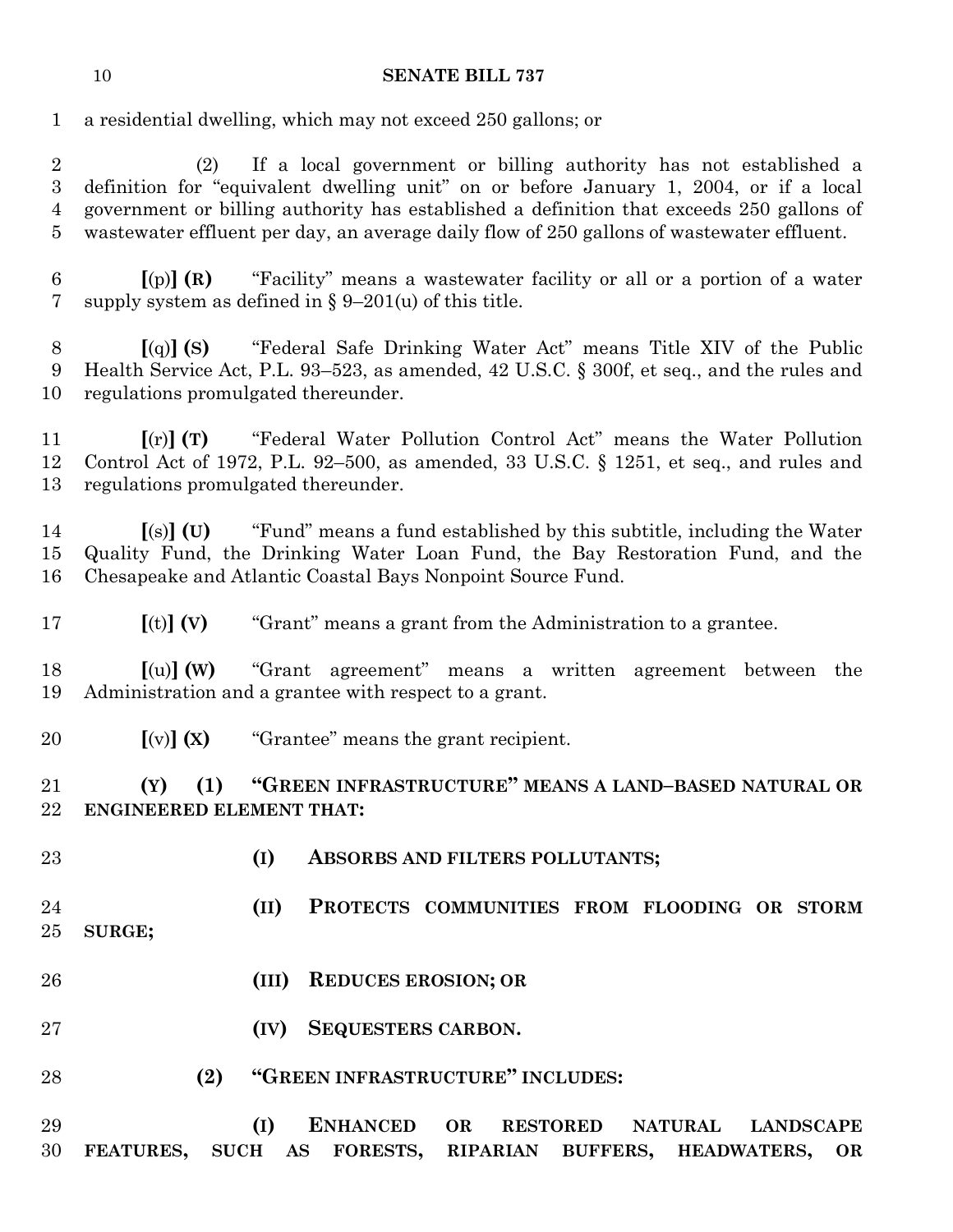a residential dwelling, which may not exceed 250 gallons; or

(2) If a local government or billing authority has not established a definition for "equivalent dwelling unit" on or before January 1, 2004, or if a local government or billing authority has established a definition that exceeds 250 gallons of wastewater effluent per day, an average daily flow of 250 gallons of wastewater effluent.

**[**(p)**] (R)** "Facility" means a wastewater facility or all or a portion of a water supply system as defined in § 9–201(u) of this title.

**[**(q)**] (S)** "Federal Safe Drinking Water Act" means Title XIV of the Public Health Service Act, P.L. 93–523, as amended, 42 U.S.C. § 300f, et seq., and the rules and regulations promulgated thereunder.

**[**(r)**] (T)** "Federal Water Pollution Control Act" means the Water Pollution Control Act of 1972, P.L. 92–500, as amended, 33 U.S.C. § 1251, et seq., and rules and regulations promulgated thereunder.

**[**(s)**] (U)** "Fund" means a fund established by this subtitle, including the Water Quality Fund, the Drinking Water Loan Fund, the Bay Restoration Fund, and the Chesapeake and Atlantic Coastal Bays Nonpoint Source Fund.

**[**(t)**] (V)** "Grant" means a grant from the Administration to a grantee.

**[**(u)**] (W)** "Grant agreement" means a written agreement between the Administration and a grantee with respect to a grant.

**[**(v)**] (X)** "Grantee" means the grant recipient.

**(Y) (1) "GREEN INFRASTRUCTURE" MEANS A LAND–BASED NATURAL OR ENGINEERED ELEMENT THAT:**

**(I) ABSORBS AND FILTERS POLLUTANTS;**

**(II) PROTECTS COMMUNITIES FROM FLOODING OR STORM SURGE;**

**(III) REDUCES EROSION; OR**

**(IV) SEQUESTERS CARBON.**

**(2) "GREEN INFRASTRUCTURE" INCLUDES:**

**(I) ENHANCED OR RESTORED NATURAL LANDSCAPE FEATURES, SUCH AS FORESTS, RIPARIAN BUFFERS, HEADWATERS, OR**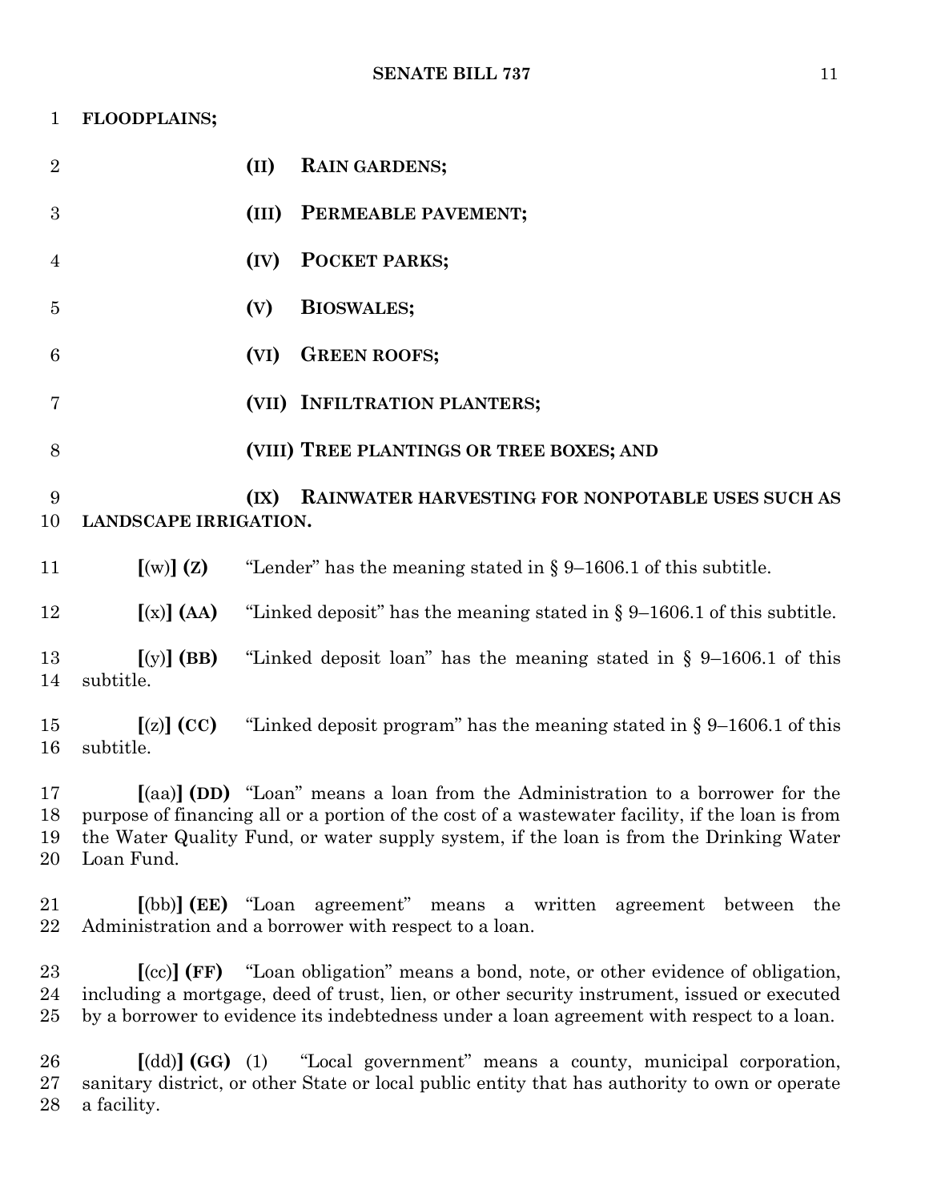**FLOODPLAINS;**

**(II) RAIN GARDENS;**

**(III) PERMEABLE PAVEMENT;**

**(IV) POCKET PARKS;**

**(V) BIOSWALES;**

**(VI) GREEN ROOFS;**

**(VII) INFILTRATION PLANTERS;**

**(VIII) TREE PLANTINGS OR TREE BOXES; AND**

**(IX) RAINWATER HARVESTING FOR NONPOTABLE USES SUCH AS LANDSCAPE IRRIGATION.**

**[**(w)**] (Z)** "Lender" has the meaning stated in § 9–1606.1 of this subtitle.

**[**(x)**] (AA)** "Linked deposit" has the meaning stated in § 9–1606.1 of this subtitle.

**[**(y)**] (BB)** "Linked deposit loan" has the meaning stated in § 9–1606.1 of this subtitle.

**[**(z)**] (CC)** "Linked deposit program" has the meaning stated in § 9–1606.1 of this subtitle.

**[**(aa)**] (DD)** "Loan" means a loan from the Administration to a borrower for the purpose of financing all or a portion of the cost of a wastewater facility, if the loan is from the Water Quality Fund, or water supply system, if the loan is from the Drinking Water Loan Fund.

**[**(bb)**] (EE)** "Loan agreement" means a written agreement between the Administration and a borrower with respect to a loan.

**[**(cc)**] (FF)** "Loan obligation" means a bond, note, or other evidence of obligation, including a mortgage, deed of trust, lien, or other security instrument, issued or executed by a borrower to evidence its indebtedness under a loan agreement with respect to a loan.

**[**(dd)**] (GG)** (1) "Local government" means a county, municipal corporation, sanitary district, or other State or local public entity that has authority to own or operate a facility.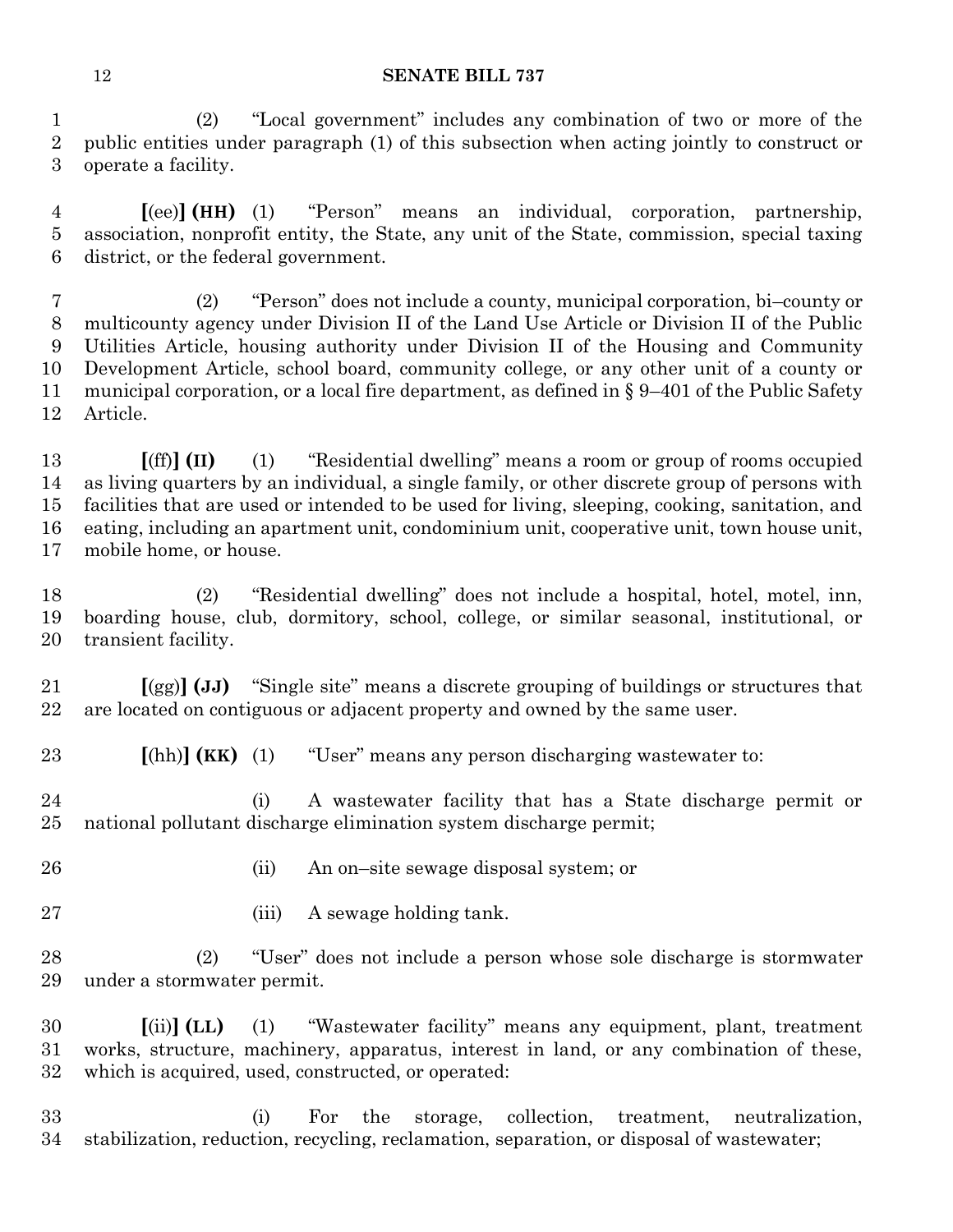(2) "Local government" includes any combination of two or more of the public entities under paragraph (1) of this subsection when acting jointly to construct or operate a facility.

**[**(ee)**]** **(HH)** (1) "Person" means an individual, corporation, partnership, association, nonprofit entity, the State, any unit of the State, commission, special taxing district, or the federal government.

(2) "Person" does not include a county, municipal corporation, bi–county or multicounty agency under Division II of the Land Use Article or Division II of the Public Utilities Article, housing authority under Division II of the Housing and Community Development Article, school board, community college, or any other unit of a county or municipal corporation, or a local fire department, as defined in § 9–401 of the Public Safety Article.

**[**(ff)**]** **(II)** (1) "Residential dwelling" means a room or group of rooms occupied as living quarters by an individual, a single family, or other discrete group of persons with facilities that are used or intended to be used for living, sleeping, cooking, sanitation, and eating, including an apartment unit, condominium unit, cooperative unit, town house unit, mobile home, or house.

(2) "Residential dwelling" does not include a hospital, hotel, motel, inn, boarding house, club, dormitory, school, college, or similar seasonal, institutional, or transient facility.

**[**(gg)**]** **(JJ)** "Single site" means a discrete grouping of buildings or structures that are located on contiguous or adjacent property and owned by the same user.

**[**(hh)**]** **(KK)** (1) "User" means any person discharging wastewater to:

(i) A wastewater facility that has a State discharge permit or national pollutant discharge elimination system discharge permit;

(ii) An on–site sewage disposal system; or

(iii) A sewage holding tank.

(2) "User" does not include a person whose sole discharge is stormwater under a stormwater permit.

**[**(ii)**]** **(LL)** (1) "Wastewater facility" means any equipment, plant, treatment works, structure, machinery, apparatus, interest in land, or any combination of these, which is acquired, used, constructed, or operated:

(i) For the storage, collection, treatment, neutralization, stabilization, reduction, recycling, reclamation, separation, or disposal of wastewater;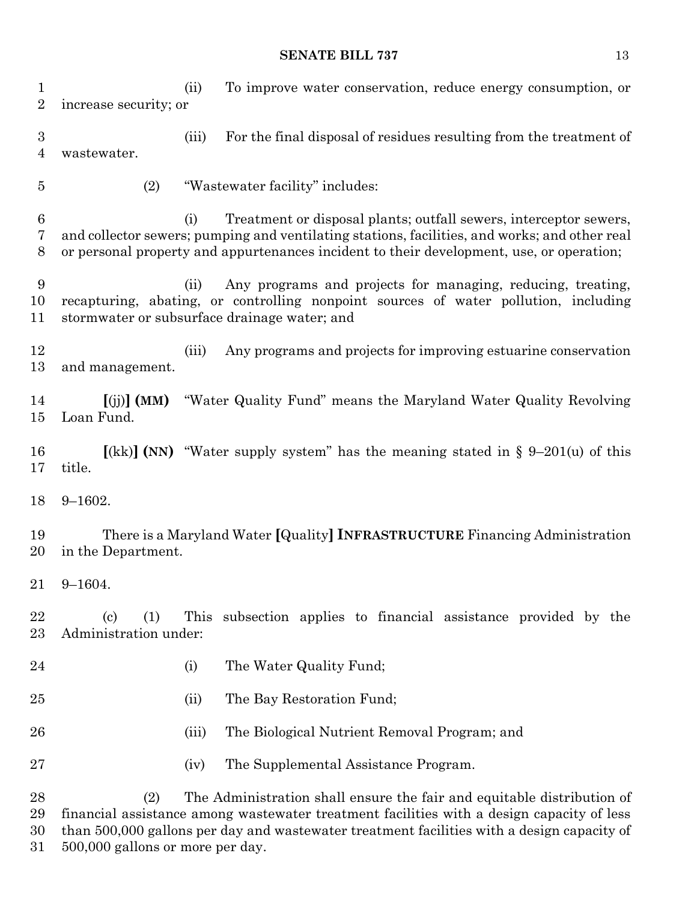(ii) To improve water conservation, reduce energy consumption, or increase security; or

(iii) For the final disposal of residues resulting from the treatment of wastewater.

(2) "Wastewater facility" includes:

(i) Treatment or disposal plants; outfall sewers, interceptor sewers, and collector sewers; pumping and ventilating stations, facilities, and works; and other real or personal property and appurtenances incident to their development, use, or operation;

(ii) Any programs and projects for managing, reducing, treating, recapturing, abating, or controlling nonpoint sources of water pollution, including stormwater or subsurface drainage water; and

(iii) Any programs and projects for improving estuarine conservation and management.

**[**(jj)**]** **(MM)** "Water Quality Fund" means the Maryland Water Quality Revolving Loan Fund.

**[**(kk)**]** **(NN)** "Water supply system" has the meaning stated in § 9–201(u) of this title.

9–1602.

There is a Maryland Water **[**Quality**]** **INFRASTRUCTURE** Financing Administration in the Department.

9–1604.

(c) (1) This subsection applies to financial assistance provided by the Administration under:

(i) The Water Quality Fund;

(ii) The Bay Restoration Fund;

(iii) The Biological Nutrient Removal Program; and

(iv) The Supplemental Assistance Program.

(2) The Administration shall ensure the fair and equitable distribution of financial assistance among wastewater treatment facilities with a design capacity of less than 500,000 gallons per day and wastewater treatment facilities with a design capacity of 500,000 gallons or more per day.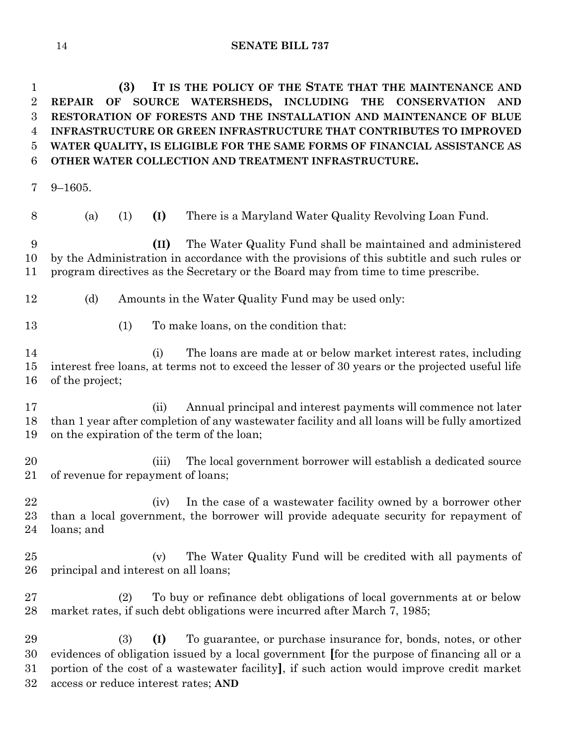**(3) IT IS THE POLICY OF THE STATE THAT THE MAINTENANCE AND REPAIR OF SOURCE WATERSHEDS, INCLUDING THE CONSERVATION AND RESTORATION OF FORESTS AND THE INSTALLATION AND MAINTENANCE OF BLUE INFRASTRUCTURE OR GREEN INFRASTRUCTURE THAT CONTRIBUTES TO IMPROVED WATER QUALITY, IS ELIGIBLE FOR THE SAME FORMS OF FINANCIAL ASSISTANCE AS OTHER WATER COLLECTION AND TREATMENT INFRASTRUCTURE.**

9–1605.

(a) (1) **(I)** There is a Maryland Water Quality Revolving Loan Fund.

**(II)** The Water Quality Fund shall be maintained and administered by the Administration in accordance with the provisions of this subtitle and such rules or program directives as the Secretary or the Board may from time to time prescribe.

(d) Amounts in the Water Quality Fund may be used only:

(1) To make loans, on the condition that:

(i) The loans are made at or below market interest rates, including interest free loans, at terms not to exceed the lesser of 30 years or the projected useful life of the project;

(ii) Annual principal and interest payments will commence not later than 1 year after completion of any wastewater facility and all loans will be fully amortized on the expiration of the term of the loan;

(iii) The local government borrower will establish a dedicated source of revenue for repayment of loans;

(iv) In the case of a wastewater facility owned by a borrower other than a local government, the borrower will provide adequate security for repayment of loans; and

(v) The Water Quality Fund will be credited with all payments of principal and interest on all loans;

(2) To buy or refinance debt obligations of local governments at or below market rates, if such debt obligations were incurred after March 7, 1985;

(3) **(I)** To guarantee, or purchase insurance for, bonds, notes, or other evidences of obligation issued by a local government [for the purpose of financing all or a portion of the cost of a wastewater facility], if such action would improve credit market access or reduce interest rates; **AND**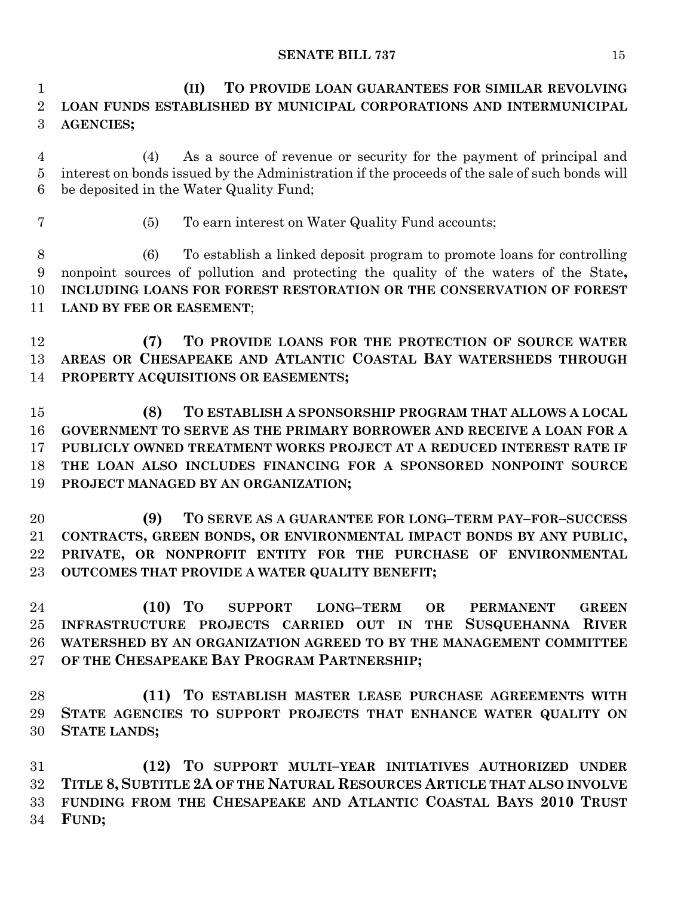**(II) TO PROVIDE LOAN GUARANTEES FOR SIMILAR REVOLVING LOAN FUNDS ESTABLISHED BY MUNICIPAL CORPORATIONS AND INTERMUNICIPAL AGENCIES;**

(4) As a source of revenue or security for the payment of principal and interest on bonds issued by the Administration if the proceeds of the sale of such bonds will be deposited in the Water Quality Fund;

(5) To earn interest on Water Quality Fund accounts;

(6) To establish a linked deposit program to promote loans for controlling nonpoint sources of pollution and protecting the quality of the waters of the State**, INCLUDING LOANS FOR FOREST RESTORATION OR THE CONSERVATION OF FOREST LAND BY FEE OR EASEMENT**;

**(7) TO PROVIDE LOANS FOR THE PROTECTION OF SOURCE WATER AREAS OR CHESAPEAKE AND ATLANTIC COASTAL BAY WATERSHEDS THROUGH PROPERTY ACQUISITIONS OR EASEMENTS;**

**(8) TO ESTABLISH A SPONSORSHIP PROGRAM THAT ALLOWS A LOCAL GOVERNMENT TO SERVE AS THE PRIMARY BORROWER AND RECEIVE A LOAN FOR A PUBLICLY OWNED TREATMENT WORKS PROJECT AT A REDUCED INTEREST RATE IF THE LOAN ALSO INCLUDES FINANCING FOR A SPONSORED NONPOINT SOURCE PROJECT MANAGED BY AN ORGANIZATION;**

**(9) TO SERVE AS A GUARANTEE FOR LONG–TERM PAY–FOR–SUCCESS CONTRACTS, GREEN BONDS, OR ENVIRONMENTAL IMPACT BONDS BY ANY PUBLIC, PRIVATE, OR NONPROFIT ENTITY FOR THE PURCHASE OF ENVIRONMENTAL OUTCOMES THAT PROVIDE A WATER QUALITY BENEFIT;**

**(10) TO SUPPORT LONG–TERM OR PERMANENT GREEN INFRASTRUCTURE PROJECTS CARRIED OUT IN THE SUSQUEHANNA RIVER WATERSHED BY AN ORGANIZATION AGREED TO BY THE MANAGEMENT COMMITTEE OF THE CHESAPEAKE BAY PROGRAM PARTNERSHIP;**

**(11) TO ESTABLISH MASTER LEASE PURCHASE AGREEMENTS WITH STATE AGENCIES TO SUPPORT PROJECTS THAT ENHANCE WATER QUALITY ON STATE LANDS;**

**(12) TO SUPPORT MULTI–YEAR INITIATIVES AUTHORIZED UNDER TITLE 8, SUBTITLE 2A OF THE NATURAL RESOURCES ARTICLE THAT ALSO INVOLVE FUNDING FROM THE CHESAPEAKE AND ATLANTIC COASTAL BAYS 2010 TRUST FUND;**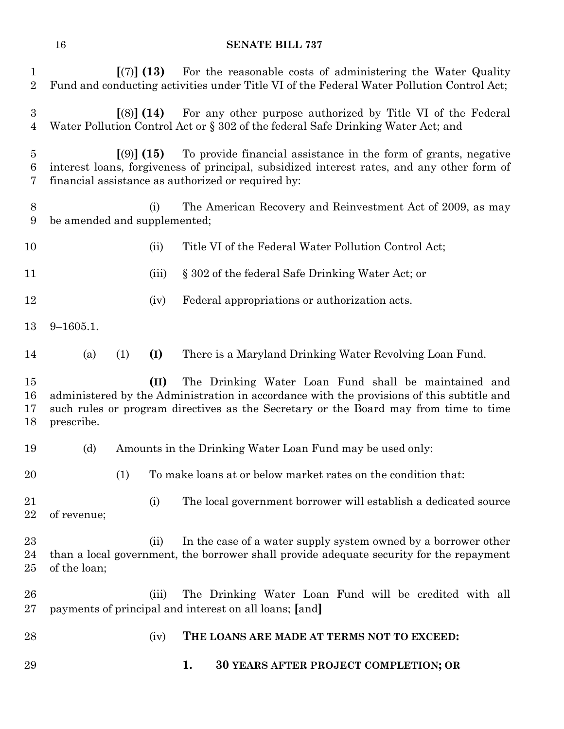[(7)] **(13)** For the reasonable costs of administering the Water Quality Fund and conducting activities under Title VI of the Federal Water Pollution Control Act;

[(8)] **(14)** For any other purpose authorized by Title VI of the Federal Water Pollution Control Act or § 302 of the federal Safe Drinking Water Act; and

[(9)] **(15)** To provide financial assistance in the form of grants, negative interest loans, forgiveness of principal, subsidized interest rates, and any other form of financial assistance as authorized or required by:

(i) The American Recovery and Reinvestment Act of 2009, as may be amended and supplemented;

(ii) Title VI of the Federal Water Pollution Control Act;

(iii) § 302 of the federal Safe Drinking Water Act; or

(iv) Federal appropriations or authorization acts.

9–1605.1.

(a) (1) **(I)** There is a Maryland Drinking Water Revolving Loan Fund.

**(II)** The Drinking Water Loan Fund shall be maintained and administered by the Administration in accordance with the provisions of this subtitle and such rules or program directives as the Secretary or the Board may from time to time prescribe.

(d) Amounts in the Drinking Water Loan Fund may be used only:

(1) To make loans at or below market rates on the condition that:

(i) The local government borrower will establish a dedicated source of revenue;

(ii) In the case of a water supply system owned by a borrower other than a local government, the borrower shall provide adequate security for the repayment of the loan;

(iii) The Drinking Water Loan Fund will be credited with all payments of principal and interest on all loans; [and]

(iv) **THE LOANS ARE MADE AT TERMS NOT TO EXCEED:**

**1. 30 YEARS AFTER PROJECT COMPLETION; OR**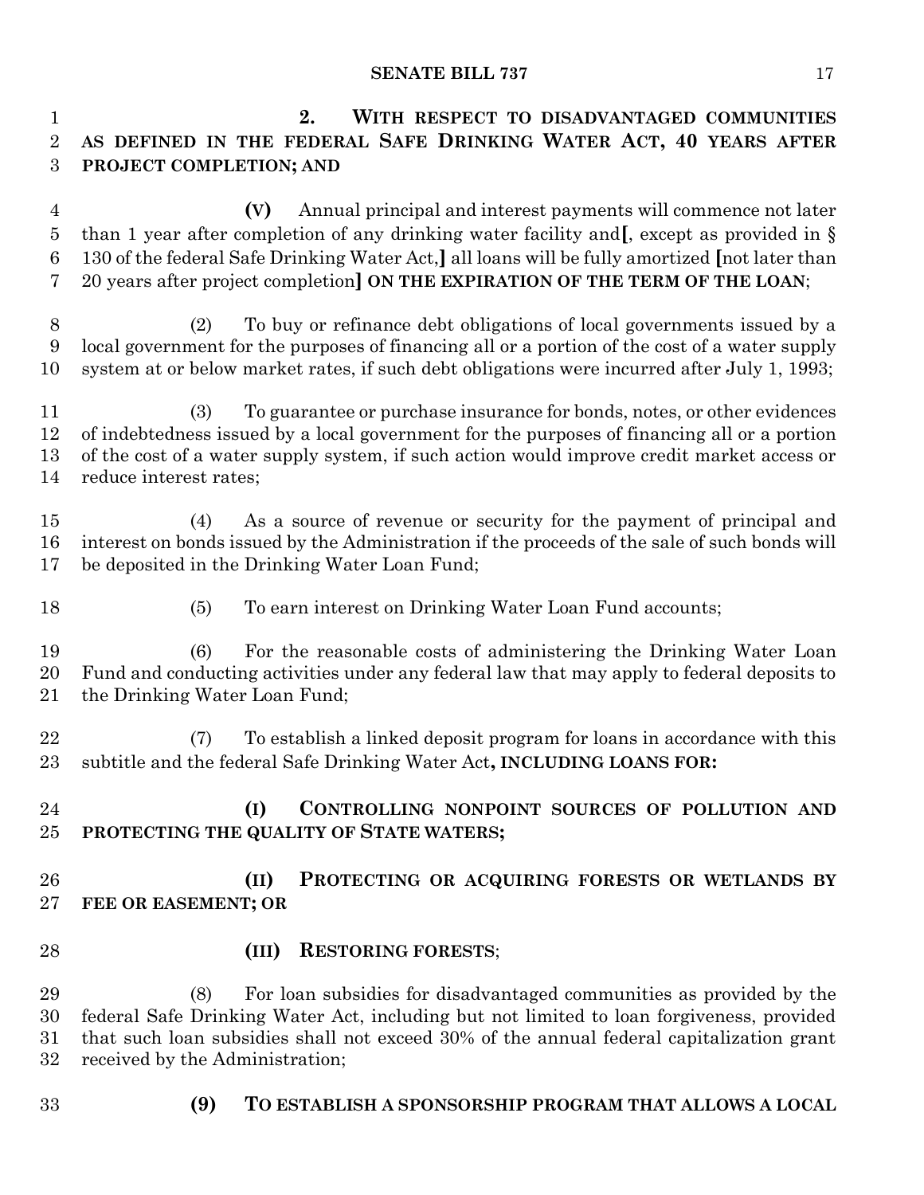**2. WITH RESPECT TO DISADVANTAGED COMMUNITIES AS DEFINED IN THE FEDERAL SAFE DRINKING WATER ACT, 40 YEARS AFTER PROJECT COMPLETION; AND**

**(V)** Annual principal and interest payments will commence not later than 1 year after completion of any drinking water facility and**[**, except as provided in § 130 of the federal Safe Drinking Water Act,**]** all loans will be fully amortized **[**not later than 20 years after project completion**]** **ON THE EXPIRATION OF THE TERM OF THE LOAN**;

(2) To buy or refinance debt obligations of local governments issued by a local government for the purposes of financing all or a portion of the cost of a water supply system at or below market rates, if such debt obligations were incurred after July 1, 1993;

(3) To guarantee or purchase insurance for bonds, notes, or other evidences of indebtedness issued by a local government for the purposes of financing all or a portion of the cost of a water supply system, if such action would improve credit market access or reduce interest rates;

(4) As a source of revenue or security for the payment of principal and interest on bonds issued by the Administration if the proceeds of the sale of such bonds will be deposited in the Drinking Water Loan Fund;

(5) To earn interest on Drinking Water Loan Fund accounts;

(6) For the reasonable costs of administering the Drinking Water Loan Fund and conducting activities under any federal law that may apply to federal deposits to the Drinking Water Loan Fund;

(7) To establish a linked deposit program for loans in accordance with this subtitle and the federal Safe Drinking Water Act**, INCLUDING LOANS FOR:**

**(I) CONTROLLING NONPOINT SOURCES OF POLLUTION AND PROTECTING THE QUALITY OF STATE WATERS;**

**(II) PROTECTING OR ACQUIRING FORESTS OR WETLANDS BY FEE OR EASEMENT; OR**

**(III) RESTORING FORESTS**;

(8) For loan subsidies for disadvantaged communities as provided by the federal Safe Drinking Water Act, including but not limited to loan forgiveness, provided that such loan subsidies shall not exceed 30% of the annual federal capitalization grant received by the Administration;

**(9) TO ESTABLISH A SPONSORSHIP PROGRAM THAT ALLOWS A LOCAL**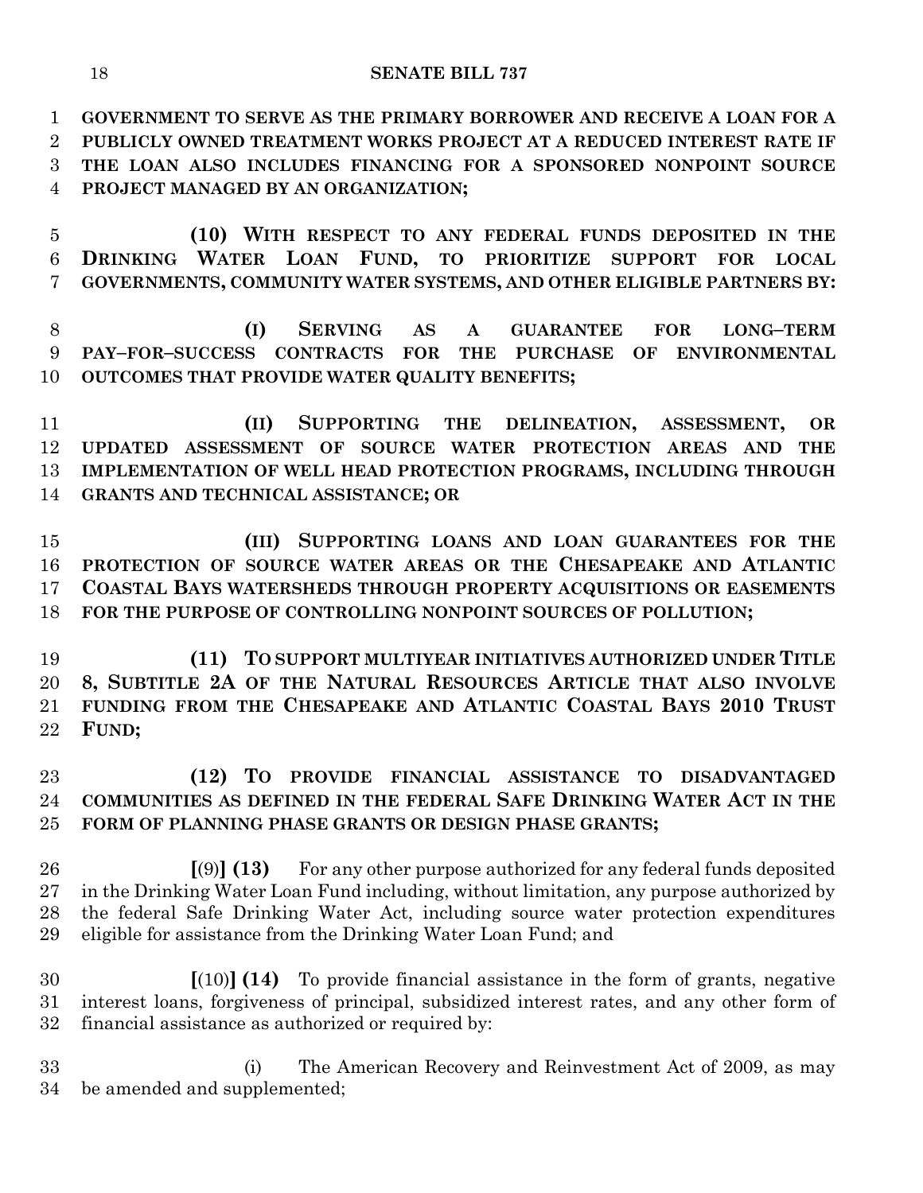**GOVERNMENT TO SERVE AS THE PRIMARY BORROWER AND RECEIVE A LOAN FOR A PUBLICLY OWNED TREATMENT WORKS PROJECT AT A REDUCED INTEREST RATE IF THE LOAN ALSO INCLUDES FINANCING FOR A SPONSORED NONPOINT SOURCE PROJECT MANAGED BY AN ORGANIZATION;**

**(10) WITH RESPECT TO ANY FEDERAL FUNDS DEPOSITED IN THE DRINKING WATER LOAN FUND, TO PRIORITIZE SUPPORT FOR LOCAL GOVERNMENTS, COMMUNITY WATER SYSTEMS, AND OTHER ELIGIBLE PARTNERS BY:**

**(I) SERVING AS A GUARANTEE FOR LONG–TERM PAY–FOR–SUCCESS CONTRACTS FOR THE PURCHASE OF ENVIRONMENTAL OUTCOMES THAT PROVIDE WATER QUALITY BENEFITS;**

**(II) SUPPORTING THE DELINEATION, ASSESSMENT, OR UPDATED ASSESSMENT OF SOURCE WATER PROTECTION AREAS AND THE IMPLEMENTATION OF WELL HEAD PROTECTION PROGRAMS, INCLUDING THROUGH GRANTS AND TECHNICAL ASSISTANCE; OR**

**(III) SUPPORTING LOANS AND LOAN GUARANTEES FOR THE PROTECTION OF SOURCE WATER AREAS OR THE CHESAPEAKE AND ATLANTIC COASTAL BAYS WATERSHEDS THROUGH PROPERTY ACQUISITIONS OR EASEMENTS FOR THE PURPOSE OF CONTROLLING NONPOINT SOURCES OF POLLUTION;**

**(11) TO SUPPORT MULTIYEAR INITIATIVES AUTHORIZED UNDER TITLE 8, SUBTITLE 2A OF THE NATURAL RESOURCES ARTICLE THAT ALSO INVOLVE FUNDING FROM THE CHESAPEAKE AND ATLANTIC COASTAL BAYS 2010 TRUST FUND;**

**(12) TO PROVIDE FINANCIAL ASSISTANCE TO DISADVANTAGED COMMUNITIES AS DEFINED IN THE FEDERAL SAFE DRINKING WATER ACT IN THE FORM OF PLANNING PHASE GRANTS OR DESIGN PHASE GRANTS;**

**[**(9)**] (13)** For any other purpose authorized for any federal funds deposited in the Drinking Water Loan Fund including, without limitation, any purpose authorized by the federal Safe Drinking Water Act, including source water protection expenditures eligible for assistance from the Drinking Water Loan Fund; and

**[**(10)**] (14)** To provide financial assistance in the form of grants, negative interest loans, forgiveness of principal, subsidized interest rates, and any other form of financial assistance as authorized or required by:

(i) The American Recovery and Reinvestment Act of 2009, as may be amended and supplemented;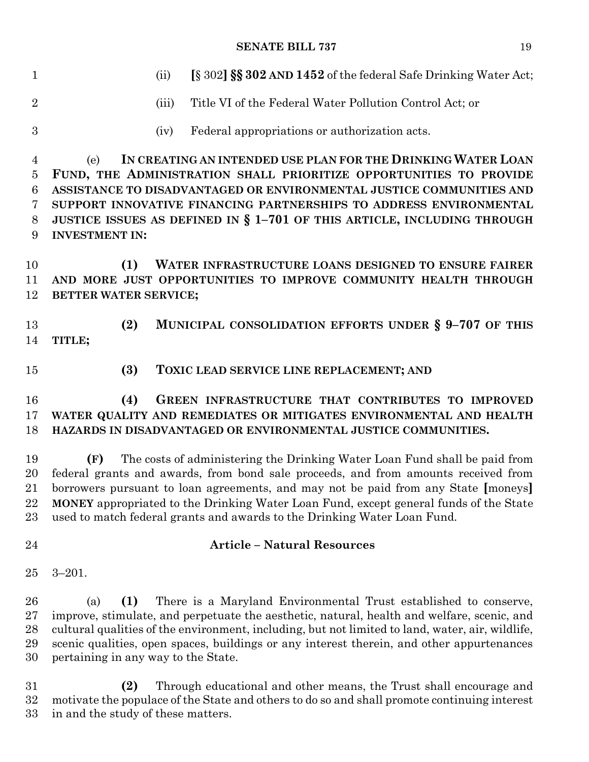(ii) **[**§ 302**] §§ 302 AND 1452** of the federal Safe Drinking Water Act;

(iii) Title VI of the Federal Water Pollution Control Act; or

(iv) Federal appropriations or authorization acts.

(e) **IN CREATING AN INTENDED USE PLAN FOR THE DRINKING WATER LOAN FUND, THE ADMINISTRATION SHALL PRIORITIZE OPPORTUNITIES TO PROVIDE ASSISTANCE TO DISADVANTAGED OR ENVIRONMENTAL JUSTICE COMMUNITIES AND SUPPORT INNOVATIVE FINANCING PARTNERSHIPS TO ADDRESS ENVIRONMENTAL JUSTICE ISSUES AS DEFINED IN § 1–701 OF THIS ARTICLE, INCLUDING THROUGH INVESTMENT IN:**

**(1) WATER INFRASTRUCTURE LOANS DESIGNED TO ENSURE FAIRER AND MORE JUST OPPORTUNITIES TO IMPROVE COMMUNITY HEALTH THROUGH BETTER WATER SERVICE;**

**(2) MUNICIPAL CONSOLIDATION EFFORTS UNDER § 9–707 OF THIS TITLE;**

**(3) TOXIC LEAD SERVICE LINE REPLACEMENT; AND**

**(4) GREEN INFRASTRUCTURE THAT CONTRIBUTES TO IMPROVED WATER QUALITY AND REMEDIATES OR MITIGATES ENVIRONMENTAL AND HEALTH HAZARDS IN DISADVANTAGED OR ENVIRONMENTAL JUSTICE COMMUNITIES.**

**(F)** The costs of administering the Drinking Water Loan Fund shall be paid from federal grants and awards, from bond sale proceeds, and from amounts received from borrowers pursuant to loan agreements, and may not be paid from any State **[**moneys**] MONEY** appropriated to the Drinking Water Loan Fund, except general funds of the State used to match federal grants and awards to the Drinking Water Loan Fund.

## Article – Natural Resources

3–201.

(a) **(1)** There is a Maryland Environmental Trust established to conserve, improve, stimulate, and perpetuate the aesthetic, natural, health and welfare, scenic, and cultural qualities of the environment, including, but not limited to land, water, air, wildlife, scenic qualities, open spaces, buildings or any interest therein, and other appurtenances pertaining in any way to the State.

**(2)** Through educational and other means, the Trust shall encourage and motivate the populace of the State and others to do so and shall promote continuing interest in and the study of these matters.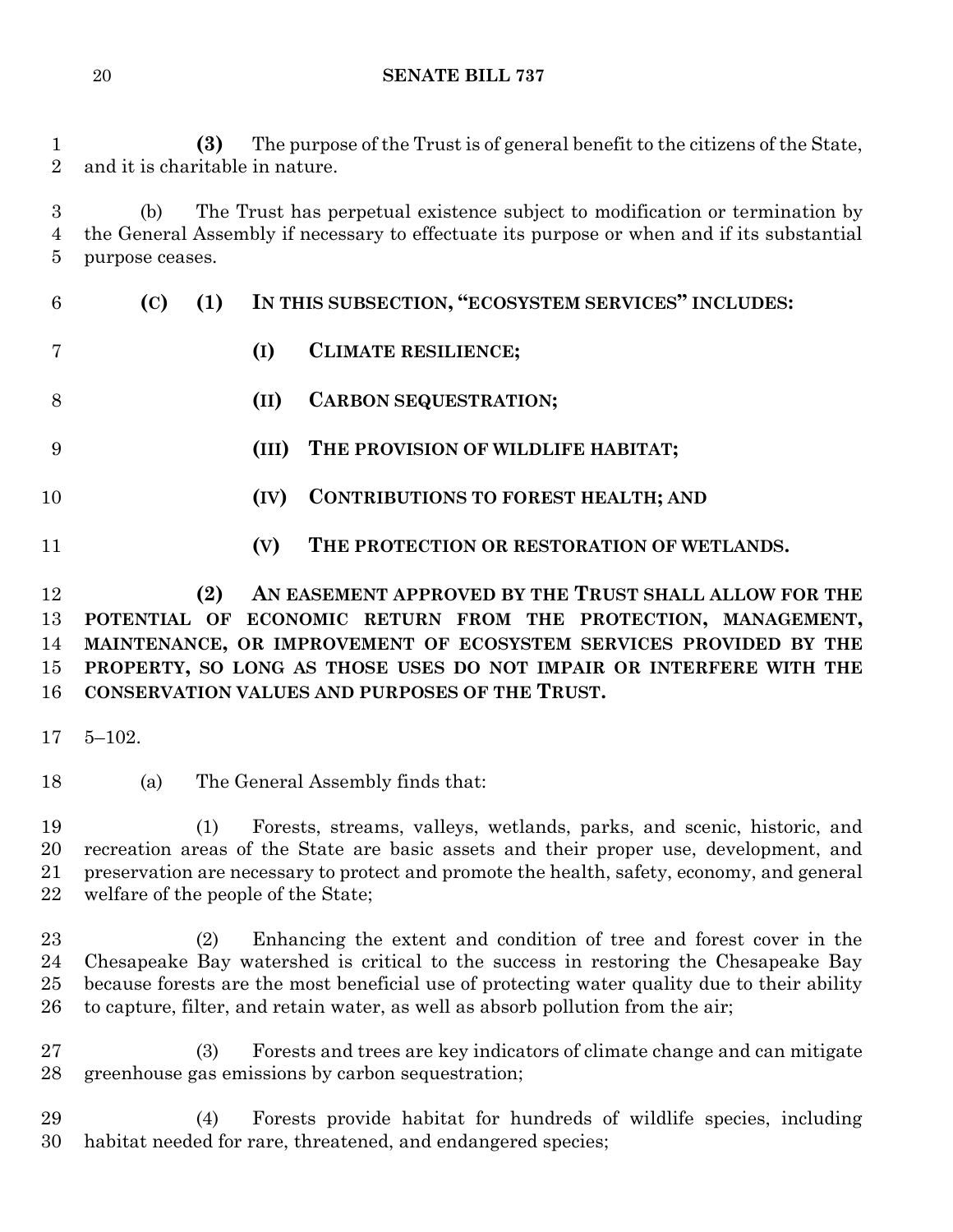**(3)** The purpose of the Trust is of general benefit to the citizens of the State, and it is charitable in nature.

(b) The Trust has perpetual existence subject to modification or termination by the General Assembly if necessary to effectuate its purpose or when and if its substantial purpose ceases.

**(C) (1) IN THIS SUBSECTION, "ECOSYSTEM SERVICES" INCLUDES:**

**(I) CLIMATE RESILIENCE;**

**(II) CARBON SEQUESTRATION;**

**(III) THE PROVISION OF WILDLIFE HABITAT;**

**(IV) CONTRIBUTIONS TO FOREST HEALTH; AND**

**(V) THE PROTECTION OR RESTORATION OF WETLANDS.**

**(2) AN EASEMENT APPROVED BY THE TRUST SHALL ALLOW FOR THE POTENTIAL OF ECONOMIC RETURN FROM THE PROTECTION, MANAGEMENT, MAINTENANCE, OR IMPROVEMENT OF ECOSYSTEM SERVICES PROVIDED BY THE PROPERTY, SO LONG AS THOSE USES DO NOT IMPAIR OR INTERFERE WITH THE CONSERVATION VALUES AND PURPOSES OF THE TRUST.**

5–102.

(a) The General Assembly finds that:

(1) Forests, streams, valleys, wetlands, parks, and scenic, historic, and recreation areas of the State are basic assets and their proper use, development, and preservation are necessary to protect and promote the health, safety, economy, and general welfare of the people of the State;

(2) Enhancing the extent and condition of tree and forest cover in the Chesapeake Bay watershed is critical to the success in restoring the Chesapeake Bay because forests are the most beneficial use of protecting water quality due to their ability to capture, filter, and retain water, as well as absorb pollution from the air;

(3) Forests and trees are key indicators of climate change and can mitigate greenhouse gas emissions by carbon sequestration;

(4) Forests provide habitat for hundreds of wildlife species, including habitat needed for rare, threatened, and endangered species;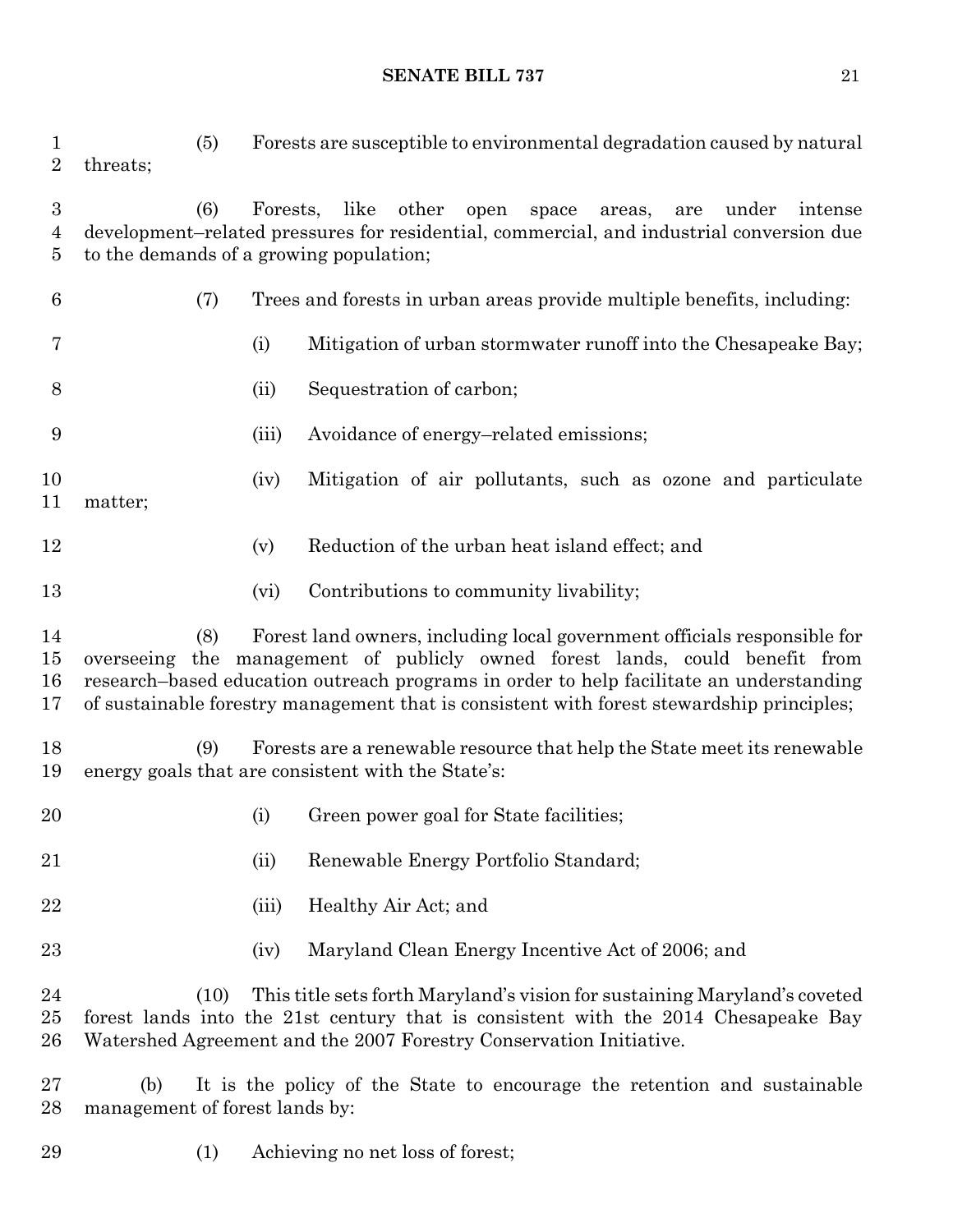(5) Forests are susceptible to environmental degradation caused by natural threats;

(6) Forests, like other open space areas, are under intense development–related pressures for residential, commercial, and industrial conversion due to the demands of a growing population;

(7) Trees and forests in urban areas provide multiple benefits, including:

(i) Mitigation of urban stormwater runoff into the Chesapeake Bay;

(ii) Sequestration of carbon;

(iii) Avoidance of energy–related emissions;

(iv) Mitigation of air pollutants, such as ozone and particulate matter;

(v) Reduction of the urban heat island effect; and

(vi) Contributions to community livability;

(8) Forest land owners, including local government officials responsible for overseeing the management of publicly owned forest lands, could benefit from research–based education outreach programs in order to help facilitate an understanding of sustainable forestry management that is consistent with forest stewardship principles;

(9) Forests are a renewable resource that help the State meet its renewable energy goals that are consistent with the State's:

(i) Green power goal for State facilities;

(ii) Renewable Energy Portfolio Standard;

(iii) Healthy Air Act; and

(iv) Maryland Clean Energy Incentive Act of 2006; and

(10) This title sets forth Maryland's vision for sustaining Maryland's coveted forest lands into the 21st century that is consistent with the 2014 Chesapeake Bay Watershed Agreement and the 2007 Forestry Conservation Initiative.

(b) It is the policy of the State to encourage the retention and sustainable management of forest lands by:

(1) Achieving no net loss of forest;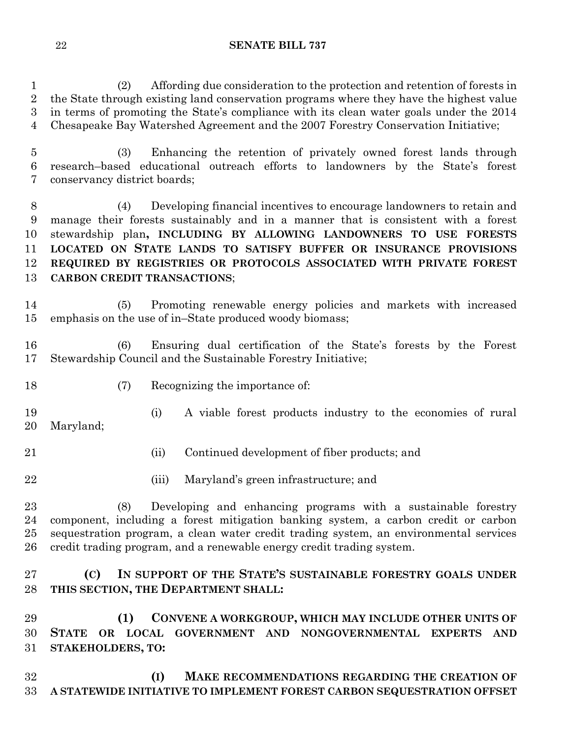(2) Affording due consideration to the protection and retention of forests in the State through existing land conservation programs where they have the highest value in terms of promoting the State's compliance with its clean water goals under the 2014 Chesapeake Bay Watershed Agreement and the 2007 Forestry Conservation Initiative;

(3) Enhancing the retention of privately owned forest lands through research–based educational outreach efforts to landowners by the State's forest conservancy district boards;

(4) Developing financial incentives to encourage landowners to retain and manage their forests sustainably and in a manner that is consistent with a forest stewardship plan**, INCLUDING BY ALLOWING LANDOWNERS TO USE FORESTS LOCATED ON STATE LANDS TO SATISFY BUFFER OR INSURANCE PROVISIONS REQUIRED BY REGISTRIES OR PROTOCOLS ASSOCIATED WITH PRIVATE FOREST CARBON CREDIT TRANSACTIONS**;

(5) Promoting renewable energy policies and markets with increased emphasis on the use of in–State produced woody biomass;

(6) Ensuring dual certification of the State's forests by the Forest Stewardship Council and the Sustainable Forestry Initiative;

(7) Recognizing the importance of:

(i) A viable forest products industry to the economies of rural Maryland;

(ii) Continued development of fiber products; and

(iii) Maryland's green infrastructure; and

(8) Developing and enhancing programs with a sustainable forestry component, including a forest mitigation banking system, a carbon credit or carbon sequestration program, a clean water credit trading system, an environmental services credit trading program, and a renewable energy credit trading system.

**(C) IN SUPPORT OF THE STATE'S SUSTAINABLE FORESTRY GOALS UNDER THIS SECTION, THE DEPARTMENT SHALL:**

**(1) CONVENE A WORKGROUP, WHICH MAY INCLUDE OTHER UNITS OF STATE OR LOCAL GOVERNMENT AND NONGOVERNMENTAL EXPERTS AND STAKEHOLDERS, TO:**

**(I) MAKE RECOMMENDATIONS REGARDING THE CREATION OF A STATEWIDE INITIATIVE TO IMPLEMENT FOREST CARBON SEQUESTRATION OFFSET**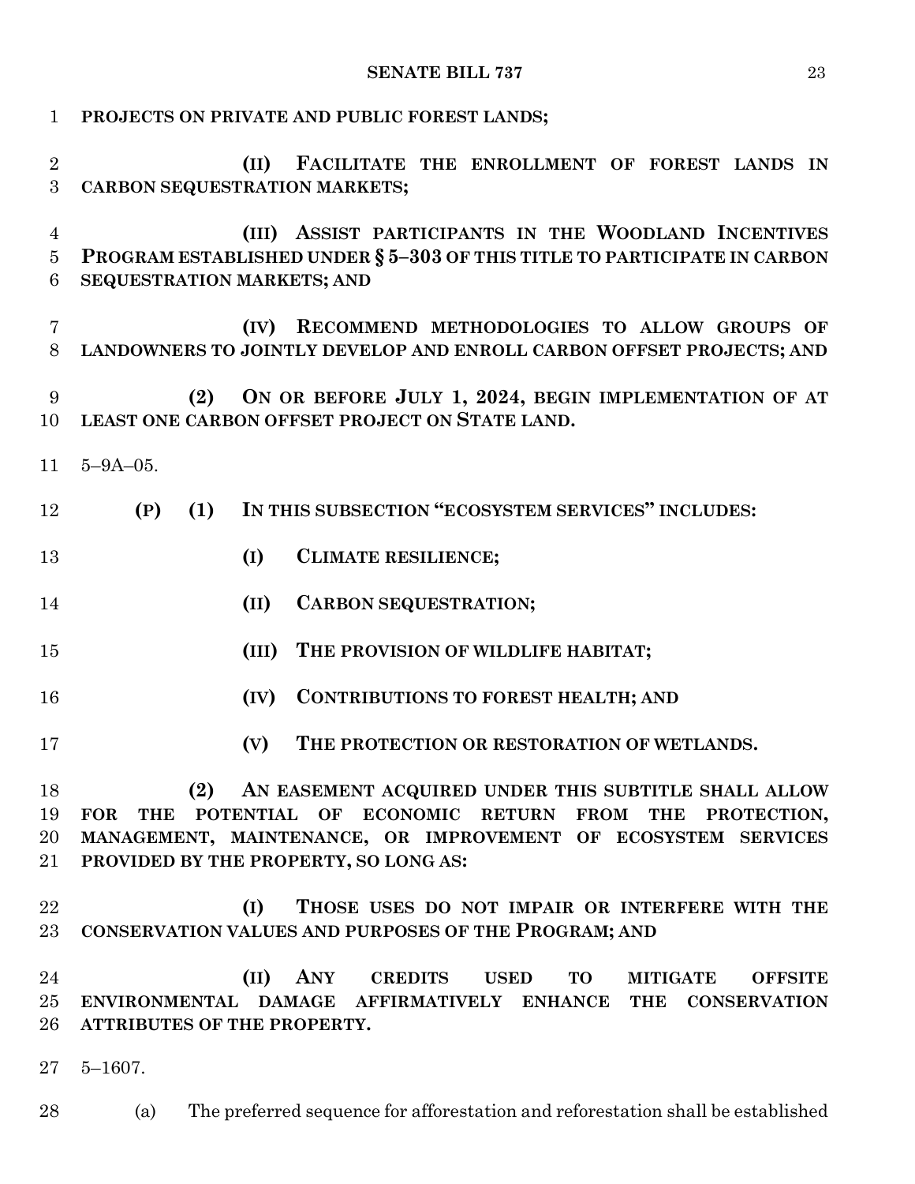**PROJECTS ON PRIVATE AND PUBLIC FOREST LANDS;**

**(II) FACILITATE THE ENROLLMENT OF FOREST LANDS IN CARBON SEQUESTRATION MARKETS;**

**(III) ASSIST PARTICIPANTS IN THE WOODLAND INCENTIVES PROGRAM ESTABLISHED UNDER § 5–303 OF THIS TITLE TO PARTICIPATE IN CARBON SEQUESTRATION MARKETS; AND**

**(IV) RECOMMEND METHODOLOGIES TO ALLOW GROUPS OF LANDOWNERS TO JOINTLY DEVELOP AND ENROLL CARBON OFFSET PROJECTS; AND**

**(2) ON OR BEFORE JULY 1, 2024, BEGIN IMPLEMENTATION OF AT LEAST ONE CARBON OFFSET PROJECT ON STATE LAND.**

5–9A–05.

**(P) (1) IN THIS SUBSECTION "ECOSYSTEM SERVICES" INCLUDES:**

**(I) CLIMATE RESILIENCE;**

**(II) CARBON SEQUESTRATION;**

**(III) THE PROVISION OF WILDLIFE HABITAT;**

**(IV) CONTRIBUTIONS TO FOREST HEALTH; AND**

**(V) THE PROTECTION OR RESTORATION OF WETLANDS.**

**(2) AN EASEMENT ACQUIRED UNDER THIS SUBTITLE SHALL ALLOW FOR THE POTENTIAL OF ECONOMIC RETURN FROM THE PROTECTION, MANAGEMENT, MAINTENANCE, OR IMPROVEMENT OF ECOSYSTEM SERVICES PROVIDED BY THE PROPERTY, SO LONG AS:**

**(I) THOSE USES DO NOT IMPAIR OR INTERFERE WITH THE CONSERVATION VALUES AND PURPOSES OF THE PROGRAM; AND**

**(II) ANY CREDITS USED TO MITIGATE OFFSITE ENVIRONMENTAL DAMAGE AFFIRMATIVELY ENHANCE THE CONSERVATION ATTRIBUTES OF THE PROPERTY.**

5–1607.

(a) The preferred sequence for afforestation and reforestation shall be established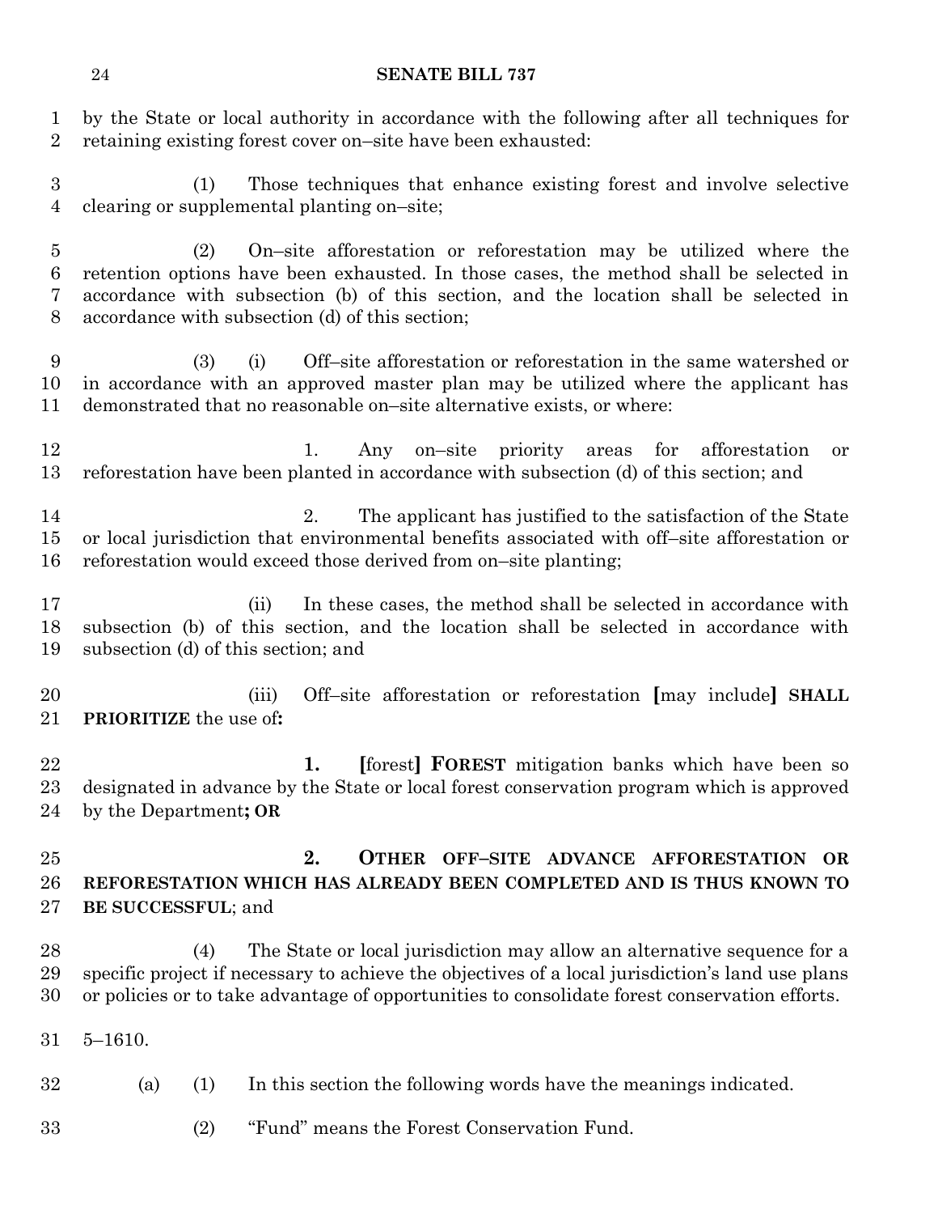by the State or local authority in accordance with the following after all techniques for retaining existing forest cover on–site have been exhausted:

(1) Those techniques that enhance existing forest and involve selective clearing or supplemental planting on–site;

(2) On–site afforestation or reforestation may be utilized where the retention options have been exhausted. In those cases, the method shall be selected in accordance with subsection (b) of this section, and the location shall be selected in accordance with subsection (d) of this section;

(3) (i) Off–site afforestation or reforestation in the same watershed or in accordance with an approved master plan may be utilized where the applicant has demonstrated that no reasonable on–site alternative exists, or where:

1. Any on–site priority areas for afforestation or reforestation have been planted in accordance with subsection (d) of this section; and

2. The applicant has justified to the satisfaction of the State or local jurisdiction that environmental benefits associated with off–site afforestation or reforestation would exceed those derived from on–site planting;

(ii) In these cases, the method shall be selected in accordance with subsection (b) of this section, and the location shall be selected in accordance with subsection (d) of this section; and

(iii) Off–site afforestation or reforestation **[**may include**]** **SHALL PRIORITIZE** the use of**:**

**1.** **[**forest**]** **FOREST** mitigation banks which have been so designated in advance by the State or local forest conservation program which is approved by the Department**; OR**

**2. OTHER OFF–SITE ADVANCE AFFORESTATION OR REFORESTATION WHICH HAS ALREADY BEEN COMPLETED AND IS THUS KNOWN TO BE SUCCESSFUL**; and

(4) The State or local jurisdiction may allow an alternative sequence for a specific project if necessary to achieve the objectives of a local jurisdiction's land use plans or policies or to take advantage of opportunities to consolidate forest conservation efforts.

5–1610.

(a) (1) In this section the following words have the meanings indicated.

(2) "Fund" means the Forest Conservation Fund.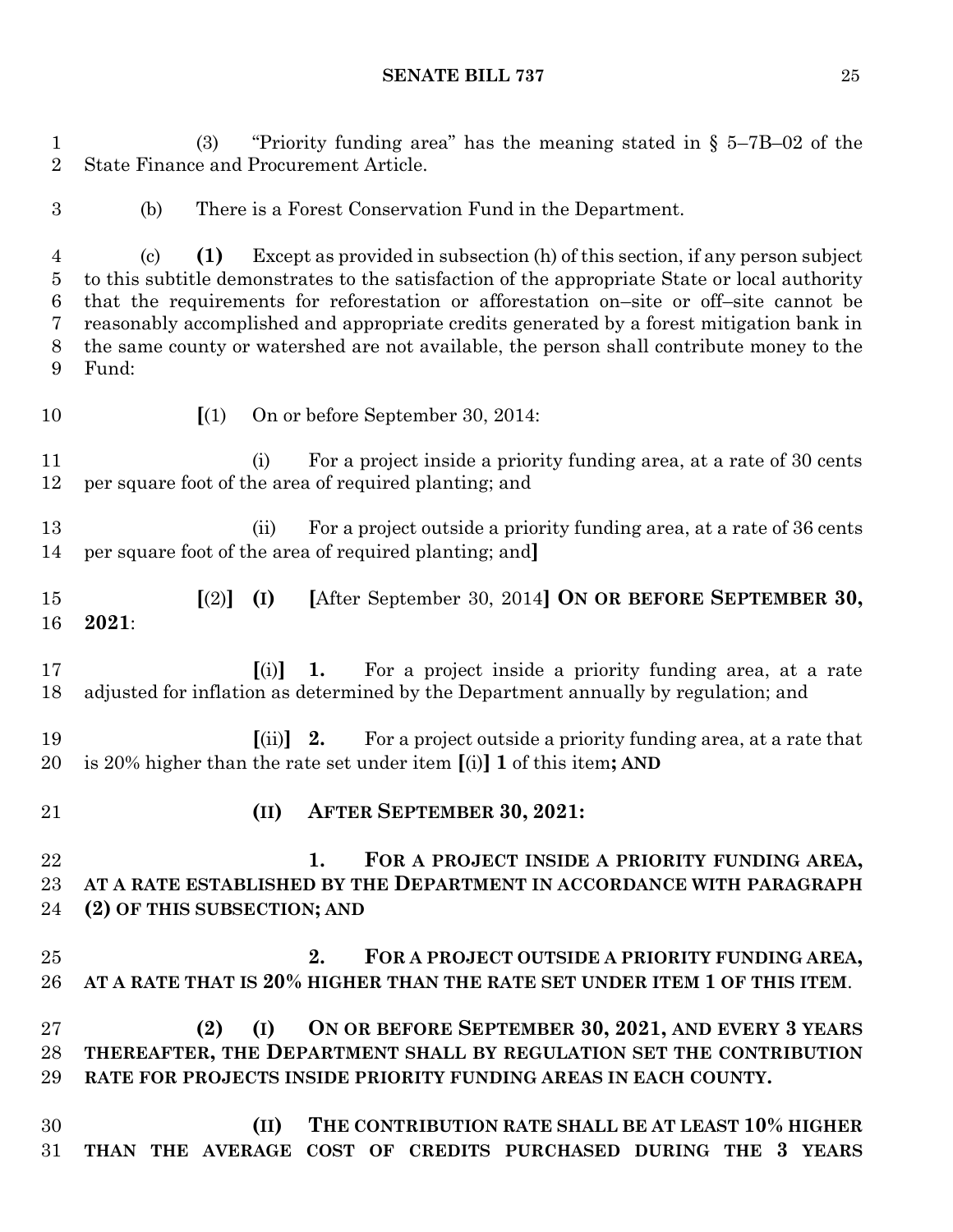(3) "Priority funding area" has the meaning stated in § 5–7B–02 of the State Finance and Procurement Article.

(b) There is a Forest Conservation Fund in the Department.

(c) **(1)** Except as provided in subsection (h) of this section, if any person subject to this subtitle demonstrates to the satisfaction of the appropriate State or local authority that the requirements for reforestation or afforestation on–site or off–site cannot be reasonably accomplished and appropriate credits generated by a forest mitigation bank in the same county or watershed are not available, the person shall contribute money to the Fund:

**[**(1) On or before September 30, 2014:

(i) For a project inside a priority funding area, at a rate of 30 cents per square foot of the area of required planting; and

(ii) For a project outside a priority funding area, at a rate of 36 cents per square foot of the area of required planting; and**]**

**[**(2)**]** **(I)** **[**After September 30, 2014**]** **ON OR BEFORE SEPTEMBER 30, 2021**:

**[**(i)**]** **1.** For a project inside a priority funding area, at a rate adjusted for inflation as determined by the Department annually by regulation; and

**[**(ii)**]** **2.** For a project outside a priority funding area, at a rate that is 20% higher than the rate set under item **[**(i)**]** **1** of this item**; AND**

**(II) AFTER SEPTEMBER 30, 2021:**

**1. FOR A PROJECT INSIDE A PRIORITY FUNDING AREA, AT A RATE ESTABLISHED BY THE DEPARTMENT IN ACCORDANCE WITH PARAGRAPH (2) OF THIS SUBSECTION; AND**

**2. FOR A PROJECT OUTSIDE A PRIORITY FUNDING AREA, AT A RATE THAT IS 20% HIGHER THAN THE RATE SET UNDER ITEM 1 OF THIS ITEM**.

**(2) (I) ON OR BEFORE SEPTEMBER 30, 2021, AND EVERY 3 YEARS THEREAFTER, THE DEPARTMENT SHALL BY REGULATION SET THE CONTRIBUTION RATE FOR PROJECTS INSIDE PRIORITY FUNDING AREAS IN EACH COUNTY.**

**(II) THE CONTRIBUTION RATE SHALL BE AT LEAST 10% HIGHER THAN THE AVERAGE COST OF CREDITS PURCHASED DURING THE 3 YEARS**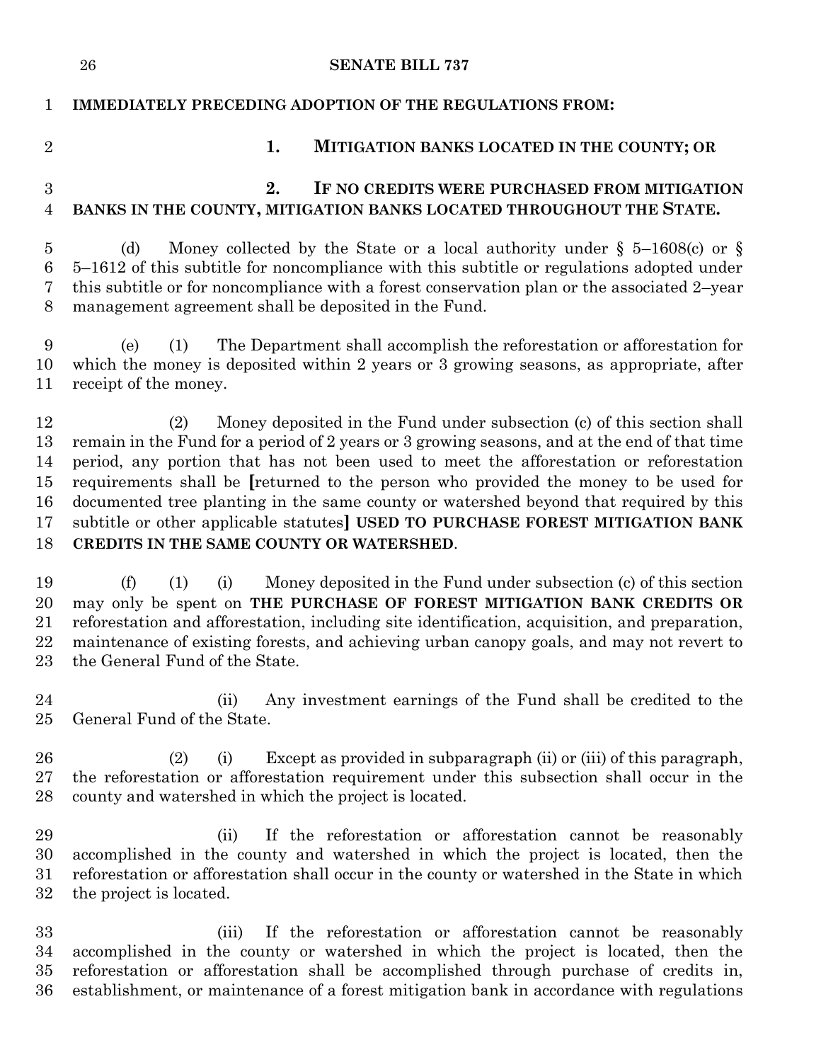**IMMEDIATELY PRECEDING ADOPTION OF THE REGULATIONS FROM:**

**1. MITIGATION BANKS LOCATED IN THE COUNTY; OR**

**2. IF NO CREDITS WERE PURCHASED FROM MITIGATION BANKS IN THE COUNTY, MITIGATION BANKS LOCATED THROUGHOUT THE STATE.**

(d) Money collected by the State or a local authority under § 5–1608(c) or § 5–1612 of this subtitle for noncompliance with this subtitle or regulations adopted under this subtitle or for noncompliance with a forest conservation plan or the associated 2–year management agreement shall be deposited in the Fund.

(e) (1) The Department shall accomplish the reforestation or afforestation for which the money is deposited within 2 years or 3 growing seasons, as appropriate, after receipt of the money.

(2) Money deposited in the Fund under subsection (c) of this section shall remain in the Fund for a period of 2 years or 3 growing seasons, and at the end of that time period, any portion that has not been used to meet the afforestation or reforestation requirements shall be **[**returned to the person who provided the money to be used for documented tree planting in the same county or watershed beyond that required by this subtitle or other applicable statutes**]** **USED TO PURCHASE FOREST MITIGATION BANK CREDITS IN THE SAME COUNTY OR WATERSHED**.

(f) (1) (i) Money deposited in the Fund under subsection (c) of this section may only be spent on **THE PURCHASE OF FOREST MITIGATION BANK CREDITS OR** reforestation and afforestation, including site identification, acquisition, and preparation, maintenance of existing forests, and achieving urban canopy goals, and may not revert to the General Fund of the State.

(ii) Any investment earnings of the Fund shall be credited to the General Fund of the State.

(2) (i) Except as provided in subparagraph (ii) or (iii) of this paragraph, the reforestation or afforestation requirement under this subsection shall occur in the county and watershed in which the project is located.

(ii) If the reforestation or afforestation cannot be reasonably accomplished in the county and watershed in which the project is located, then the reforestation or afforestation shall occur in the county or watershed in the State in which the project is located.

(iii) If the reforestation or afforestation cannot be reasonably accomplished in the county or watershed in which the project is located, then the reforestation or afforestation shall be accomplished through purchase of credits in, establishment, or maintenance of a forest mitigation bank in accordance with regulations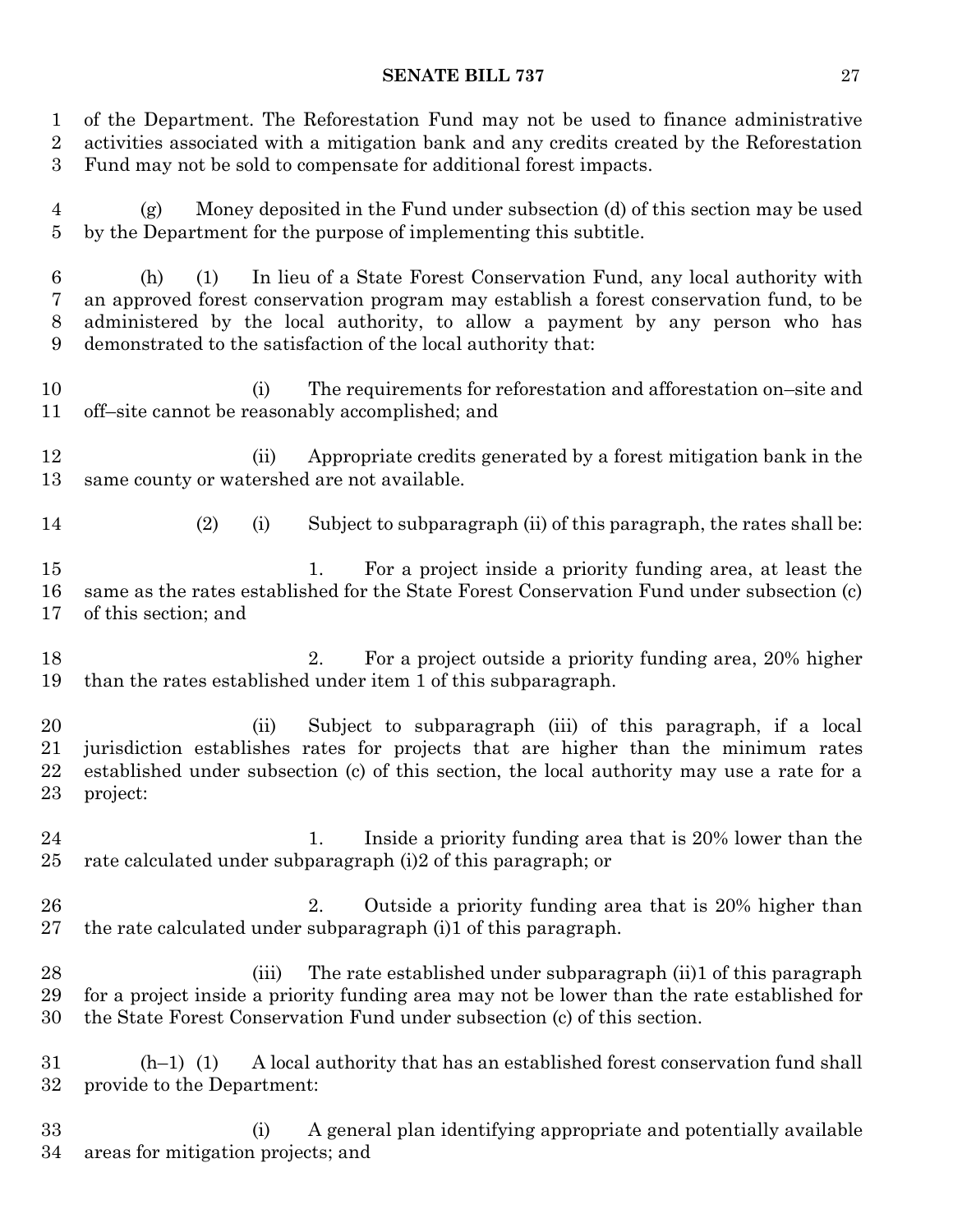of the Department. The Reforestation Fund may not be used to finance administrative activities associated with a mitigation bank and any credits created by the Reforestation Fund may not be sold to compensate for additional forest impacts.

(g) Money deposited in the Fund under subsection (d) of this section may be used by the Department for the purpose of implementing this subtitle.

(h) (1) In lieu of a State Forest Conservation Fund, any local authority with an approved forest conservation program may establish a forest conservation fund, to be administered by the local authority, to allow a payment by any person who has demonstrated to the satisfaction of the local authority that:

(i) The requirements for reforestation and afforestation on–site and off–site cannot be reasonably accomplished; and

(ii) Appropriate credits generated by a forest mitigation bank in the same county or watershed are not available.

(2) (i) Subject to subparagraph (ii) of this paragraph, the rates shall be:

1. For a project inside a priority funding area, at least the same as the rates established for the State Forest Conservation Fund under subsection (c) of this section; and

2. For a project outside a priority funding area, 20% higher than the rates established under item 1 of this subparagraph.

(ii) Subject to subparagraph (iii) of this paragraph, if a local jurisdiction establishes rates for projects that are higher than the minimum rates established under subsection (c) of this section, the local authority may use a rate for a project:

1. Inside a priority funding area that is 20% lower than the rate calculated under subparagraph (i)2 of this paragraph; or

2. Outside a priority funding area that is 20% higher than the rate calculated under subparagraph (i)1 of this paragraph.

(iii) The rate established under subparagraph (ii)1 of this paragraph for a project inside a priority funding area may not be lower than the rate established for the State Forest Conservation Fund under subsection (c) of this section.

(h–1) (1) A local authority that has an established forest conservation fund shall provide to the Department:

(i) A general plan identifying appropriate and potentially available areas for mitigation projects; and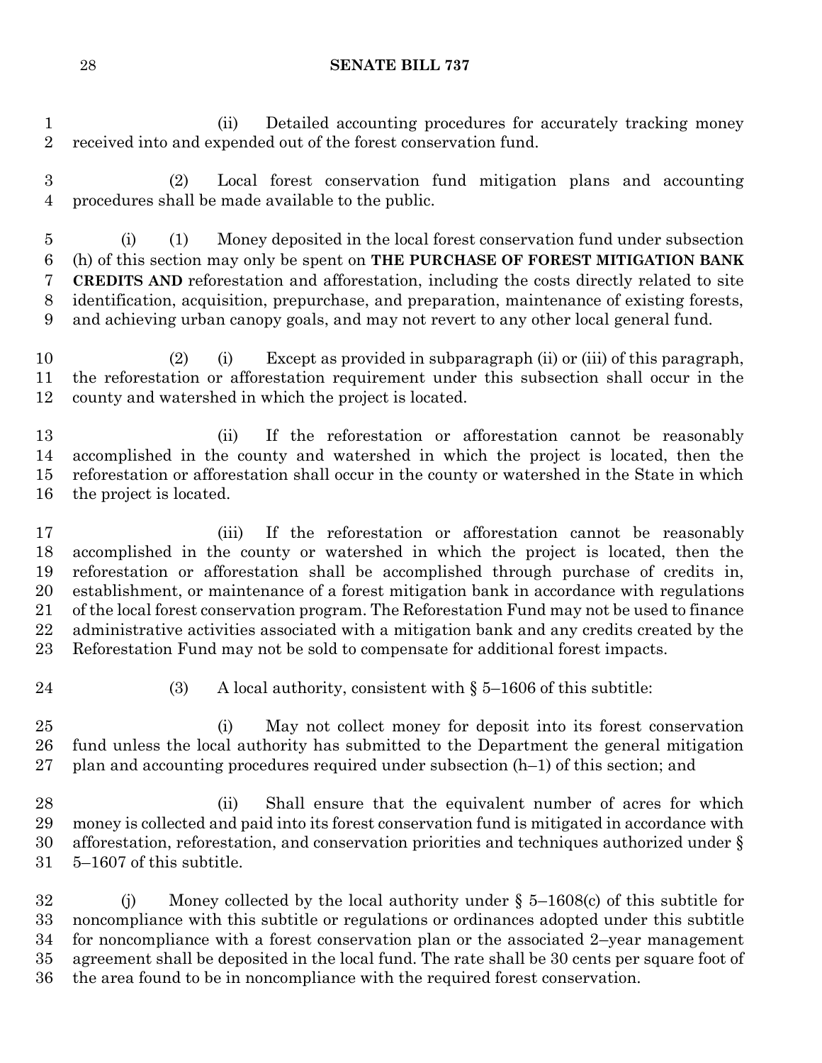(ii) Detailed accounting procedures for accurately tracking money received into and expended out of the forest conservation fund.

(2) Local forest conservation fund mitigation plans and accounting procedures shall be made available to the public.

(i) (1) Money deposited in the local forest conservation fund under subsection (h) of this section may only be spent on **THE PURCHASE OF FOREST MITIGATION BANK CREDITS AND** reforestation and afforestation, including the costs directly related to site identification, acquisition, prepurchase, and preparation, maintenance of existing forests, and achieving urban canopy goals, and may not revert to any other local general fund.

(2) (i) Except as provided in subparagraph (ii) or (iii) of this paragraph, the reforestation or afforestation requirement under this subsection shall occur in the county and watershed in which the project is located.

(ii) If the reforestation or afforestation cannot be reasonably accomplished in the county and watershed in which the project is located, then the reforestation or afforestation shall occur in the county or watershed in the State in which the project is located.

(iii) If the reforestation or afforestation cannot be reasonably accomplished in the county or watershed in which the project is located, then the reforestation or afforestation shall be accomplished through purchase of credits in, establishment, or maintenance of a forest mitigation bank in accordance with regulations of the local forest conservation program. The Reforestation Fund may not be used to finance administrative activities associated with a mitigation bank and any credits created by the Reforestation Fund may not be sold to compensate for additional forest impacts.

(3) A local authority, consistent with § 5–1606 of this subtitle:

(i) May not collect money for deposit into its forest conservation fund unless the local authority has submitted to the Department the general mitigation plan and accounting procedures required under subsection (h–1) of this section; and

(ii) Shall ensure that the equivalent number of acres for which money is collected and paid into its forest conservation fund is mitigated in accordance with afforestation, reforestation, and conservation priorities and techniques authorized under § 5–1607 of this subtitle.

(j) Money collected by the local authority under § 5–1608(c) of this subtitle for noncompliance with this subtitle or regulations or ordinances adopted under this subtitle for noncompliance with a forest conservation plan or the associated 2–year management agreement shall be deposited in the local fund. The rate shall be 30 cents per square foot of the area found to be in noncompliance with the required forest conservation.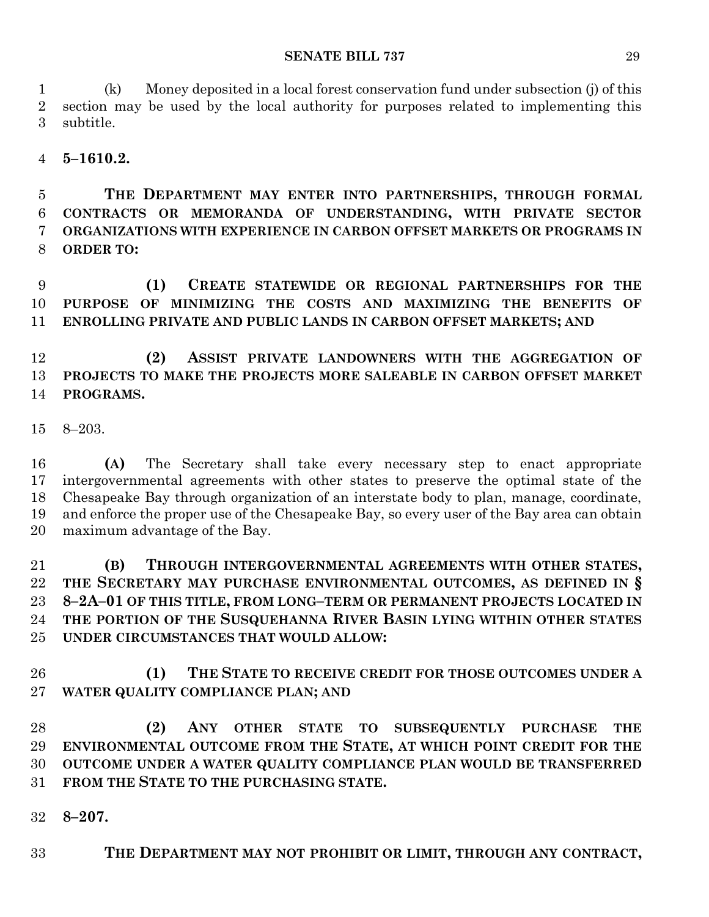(k) Money deposited in a local forest conservation fund under subsection (j) of this section may be used by the local authority for purposes related to implementing this subtitle.

**5–1610.2.**

**THE DEPARTMENT MAY ENTER INTO PARTNERSHIPS, THROUGH FORMAL CONTRACTS OR MEMORANDA OF UNDERSTANDING, WITH PRIVATE SECTOR ORGANIZATIONS WITH EXPERIENCE IN CARBON OFFSET MARKETS OR PROGRAMS IN ORDER TO:**

**(1) CREATE STATEWIDE OR REGIONAL PARTNERSHIPS FOR THE PURPOSE OF MINIMIZING THE COSTS AND MAXIMIZING THE BENEFITS OF ENROLLING PRIVATE AND PUBLIC LANDS IN CARBON OFFSET MARKETS; AND**

**(2) ASSIST PRIVATE LANDOWNERS WITH THE AGGREGATION OF PROJECTS TO MAKE THE PROJECTS MORE SALEABLE IN CARBON OFFSET MARKET PROGRAMS.**

8–203.

**(A)** The Secretary shall take every necessary step to enact appropriate intergovernmental agreements with other states to preserve the optimal state of the Chesapeake Bay through organization of an interstate body to plan, manage, coordinate, and enforce the proper use of the Chesapeake Bay, so every user of the Bay area can obtain maximum advantage of the Bay.

**(B) THROUGH INTERGOVERNMENTAL AGREEMENTS WITH OTHER STATES, THE SECRETARY MAY PURCHASE ENVIRONMENTAL OUTCOMES, AS DEFINED IN § 8–2A–01 OF THIS TITLE, FROM LONG–TERM OR PERMANENT PROJECTS LOCATED IN THE PORTION OF THE SUSQUEHANNA RIVER BASIN LYING WITHIN OTHER STATES UNDER CIRCUMSTANCES THAT WOULD ALLOW:**

**(1) THE STATE TO RECEIVE CREDIT FOR THOSE OUTCOMES UNDER A WATER QUALITY COMPLIANCE PLAN; AND**

**(2) ANY OTHER STATE TO SUBSEQUENTLY PURCHASE THE ENVIRONMENTAL OUTCOME FROM THE STATE, AT WHICH POINT CREDIT FOR THE OUTCOME UNDER A WATER QUALITY COMPLIANCE PLAN WOULD BE TRANSFERRED FROM THE STATE TO THE PURCHASING STATE.**

**8–207.**

**THE DEPARTMENT MAY NOT PROHIBIT OR LIMIT, THROUGH ANY CONTRACT,**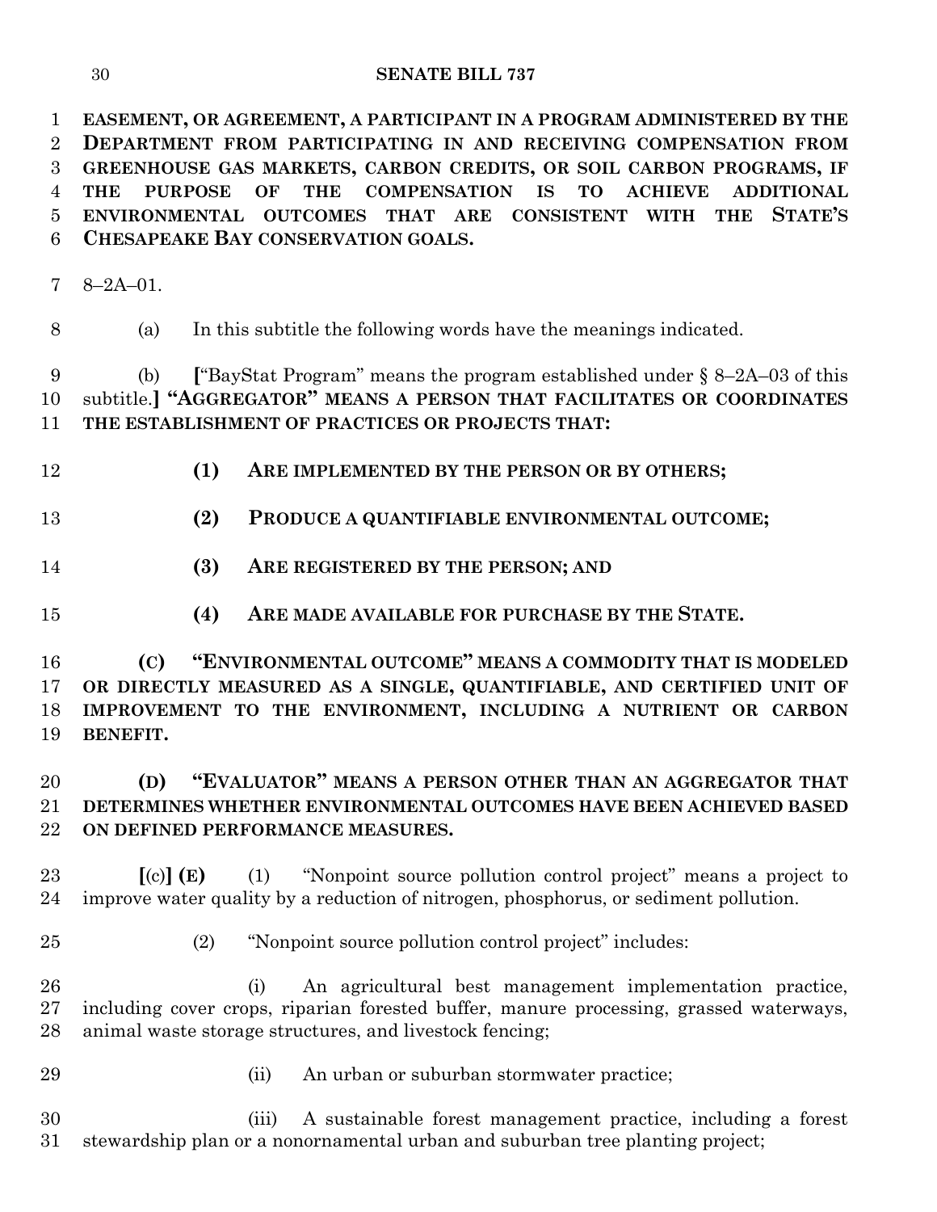**EASEMENT, OR AGREEMENT, A PARTICIPANT IN A PROGRAM ADMINISTERED BY THE DEPARTMENT FROM PARTICIPATING IN AND RECEIVING COMPENSATION FROM GREENHOUSE GAS MARKETS, CARBON CREDITS, OR SOIL CARBON PROGRAMS, IF THE PURPOSE OF THE COMPENSATION IS TO ACHIEVE ADDITIONAL ENVIRONMENTAL OUTCOMES THAT ARE CONSISTENT WITH THE STATE'S CHESAPEAKE BAY CONSERVATION GOALS.**

8–2A–01.

(a) In this subtitle the following words have the meanings indicated.

(b) **[**"BayStat Program" means the program established under § 8–2A–03 of this subtitle.**] "AGGREGATOR" MEANS A PERSON THAT FACILITATES OR COORDINATES THE ESTABLISHMENT OF PRACTICES OR PROJECTS THAT:**

**(1) ARE IMPLEMENTED BY THE PERSON OR BY OTHERS;**

**(2) PRODUCE A QUANTIFIABLE ENVIRONMENTAL OUTCOME;**

**(3) ARE REGISTERED BY THE PERSON; AND**

**(4) ARE MADE AVAILABLE FOR PURCHASE BY THE STATE.**

**(C) "ENVIRONMENTAL OUTCOME" MEANS A COMMODITY THAT IS MODELED OR DIRECTLY MEASURED AS A SINGLE, QUANTIFIABLE, AND CERTIFIED UNIT OF IMPROVEMENT TO THE ENVIRONMENT, INCLUDING A NUTRIENT OR CARBON BENEFIT.**

**(D) "EVALUATOR" MEANS A PERSON OTHER THAN AN AGGREGATOR THAT DETERMINES WHETHER ENVIRONMENTAL OUTCOMES HAVE BEEN ACHIEVED BASED ON DEFINED PERFORMANCE MEASURES.**

**[**(c)**] (E)** (1) "Nonpoint source pollution control project" means a project to improve water quality by a reduction of nitrogen, phosphorus, or sediment pollution.

(2) "Nonpoint source pollution control project" includes:

(i) An agricultural best management implementation practice, including cover crops, riparian forested buffer, manure processing, grassed waterways, animal waste storage structures, and livestock fencing;

(ii) An urban or suburban stormwater practice;

(iii) A sustainable forest management practice, including a forest stewardship plan or a nonornamental urban and suburban tree planting project;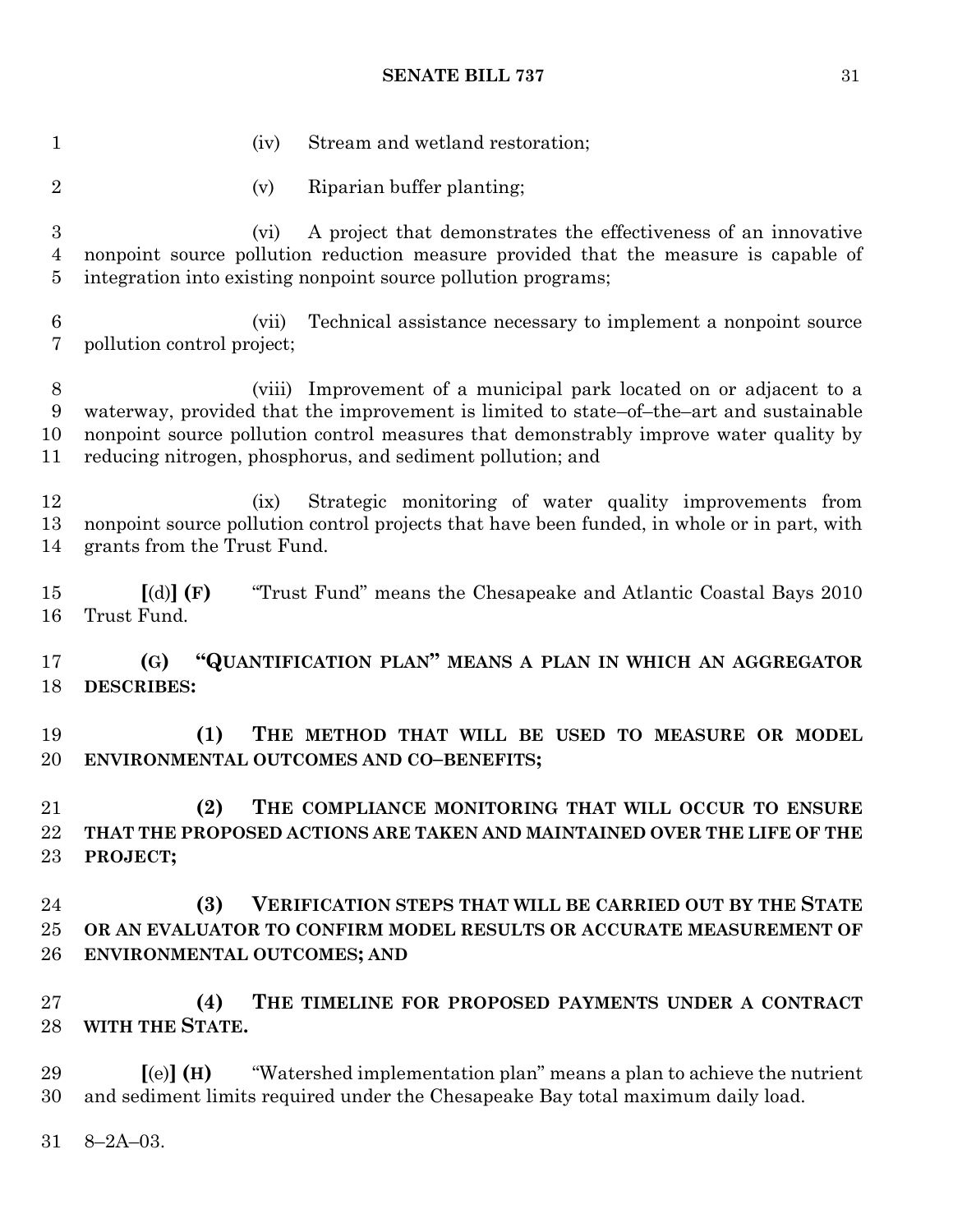(iv) Stream and wetland restoration;

(v) Riparian buffer planting;

(vi) A project that demonstrates the effectiveness of an innovative nonpoint source pollution reduction measure provided that the measure is capable of integration into existing nonpoint source pollution programs;

(vii) Technical assistance necessary to implement a nonpoint source pollution control project;

(viii) Improvement of a municipal park located on or adjacent to a waterway, provided that the improvement is limited to state–of–the–art and sustainable nonpoint source pollution control measures that demonstrably improve water quality by reducing nitrogen, phosphorus, and sediment pollution; and

(ix) Strategic monitoring of water quality improvements from nonpoint source pollution control projects that have been funded, in whole or in part, with grants from the Trust Fund.

**[**(d)**] (F)** "Trust Fund" means the Chesapeake and Atlantic Coastal Bays 2010 Trust Fund.

**(G) "QUANTIFICATION PLAN" MEANS A PLAN IN WHICH AN AGGREGATOR DESCRIBES:**

**(1) THE METHOD THAT WILL BE USED TO MEASURE OR MODEL ENVIRONMENTAL OUTCOMES AND CO–BENEFITS;**

**(2) THE COMPLIANCE MONITORING THAT WILL OCCUR TO ENSURE THAT THE PROPOSED ACTIONS ARE TAKEN AND MAINTAINED OVER THE LIFE OF THE PROJECT;**

**(3) VERIFICATION STEPS THAT WILL BE CARRIED OUT BY THE STATE OR AN EVALUATOR TO CONFIRM MODEL RESULTS OR ACCURATE MEASUREMENT OF ENVIRONMENTAL OUTCOMES; AND**

**(4) THE TIMELINE FOR PROPOSED PAYMENTS UNDER A CONTRACT WITH THE STATE.**

**[**(e)**] (H)** "Watershed implementation plan" means a plan to achieve the nutrient and sediment limits required under the Chesapeake Bay total maximum daily load.

8–2A–03.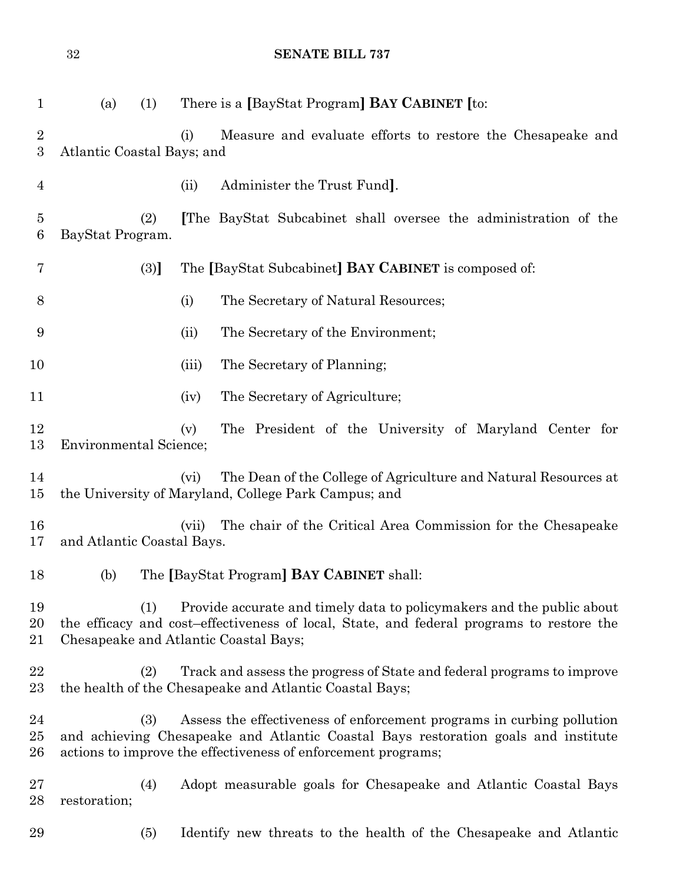(a) (1) There is a [BayStat Program] **BAY CABINET** [to:

(i) Measure and evaluate efforts to restore the Chesapeake and Atlantic Coastal Bays; and

(ii) Administer the Trust Fund].

(2) [The BayStat Subcabinet shall oversee the administration of the BayStat Program.

(3)] The [BayStat Subcabinet] **BAY CABINET** is composed of:

(i) The Secretary of Natural Resources;

(ii) The Secretary of the Environment;

(iii) The Secretary of Planning;

(iv) The Secretary of Agriculture;

(v) The President of the University of Maryland Center for Environmental Science;

(vi) The Dean of the College of Agriculture and Natural Resources at the University of Maryland, College Park Campus; and

(vii) The chair of the Critical Area Commission for the Chesapeake and Atlantic Coastal Bays.

(b) The [BayStat Program] **BAY CABINET** shall:

(1) Provide accurate and timely data to policymakers and the public about the efficacy and cost–effectiveness of local, State, and federal programs to restore the Chesapeake and Atlantic Coastal Bays;

(2) Track and assess the progress of State and federal programs to improve the health of the Chesapeake and Atlantic Coastal Bays;

(3) Assess the effectiveness of enforcement programs in curbing pollution and achieving Chesapeake and Atlantic Coastal Bays restoration goals and institute actions to improve the effectiveness of enforcement programs;

(4) Adopt measurable goals for Chesapeake and Atlantic Coastal Bays restoration;

(5) Identify new threats to the health of the Chesapeake and Atlantic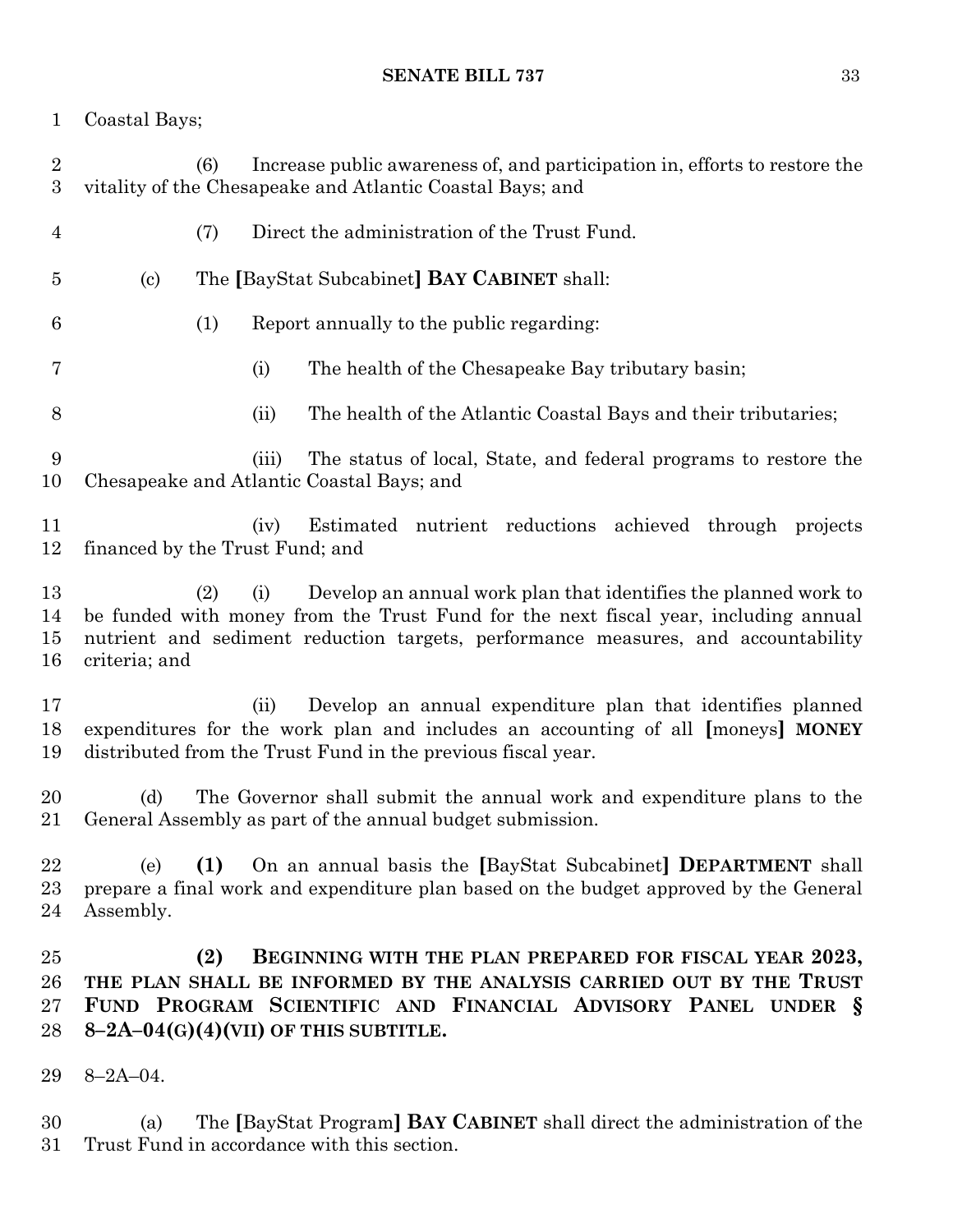Coastal Bays;

(6) Increase public awareness of, and participation in, efforts to restore the vitality of the Chesapeake and Atlantic Coastal Bays; and

(7) Direct the administration of the Trust Fund.

(c) The [BayStat Subcabinet] **BAY CABINET** shall:

(1) Report annually to the public regarding:

(i) The health of the Chesapeake Bay tributary basin;

(ii) The health of the Atlantic Coastal Bays and their tributaries;

(iii) The status of local, State, and federal programs to restore the Chesapeake and Atlantic Coastal Bays; and

(iv) Estimated nutrient reductions achieved through projects financed by the Trust Fund; and

(2) (i) Develop an annual work plan that identifies the planned work to be funded with money from the Trust Fund for the next fiscal year, including annual nutrient and sediment reduction targets, performance measures, and accountability criteria; and

(ii) Develop an annual expenditure plan that identifies planned expenditures for the work plan and includes an accounting of all [moneys] **MONEY** distributed from the Trust Fund in the previous fiscal year.

(d) The Governor shall submit the annual work and expenditure plans to the General Assembly as part of the annual budget submission.

(e) **(1)** On an annual basis the [BayStat Subcabinet] **DEPARTMENT** shall prepare a final work and expenditure plan based on the budget approved by the General Assembly.

**(2) BEGINNING WITH THE PLAN PREPARED FOR FISCAL YEAR 2023, THE PLAN SHALL BE INFORMED BY THE ANALYSIS CARRIED OUT BY THE TRUST FUND PROGRAM SCIENTIFIC AND FINANCIAL ADVISORY PANEL UNDER § 8–2A–04(G)(4)(VII) OF THIS SUBTITLE.**

8–2A–04.

(a) The [BayStat Program] **BAY CABINET** shall direct the administration of the Trust Fund in accordance with this section.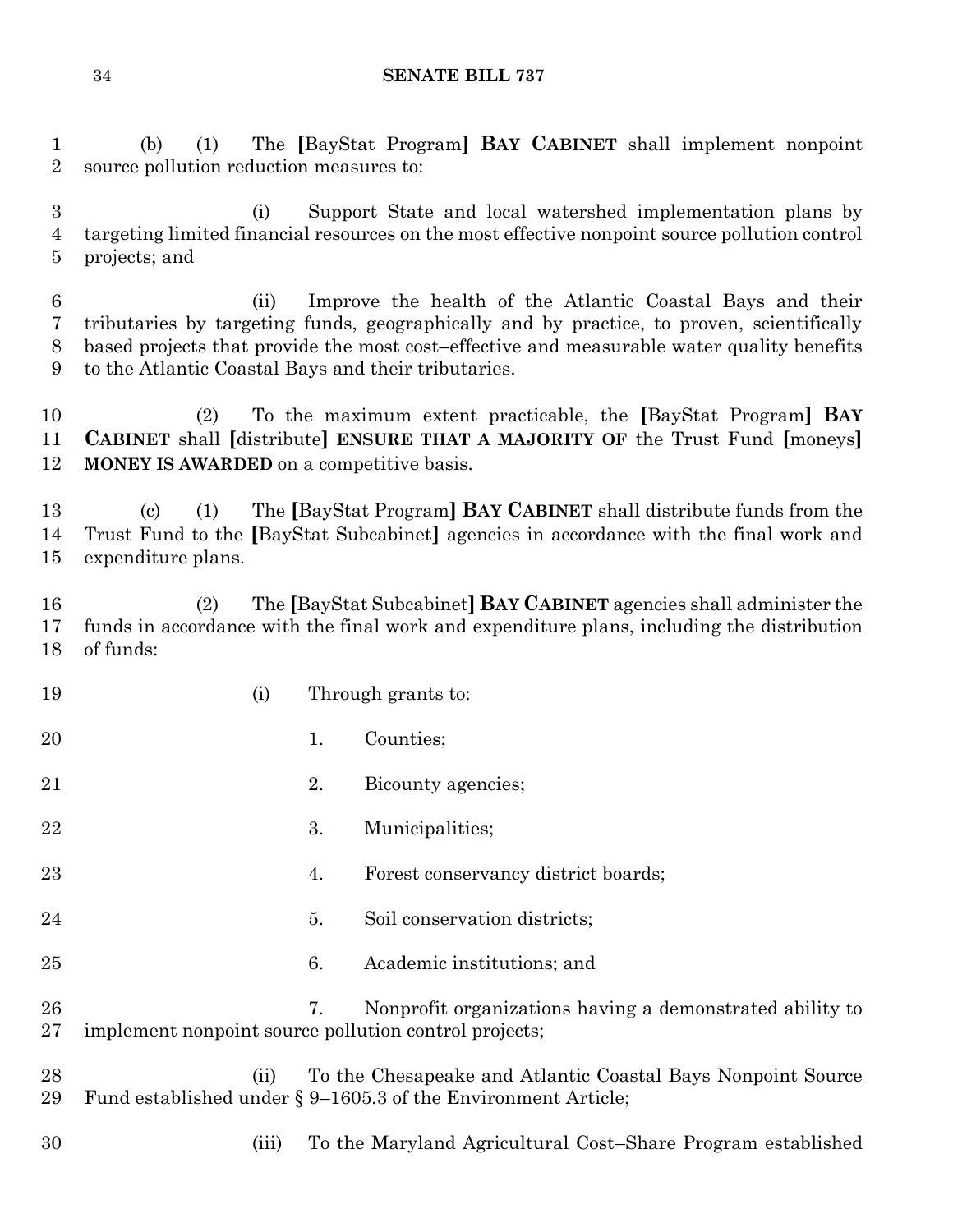(b) (1) The [BayStat Program] **BAY CABINET** shall implement nonpoint source pollution reduction measures to:

(i) Support State and local watershed implementation plans by targeting limited financial resources on the most effective nonpoint source pollution control projects; and

(ii) Improve the health of the Atlantic Coastal Bays and their tributaries by targeting funds, geographically and by practice, to proven, scientifically based projects that provide the most cost–effective and measurable water quality benefits to the Atlantic Coastal Bays and their tributaries.

(2) To the maximum extent practicable, the [BayStat Program] **BAY CABINET** shall [distribute] **ENSURE THAT A MAJORITY OF** the Trust Fund [moneys] **MONEY IS AWARDED** on a competitive basis.

(c) (1) The [BayStat Program] **BAY CABINET** shall distribute funds from the Trust Fund to the [BayStat Subcabinet] agencies in accordance with the final work and expenditure plans.

(2) The [BayStat Subcabinet] **BAY CABINET** agencies shall administer the funds in accordance with the final work and expenditure plans, including the distribution of funds:

(i) Through grants to:

1. Counties;

2. Bicounty agencies;

3. Municipalities;

4. Forest conservancy district boards;

5. Soil conservation districts;

6. Academic institutions; and

7. Nonprofit organizations having a demonstrated ability to implement nonpoint source pollution control projects;

(ii) To the Chesapeake and Atlantic Coastal Bays Nonpoint Source Fund established under § 9–1605.3 of the Environment Article;

(iii) To the Maryland Agricultural Cost–Share Program established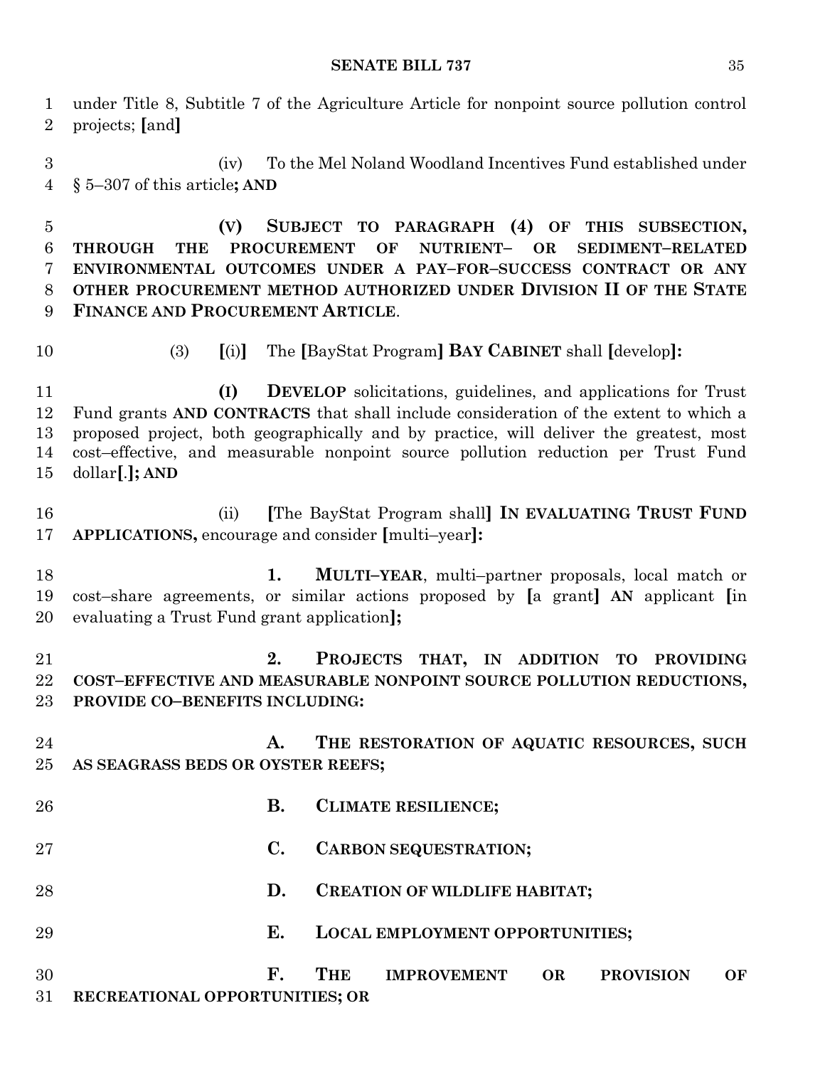under Title 8, Subtitle 7 of the Agriculture Article for nonpoint source pollution control projects; [and]

(iv) To the Mel Noland Woodland Incentives Fund established under § 5–307 of this article**; AND**

**(V) SUBJECT TO PARAGRAPH (4) OF THIS SUBSECTION, THROUGH THE PROCUREMENT OF NUTRIENT– OR SEDIMENT–RELATED ENVIRONMENTAL OUTCOMES UNDER A PAY–FOR–SUCCESS CONTRACT OR ANY OTHER PROCUREMENT METHOD AUTHORIZED UNDER DIVISION II OF THE STATE FINANCE AND PROCUREMENT ARTICLE**.

(3) [(i)] The [BayStat Program] **BAY CABINET** shall [develop]**:**

**(I) DEVELOP** solicitations, guidelines, and applications for Trust Fund grants **AND CONTRACTS** that shall include consideration of the extent to which a proposed project, both geographically and by practice, will deliver the greatest, most cost–effective, and measurable nonpoint source pollution reduction per Trust Fund dollar[.]**; AND**

(ii) [The BayStat Program shall] **IN EVALUATING TRUST FUND APPLICATIONS,** encourage and consider [multi–year]**:**

**1. MULTI–YEAR**, multi–partner proposals, local match or cost–share agreements, or similar actions proposed by [a grant] **AN** applicant [in evaluating a Trust Fund grant application]**;**

**2. PROJECTS THAT, IN ADDITION TO PROVIDING COST–EFFECTIVE AND MEASURABLE NONPOINT SOURCE POLLUTION REDUCTIONS, PROVIDE CO–BENEFITS INCLUDING:**

**A. THE RESTORATION OF AQUATIC RESOURCES, SUCH AS SEAGRASS BEDS OR OYSTER REEFS;**

**B. CLIMATE RESILIENCE;**

**C. CARBON SEQUESTRATION;**

**D. CREATION OF WILDLIFE HABITAT;**

**E. LOCAL EMPLOYMENT OPPORTUNITIES;**

**F. THE IMPROVEMENT OR PROVISION OF RECREATIONAL OPPORTUNITIES; OR**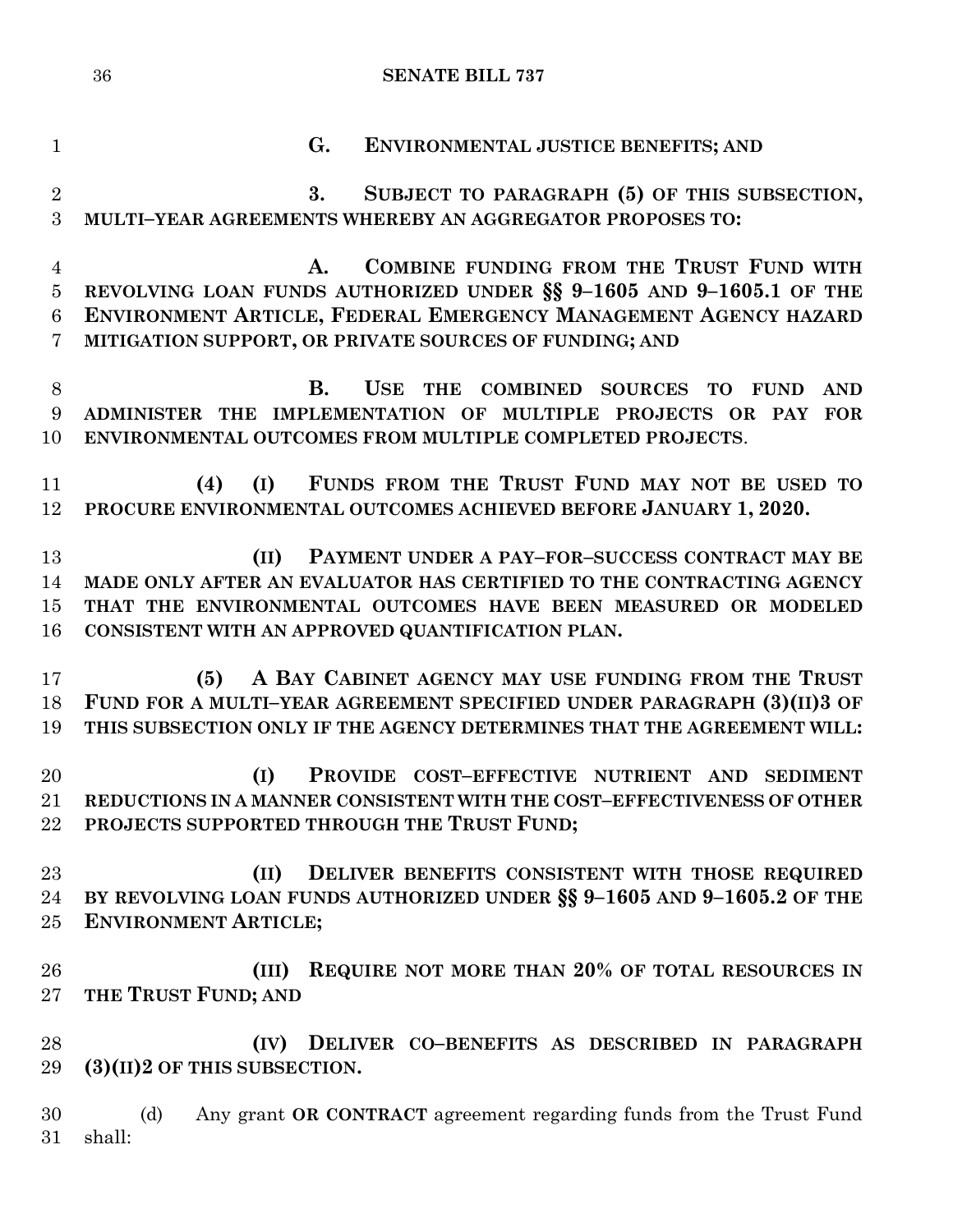G. ENVIRONMENTAL JUSTICE BENEFITS; AND

3. SUBJECT TO PARAGRAPH (5) OF THIS SUBSECTION, MULTI–YEAR AGREEMENTS WHEREBY AN AGGREGATOR PROPOSES TO:

A. COMBINE FUNDING FROM THE TRUST FUND WITH REVOLVING LOAN FUNDS AUTHORIZED UNDER §§ 9–1605 AND 9–1605.1 OF THE ENVIRONMENT ARTICLE, FEDERAL EMERGENCY MANAGEMENT AGENCY HAZARD MITIGATION SUPPORT, OR PRIVATE SOURCES OF FUNDING; AND

B. USE THE COMBINED SOURCES TO FUND AND ADMINISTER THE IMPLEMENTATION OF MULTIPLE PROJECTS OR PAY FOR ENVIRONMENTAL OUTCOMES FROM MULTIPLE COMPLETED PROJECTS.

**(4) (I) FUNDS FROM THE TRUST FUND MAY NOT BE USED TO PROCURE ENVIRONMENTAL OUTCOMES ACHIEVED BEFORE JANUARY 1, 2020.**

**(II) PAYMENT UNDER A PAY–FOR–SUCCESS CONTRACT MAY BE MADE ONLY AFTER AN EVALUATOR HAS CERTIFIED TO THE CONTRACTING AGENCY THAT THE ENVIRONMENTAL OUTCOMES HAVE BEEN MEASURED OR MODELED CONSISTENT WITH AN APPROVED QUANTIFICATION PLAN.**

**(5) A BAY CABINET AGENCY MAY USE FUNDING FROM THE TRUST FUND FOR A MULTI–YEAR AGREEMENT SPECIFIED UNDER PARAGRAPH (3)(II)3 OF THIS SUBSECTION ONLY IF THE AGENCY DETERMINES THAT THE AGREEMENT WILL:**

**(I) PROVIDE COST–EFFECTIVE NUTRIENT AND SEDIMENT REDUCTIONS IN A MANNER CONSISTENT WITH THE COST–EFFECTIVENESS OF OTHER PROJECTS SUPPORTED THROUGH THE TRUST FUND;**

**(II) DELIVER BENEFITS CONSISTENT WITH THOSE REQUIRED BY REVOLVING LOAN FUNDS AUTHORIZED UNDER §§ 9–1605 AND 9–1605.2 OF THE ENVIRONMENT ARTICLE;**

**(III) REQUIRE NOT MORE THAN 20% OF TOTAL RESOURCES IN THE TRUST FUND; AND**

**(IV) DELIVER CO–BENEFITS AS DESCRIBED IN PARAGRAPH (3)(II)2 OF THIS SUBSECTION.**

(d) Any grant **OR CONTRACT** agreement regarding funds from the Trust Fund shall: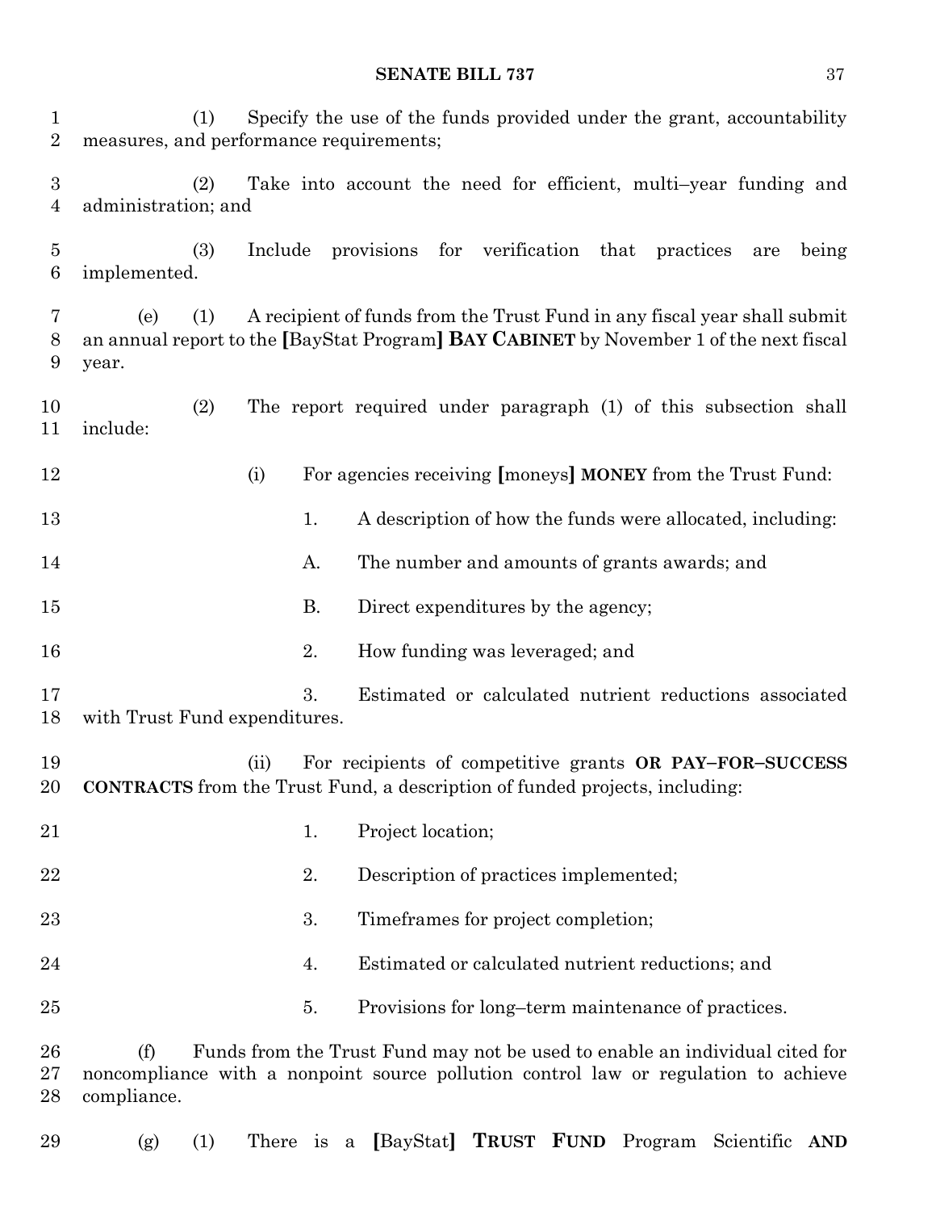(1) Specify the use of the funds provided under the grant, accountability measures, and performance requirements;

(2) Take into account the need for efficient, multi–year funding and administration; and

(3) Include provisions for verification that practices are being implemented.

(e) (1) A recipient of funds from the Trust Fund in any fiscal year shall submit an annual report to the [BayStat Program] **BAY CABINET** by November 1 of the next fiscal year.

(2) The report required under paragraph (1) of this subsection shall include:

(i) For agencies receiving [moneys] **MONEY** from the Trust Fund:

1. A description of how the funds were allocated, including:

A. The number and amounts of grants awards; and

B. Direct expenditures by the agency;

2. How funding was leveraged; and

3. Estimated or calculated nutrient reductions associated with Trust Fund expenditures.

(ii) For recipients of competitive grants **OR PAY–FOR–SUCCESS CONTRACTS** from the Trust Fund, a description of funded projects, including:

1. Project location;

2. Description of practices implemented;

3. Timeframes for project completion;

4. Estimated or calculated nutrient reductions; and

5. Provisions for long–term maintenance of practices.

(f) Funds from the Trust Fund may not be used to enable an individual cited for noncompliance with a nonpoint source pollution control law or regulation to achieve compliance.

(g) (1) There is a [BayStat] **TRUST FUND** Program Scientific **AND**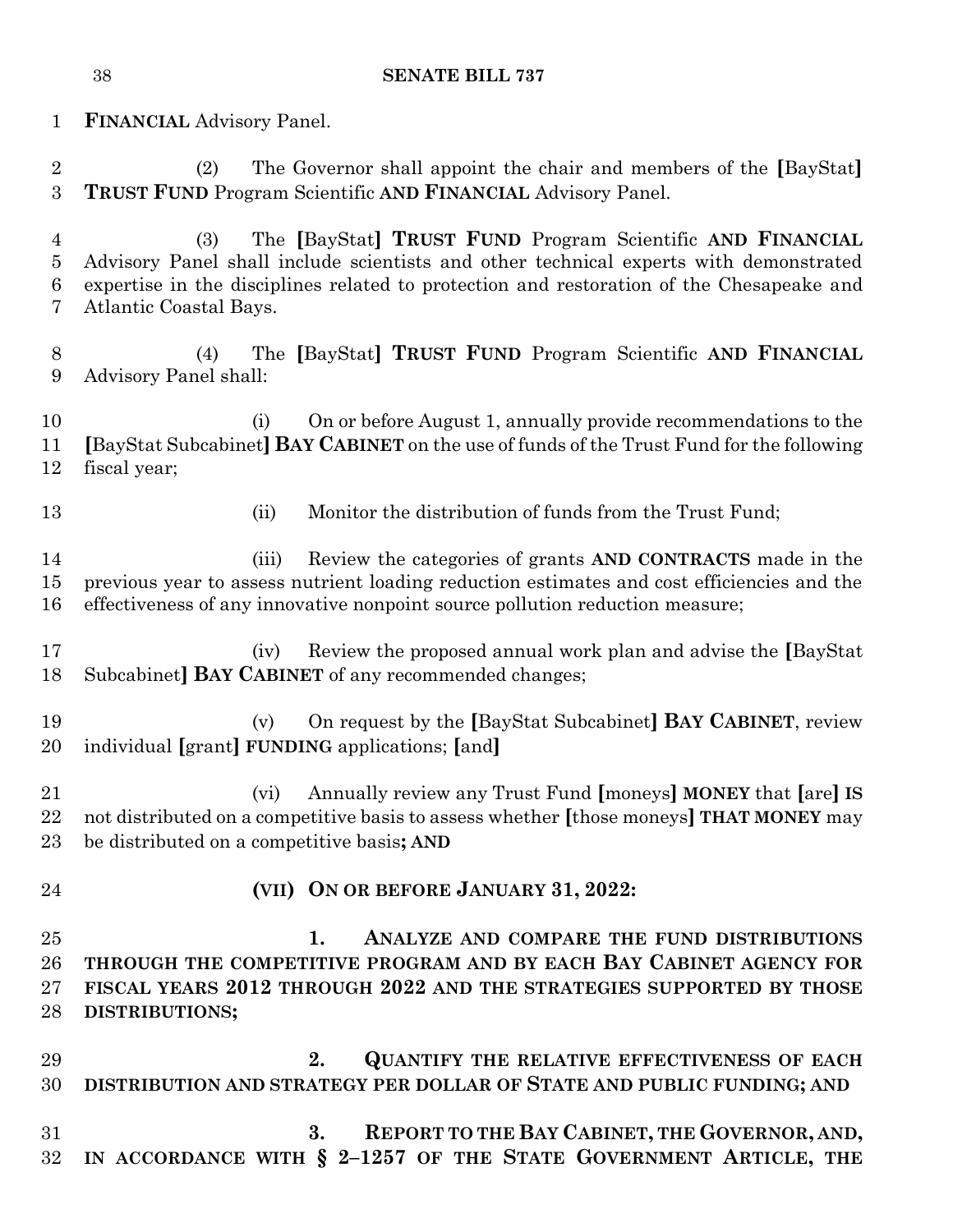**FINANCIAL** Advisory Panel.

(2) The Governor shall appoint the chair and members of the **[**BayStat**]** **TRUST FUND** Program Scientific **AND FINANCIAL** Advisory Panel.

(3) The **[**BayStat**]** **TRUST FUND** Program Scientific **AND FINANCIAL** Advisory Panel shall include scientists and other technical experts with demonstrated expertise in the disciplines related to protection and restoration of the Chesapeake and Atlantic Coastal Bays.

(4) The **[**BayStat**]** **TRUST FUND** Program Scientific **AND FINANCIAL** Advisory Panel shall:

(i) On or before August 1, annually provide recommendations to the **[**BayStat Subcabinet**]** **BAY CABINET** on the use of funds of the Trust Fund for the following fiscal year;

(ii) Monitor the distribution of funds from the Trust Fund;

(iii) Review the categories of grants **AND CONTRACTS** made in the previous year to assess nutrient loading reduction estimates and cost efficiencies and the effectiveness of any innovative nonpoint source pollution reduction measure;

(iv) Review the proposed annual work plan and advise the **[**BayStat Subcabinet**]** **BAY CABINET** of any recommended changes;

(v) On request by the **[**BayStat Subcabinet**]** **BAY CABINET**, review individual **[**grant**]** **FUNDING** applications; **[**and**]**

(vi) Annually review any Trust Fund **[**moneys**]** **MONEY** that **[**are**]** **IS** not distributed on a competitive basis to assess whether **[**those moneys**]** **THAT MONEY** may be distributed on a competitive basis**; AND**

**(VII) ON OR BEFORE JANUARY 31, 2022:**

**1. ANALYZE AND COMPARE THE FUND DISTRIBUTIONS THROUGH THE COMPETITIVE PROGRAM AND BY EACH BAY CABINET AGENCY FOR FISCAL YEARS 2012 THROUGH 2022 AND THE STRATEGIES SUPPORTED BY THOSE DISTRIBUTIONS;**

**2. QUANTIFY THE RELATIVE EFFECTIVENESS OF EACH DISTRIBUTION AND STRATEGY PER DOLLAR OF STATE AND PUBLIC FUNDING; AND**

**3. REPORT TO THE BAY CABINET, THE GOVERNOR, AND, IN ACCORDANCE WITH § 2–1257 OF THE STATE GOVERNMENT ARTICLE, THE**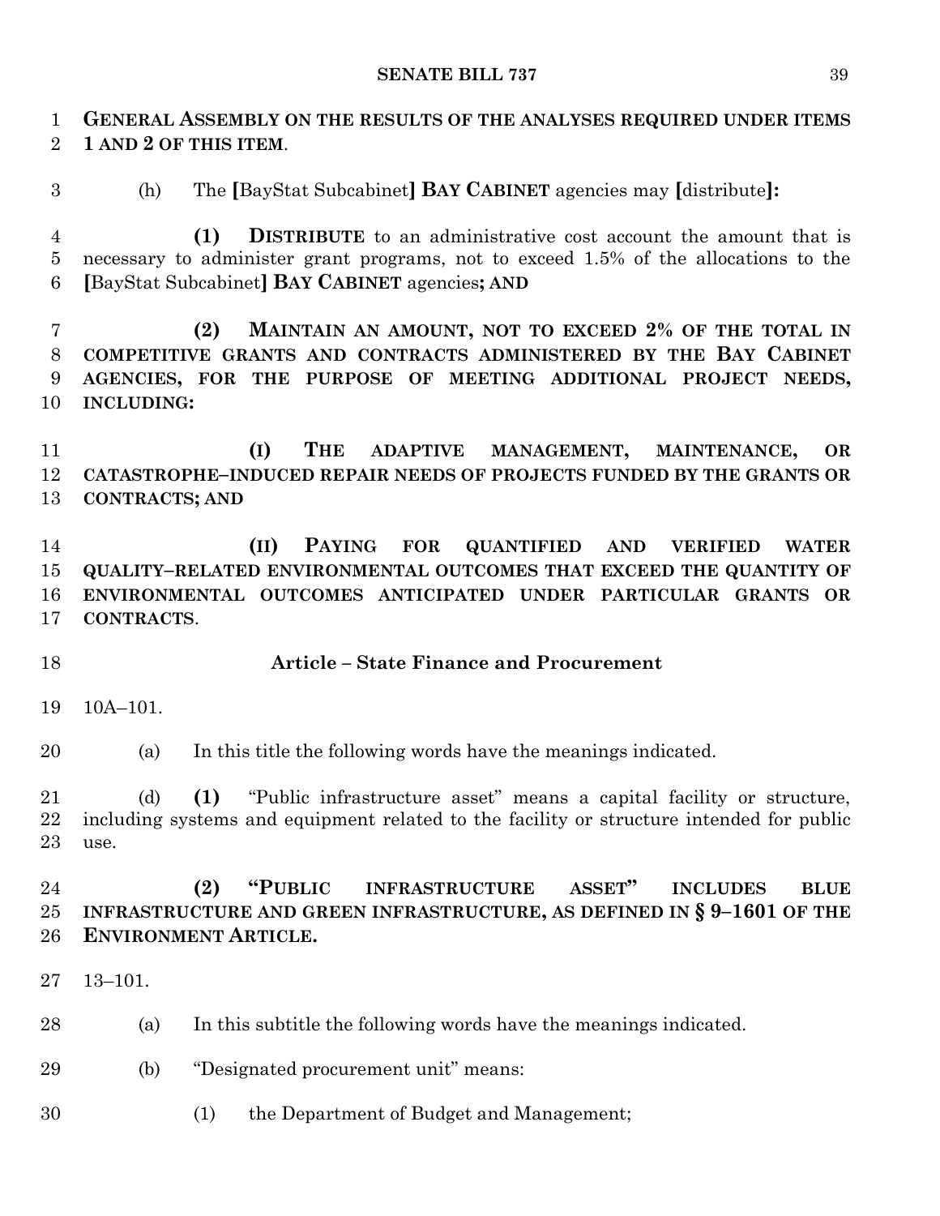**GENERAL ASSEMBLY ON THE RESULTS OF THE ANALYSES REQUIRED UNDER ITEMS 1 AND 2 OF THIS ITEM**.

(h) The **[**BayStat Subcabinet**] BAY CABINET** agencies may **[**distribute**]:**

**(1) DISTRIBUTE** to an administrative cost account the amount that is necessary to administer grant programs, not to exceed 1.5% of the allocations to the **[**BayStat Subcabinet**] BAY CABINET** agencies**; AND**

**(2) MAINTAIN AN AMOUNT, NOT TO EXCEED 2% OF THE TOTAL IN COMPETITIVE GRANTS AND CONTRACTS ADMINISTERED BY THE BAY CABINET AGENCIES, FOR THE PURPOSE OF MEETING ADDITIONAL PROJECT NEEDS, INCLUDING:**

**(I) THE ADAPTIVE MANAGEMENT, MAINTENANCE, OR CATASTROPHE–INDUCED REPAIR NEEDS OF PROJECTS FUNDED BY THE GRANTS OR CONTRACTS; AND**

**(II) PAYING FOR QUANTIFIED AND VERIFIED WATER QUALITY–RELATED ENVIRONMENTAL OUTCOMES THAT EXCEED THE QUANTITY OF ENVIRONMENTAL OUTCOMES ANTICIPATED UNDER PARTICULAR GRANTS OR CONTRACTS**.

**Article – State Finance and Procurement**

10A–101.

(a) In this title the following words have the meanings indicated.

(d) **(1)** "Public infrastructure asset" means a capital facility or structure, including systems and equipment related to the facility or structure intended for public use.

**(2) "PUBLIC INFRASTRUCTURE ASSET" INCLUDES BLUE INFRASTRUCTURE AND GREEN INFRASTRUCTURE, AS DEFINED IN § 9–1601 OF THE ENVIRONMENT ARTICLE.**

13–101.

(a) In this subtitle the following words have the meanings indicated.

(b) "Designated procurement unit" means:

(1) the Department of Budget and Management;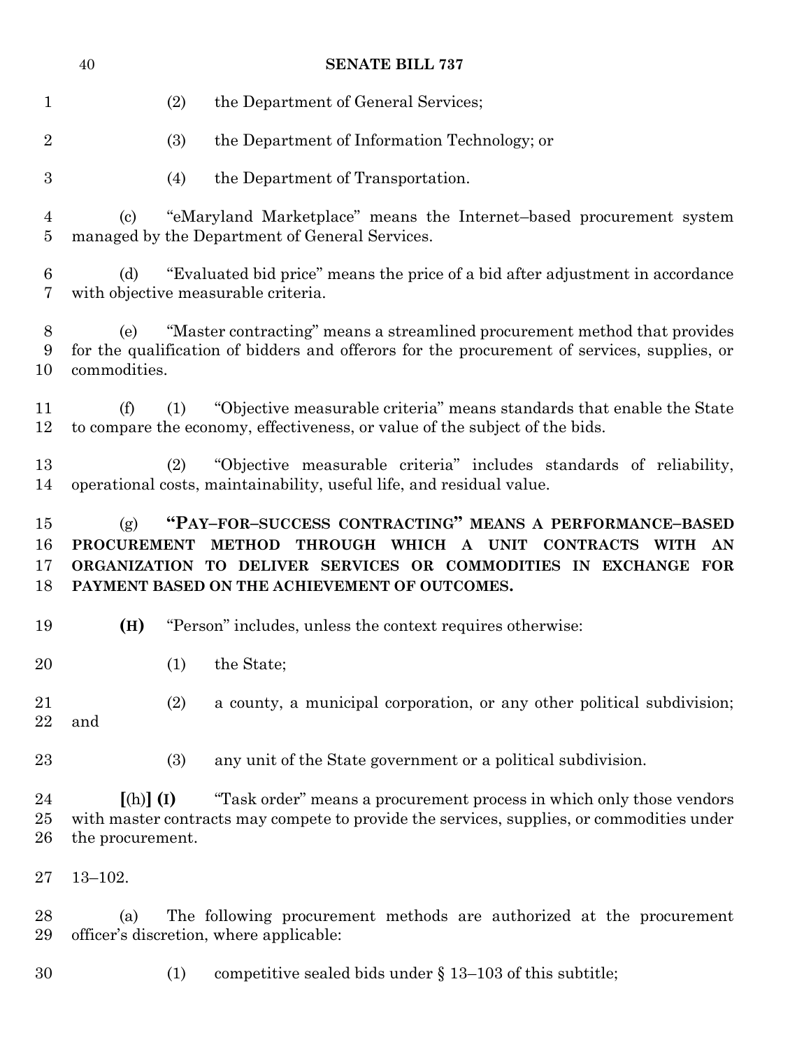(2) the Department of General Services;

(3) the Department of Information Technology; or

(4) the Department of Transportation.

(c) "eMaryland Marketplace" means the Internet–based procurement system managed by the Department of General Services.

(d) "Evaluated bid price" means the price of a bid after adjustment in accordance with objective measurable criteria.

(e) "Master contracting" means a streamlined procurement method that provides for the qualification of bidders and offerors for the procurement of services, supplies, or commodities.

(f) (1) "Objective measurable criteria" means standards that enable the State to compare the economy, effectiveness, or value of the subject of the bids.

(2) "Objective measurable criteria" includes standards of reliability, operational costs, maintainability, useful life, and residual value.

(g) **"PAY–FOR–SUCCESS CONTRACTING" MEANS A PERFORMANCE–BASED PROCUREMENT METHOD THROUGH WHICH A UNIT CONTRACTS WITH AN ORGANIZATION TO DELIVER SERVICES OR COMMODITIES IN EXCHANGE FOR PAYMENT BASED ON THE ACHIEVEMENT OF OUTCOMES.**

**(H)** "Person" includes, unless the context requires otherwise:

(1) the State;

(2) a county, a municipal corporation, or any other political subdivision; and

(3) any unit of the State government or a political subdivision.

**[**(h)**] (I)** "Task order" means a procurement process in which only those vendors with master contracts may compete to provide the services, supplies, or commodities under the procurement.

13–102.

(a) The following procurement methods are authorized at the procurement officer's discretion, where applicable:

(1) competitive sealed bids under § 13–103 of this subtitle;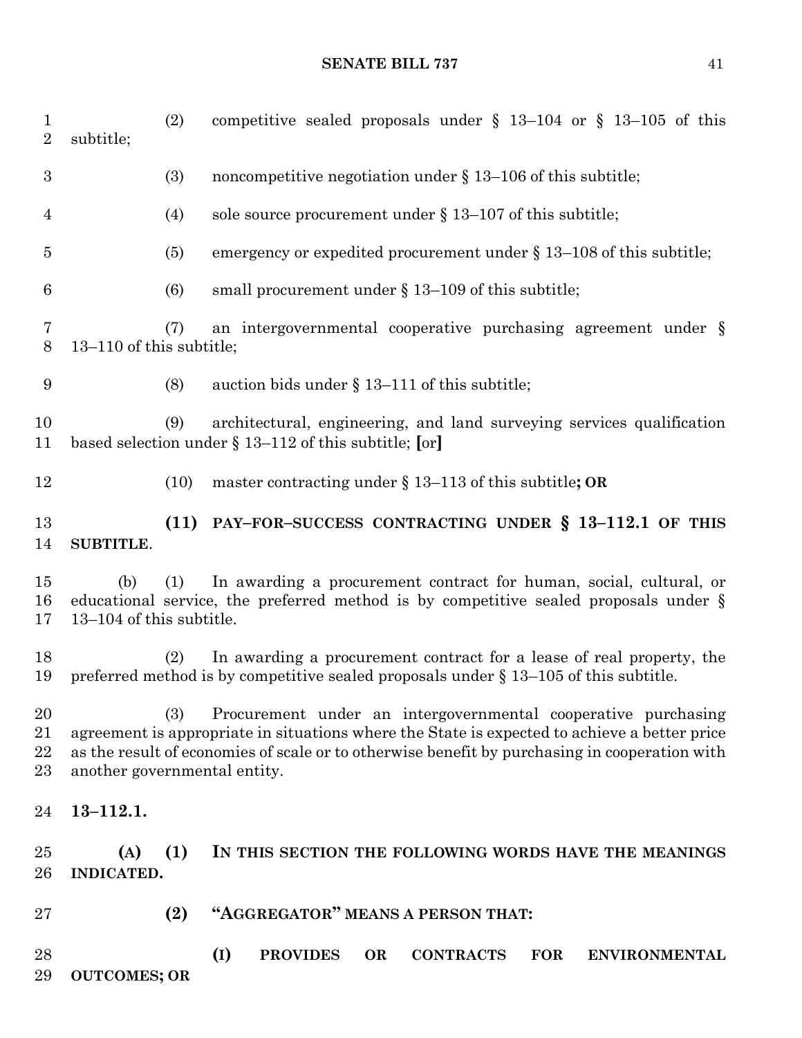(2) competitive sealed proposals under § 13–104 or § 13–105 of this subtitle;

(3) noncompetitive negotiation under § 13–106 of this subtitle;

(4) sole source procurement under § 13–107 of this subtitle;

(5) emergency or expedited procurement under § 13–108 of this subtitle;

(6) small procurement under § 13–109 of this subtitle;

(7) an intergovernmental cooperative purchasing agreement under § 13–110 of this subtitle;

(8) auction bids under § 13–111 of this subtitle;

(9) architectural, engineering, and land surveying services qualification based selection under § 13–112 of this subtitle; **[**or**]**

(10) master contracting under § 13–113 of this subtitle**; OR**

**(11) PAY–FOR–SUCCESS CONTRACTING UNDER § 13–112.1 OF THIS SUBTITLE**.

(b) (1) In awarding a procurement contract for human, social, cultural, or educational service, the preferred method is by competitive sealed proposals under § 13–104 of this subtitle.

(2) In awarding a procurement contract for a lease of real property, the preferred method is by competitive sealed proposals under § 13–105 of this subtitle.

(3) Procurement under an intergovernmental cooperative purchasing agreement is appropriate in situations where the State is expected to achieve a better price as the result of economies of scale or to otherwise benefit by purchasing in cooperation with another governmental entity.

**13–112.1.**

**(A) (1) IN THIS SECTION THE FOLLOWING WORDS HAVE THE MEANINGS INDICATED.**

**(2) "AGGREGATOR" MEANS A PERSON THAT:**

**(I) PROVIDES OR CONTRACTS FOR ENVIRONMENTAL OUTCOMES; OR**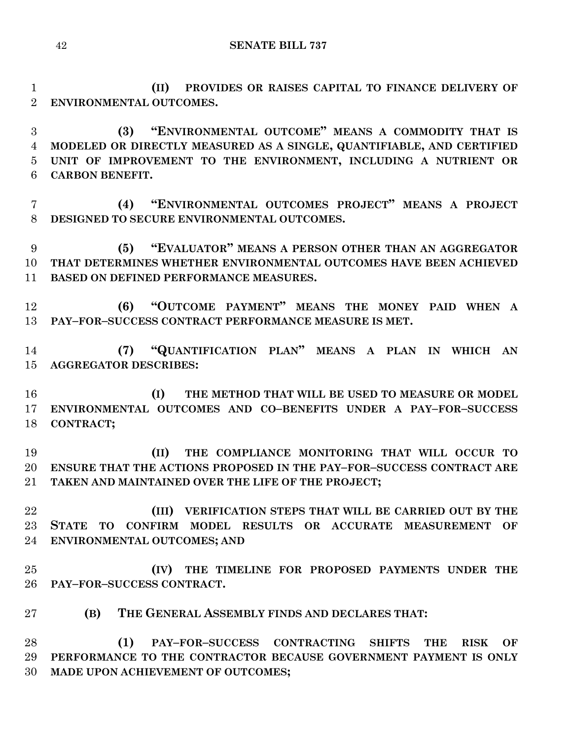**(II) PROVIDES OR RAISES CAPITAL TO FINANCE DELIVERY OF ENVIRONMENTAL OUTCOMES.**

**(3) "ENVIRONMENTAL OUTCOME" MEANS A COMMODITY THAT IS MODELED OR DIRECTLY MEASURED AS A SINGLE, QUANTIFIABLE, AND CERTIFIED UNIT OF IMPROVEMENT TO THE ENVIRONMENT, INCLUDING A NUTRIENT OR CARBON BENEFIT.**

**(4) "ENVIRONMENTAL OUTCOMES PROJECT" MEANS A PROJECT DESIGNED TO SECURE ENVIRONMENTAL OUTCOMES.**

**(5) "EVALUATOR" MEANS A PERSON OTHER THAN AN AGGREGATOR THAT DETERMINES WHETHER ENVIRONMENTAL OUTCOMES HAVE BEEN ACHIEVED BASED ON DEFINED PERFORMANCE MEASURES.**

**(6) "OUTCOME PAYMENT" MEANS THE MONEY PAID WHEN A PAY–FOR–SUCCESS CONTRACT PERFORMANCE MEASURE IS MET.**

**(7) "QUANTIFICATION PLAN" MEANS A PLAN IN WHICH AN AGGREGATOR DESCRIBES:**

**(I) THE METHOD THAT WILL BE USED TO MEASURE OR MODEL ENVIRONMENTAL OUTCOMES AND CO–BENEFITS UNDER A PAY–FOR–SUCCESS CONTRACT;**

**(II) THE COMPLIANCE MONITORING THAT WILL OCCUR TO ENSURE THAT THE ACTIONS PROPOSED IN THE PAY–FOR–SUCCESS CONTRACT ARE TAKEN AND MAINTAINED OVER THE LIFE OF THE PROJECT;**

**(III) VERIFICATION STEPS THAT WILL BE CARRIED OUT BY THE STATE TO CONFIRM MODEL RESULTS OR ACCURATE MEASUREMENT OF ENVIRONMENTAL OUTCOMES; AND**

**(IV) THE TIMELINE FOR PROPOSED PAYMENTS UNDER THE PAY–FOR–SUCCESS CONTRACT.**

**(B) THE GENERAL ASSEMBLY FINDS AND DECLARES THAT:**

**(1) PAY–FOR–SUCCESS CONTRACTING SHIFTS THE RISK OF PERFORMANCE TO THE CONTRACTOR BECAUSE GOVERNMENT PAYMENT IS ONLY MADE UPON ACHIEVEMENT OF OUTCOMES;**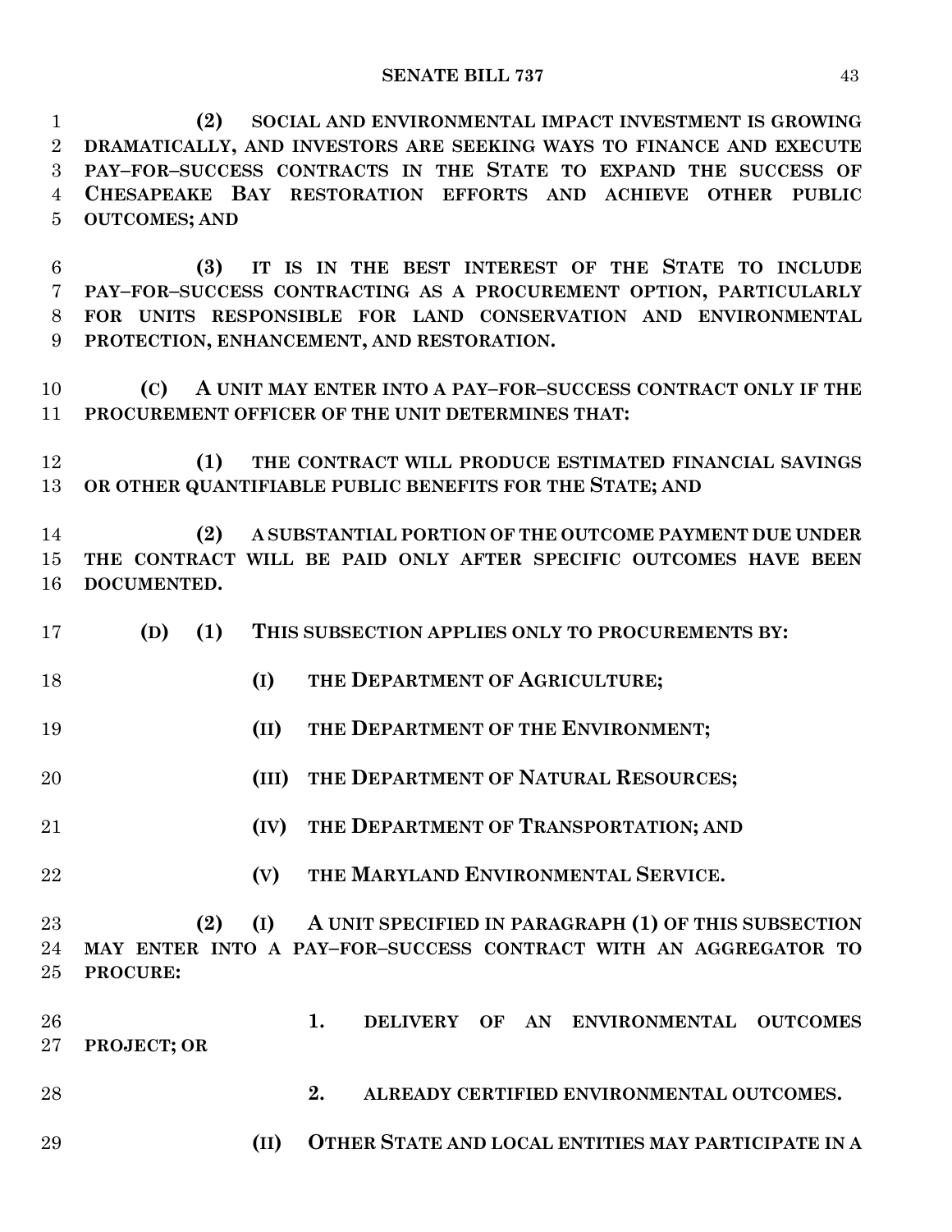**(2) SOCIAL AND ENVIRONMENTAL IMPACT INVESTMENT IS GROWING DRAMATICALLY, AND INVESTORS ARE SEEKING WAYS TO FINANCE AND EXECUTE PAY–FOR–SUCCESS CONTRACTS IN THE STATE TO EXPAND THE SUCCESS OF CHESAPEAKE BAY RESTORATION EFFORTS AND ACHIEVE OTHER PUBLIC OUTCOMES; AND**

**(3) IT IS IN THE BEST INTEREST OF THE STATE TO INCLUDE PAY–FOR–SUCCESS CONTRACTING AS A PROCUREMENT OPTION, PARTICULARLY FOR UNITS RESPONSIBLE FOR LAND CONSERVATION AND ENVIRONMENTAL PROTECTION, ENHANCEMENT, AND RESTORATION.**

**(C) A UNIT MAY ENTER INTO A PAY–FOR–SUCCESS CONTRACT ONLY IF THE PROCUREMENT OFFICER OF THE UNIT DETERMINES THAT:**

**(1) THE CONTRACT WILL PRODUCE ESTIMATED FINANCIAL SAVINGS OR OTHER QUANTIFIABLE PUBLIC BENEFITS FOR THE STATE; AND**

**(2) A SUBSTANTIAL PORTION OF THE OUTCOME PAYMENT DUE UNDER THE CONTRACT WILL BE PAID ONLY AFTER SPECIFIC OUTCOMES HAVE BEEN DOCUMENTED.**

**(D) (1) THIS SUBSECTION APPLIES ONLY TO PROCUREMENTS BY:**

**(I) THE DEPARTMENT OF AGRICULTURE;**

**(II) THE DEPARTMENT OF THE ENVIRONMENT;**

**(III) THE DEPARTMENT OF NATURAL RESOURCES;**

**(IV) THE DEPARTMENT OF TRANSPORTATION; AND**

**(V) THE MARYLAND ENVIRONMENTAL SERVICE.**

**(2) (I) A UNIT SPECIFIED IN PARAGRAPH (1) OF THIS SUBSECTION MAY ENTER INTO A PAY–FOR–SUCCESS CONTRACT WITH AN AGGREGATOR TO PROCURE:**

**1. DELIVERY OF AN ENVIRONMENTAL OUTCOMES PROJECT; OR**

**2. ALREADY CERTIFIED ENVIRONMENTAL OUTCOMES.**

**(II) OTHER STATE AND LOCAL ENTITIES MAY PARTICIPATE IN A**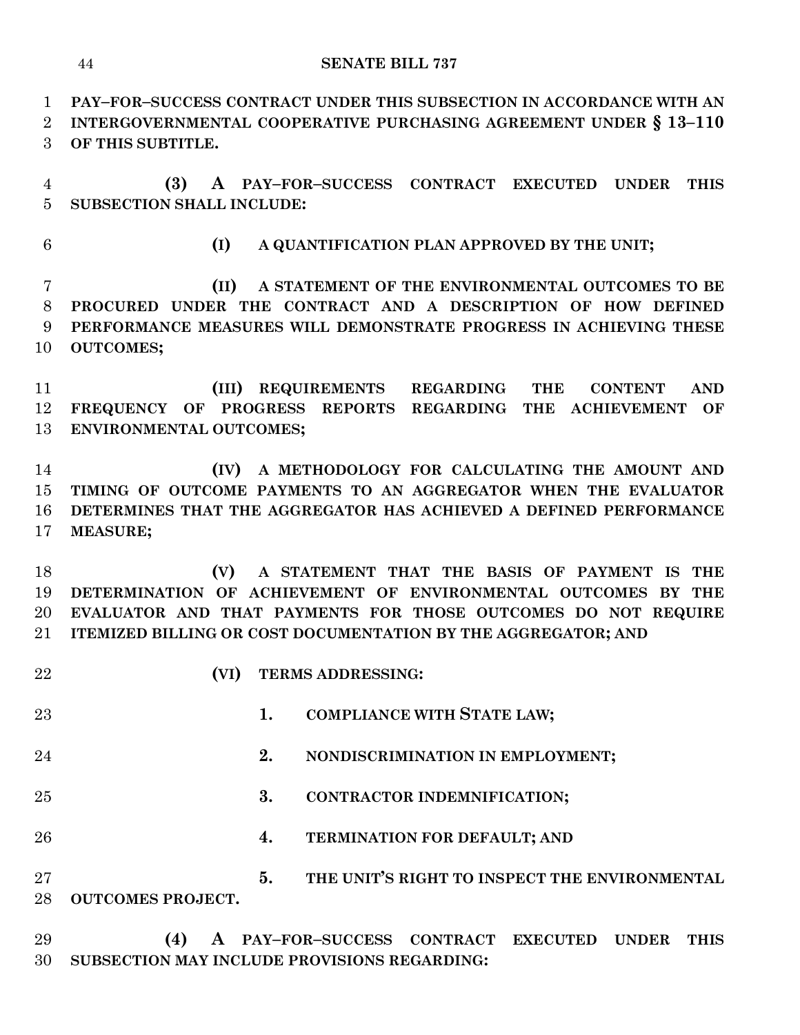**PAY–FOR–SUCCESS CONTRACT UNDER THIS SUBSECTION IN ACCORDANCE WITH AN INTERGOVERNMENTAL COOPERATIVE PURCHASING AGREEMENT UNDER § 13–110 OF THIS SUBTITLE.**

**(3) A PAY–FOR–SUCCESS CONTRACT EXECUTED UNDER THIS SUBSECTION SHALL INCLUDE:**

**(I) A QUANTIFICATION PLAN APPROVED BY THE UNIT;**

**(II) A STATEMENT OF THE ENVIRONMENTAL OUTCOMES TO BE PROCURED UNDER THE CONTRACT AND A DESCRIPTION OF HOW DEFINED PERFORMANCE MEASURES WILL DEMONSTRATE PROGRESS IN ACHIEVING THESE OUTCOMES;**

**(III) REQUIREMENTS REGARDING THE CONTENT AND FREQUENCY OF PROGRESS REPORTS REGARDING THE ACHIEVEMENT OF ENVIRONMENTAL OUTCOMES;**

**(IV) A METHODOLOGY FOR CALCULATING THE AMOUNT AND TIMING OF OUTCOME PAYMENTS TO AN AGGREGATOR WHEN THE EVALUATOR DETERMINES THAT THE AGGREGATOR HAS ACHIEVED A DEFINED PERFORMANCE MEASURE;**

**(V) A STATEMENT THAT THE BASIS OF PAYMENT IS THE DETERMINATION OF ACHIEVEMENT OF ENVIRONMENTAL OUTCOMES BY THE EVALUATOR AND THAT PAYMENTS FOR THOSE OUTCOMES DO NOT REQUIRE ITEMIZED BILLING OR COST DOCUMENTATION BY THE AGGREGATOR; AND**

**(VI) TERMS ADDRESSING:**

**1. COMPLIANCE WITH STATE LAW;**

**2. NONDISCRIMINATION IN EMPLOYMENT;**

**3. CONTRACTOR INDEMNIFICATION;**

**4. TERMINATION FOR DEFAULT; AND**

**5. THE UNIT'S RIGHT TO INSPECT THE ENVIRONMENTAL OUTCOMES PROJECT.**

**(4) A PAY–FOR–SUCCESS CONTRACT EXECUTED UNDER THIS SUBSECTION MAY INCLUDE PROVISIONS REGARDING:**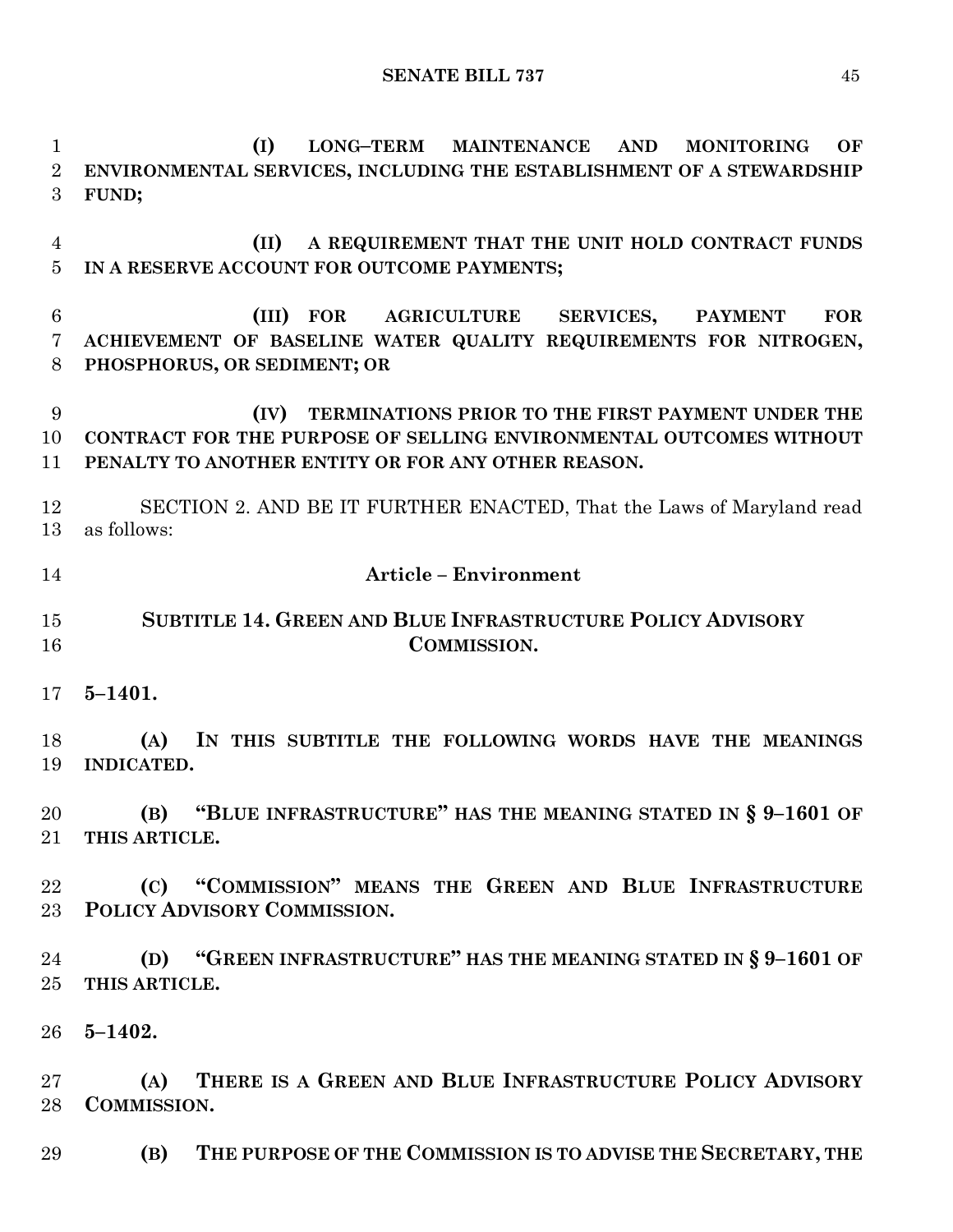**(I) LONG–TERM MAINTENANCE AND MONITORING OF ENVIRONMENTAL SERVICES, INCLUDING THE ESTABLISHMENT OF A STEWARDSHIP FUND;**

**(II) A REQUIREMENT THAT THE UNIT HOLD CONTRACT FUNDS IN A RESERVE ACCOUNT FOR OUTCOME PAYMENTS;**

**(III) FOR AGRICULTURE SERVICES, PAYMENT FOR ACHIEVEMENT OF BASELINE WATER QUALITY REQUIREMENTS FOR NITROGEN, PHOSPHORUS, OR SEDIMENT; OR**

**(IV) TERMINATIONS PRIOR TO THE FIRST PAYMENT UNDER THE CONTRACT FOR THE PURPOSE OF SELLING ENVIRONMENTAL OUTCOMES WITHOUT PENALTY TO ANOTHER ENTITY OR FOR ANY OTHER REASON.**

SECTION 2. AND BE IT FURTHER ENACTED, That the Laws of Maryland read as follows:

**Article – Environment**

**SUBTITLE 14. GREEN AND BLUE INFRASTRUCTURE POLICY ADVISORY COMMISSION.**

**5–1401.**

**(A) IN THIS SUBTITLE THE FOLLOWING WORDS HAVE THE MEANINGS INDICATED.**

**(B) "BLUE INFRASTRUCTURE" HAS THE MEANING STATED IN § 9–1601 OF THIS ARTICLE.**

**(C) "COMMISSION" MEANS THE GREEN AND BLUE INFRASTRUCTURE POLICY ADVISORY COMMISSION.**

**(D) "GREEN INFRASTRUCTURE" HAS THE MEANING STATED IN § 9–1601 OF THIS ARTICLE.**

**5–1402.**

**(A) THERE IS A GREEN AND BLUE INFRASTRUCTURE POLICY ADVISORY COMMISSION.**

**(B) THE PURPOSE OF THE COMMISSION IS TO ADVISE THE SECRETARY, THE**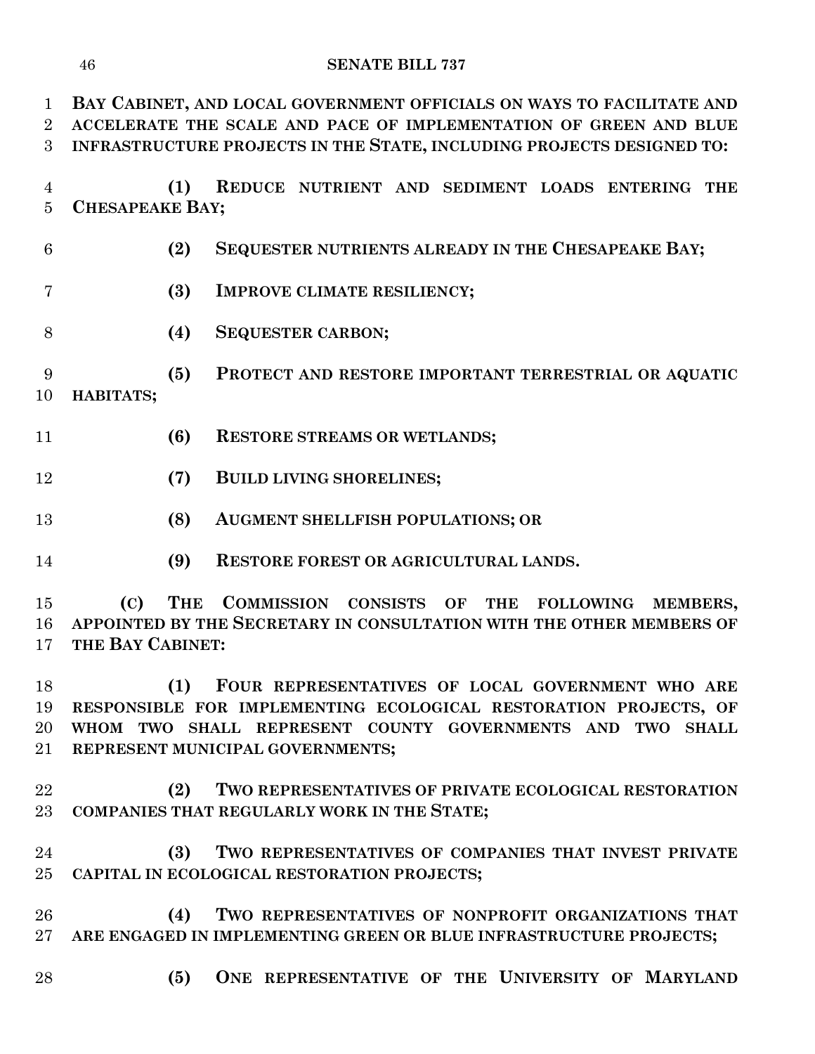BAY CABINET, AND LOCAL GOVERNMENT OFFICIALS ON WAYS TO FACILITATE AND ACCELERATE THE SCALE AND PACE OF IMPLEMENTATION OF GREEN AND BLUE INFRASTRUCTURE PROJECTS IN THE STATE, INCLUDING PROJECTS DESIGNED TO:

(1) REDUCE NUTRIENT AND SEDIMENT LOADS ENTERING THE CHESAPEAKE BAY;

(2) SEQUESTER NUTRIENTS ALREADY IN THE CHESAPEAKE BAY;

(3) IMPROVE CLIMATE RESILIENCY;

(4) SEQUESTER CARBON;

(5) PROTECT AND RESTORE IMPORTANT TERRESTRIAL OR AQUATIC HABITATS;

(6) RESTORE STREAMS OR WETLANDS;

(7) BUILD LIVING SHORELINES;

(8) AUGMENT SHELLFISH POPULATIONS; OR

(9) RESTORE FOREST OR AGRICULTURAL LANDS.

(C) THE COMMISSION CONSISTS OF THE FOLLOWING MEMBERS, APPOINTED BY THE SECRETARY IN CONSULTATION WITH THE OTHER MEMBERS OF THE BAY CABINET:

(1) FOUR REPRESENTATIVES OF LOCAL GOVERNMENT WHO ARE RESPONSIBLE FOR IMPLEMENTING ECOLOGICAL RESTORATION PROJECTS, OF WHOM TWO SHALL REPRESENT COUNTY GOVERNMENTS AND TWO SHALL REPRESENT MUNICIPAL GOVERNMENTS;

(2) TWO REPRESENTATIVES OF PRIVATE ECOLOGICAL RESTORATION COMPANIES THAT REGULARLY WORK IN THE STATE;

(3) TWO REPRESENTATIVES OF COMPANIES THAT INVEST PRIVATE CAPITAL IN ECOLOGICAL RESTORATION PROJECTS;

(4) TWO REPRESENTATIVES OF NONPROFIT ORGANIZATIONS THAT ARE ENGAGED IN IMPLEMENTING GREEN OR BLUE INFRASTRUCTURE PROJECTS;

(5) ONE REPRESENTATIVE OF THE UNIVERSITY OF MARYLAND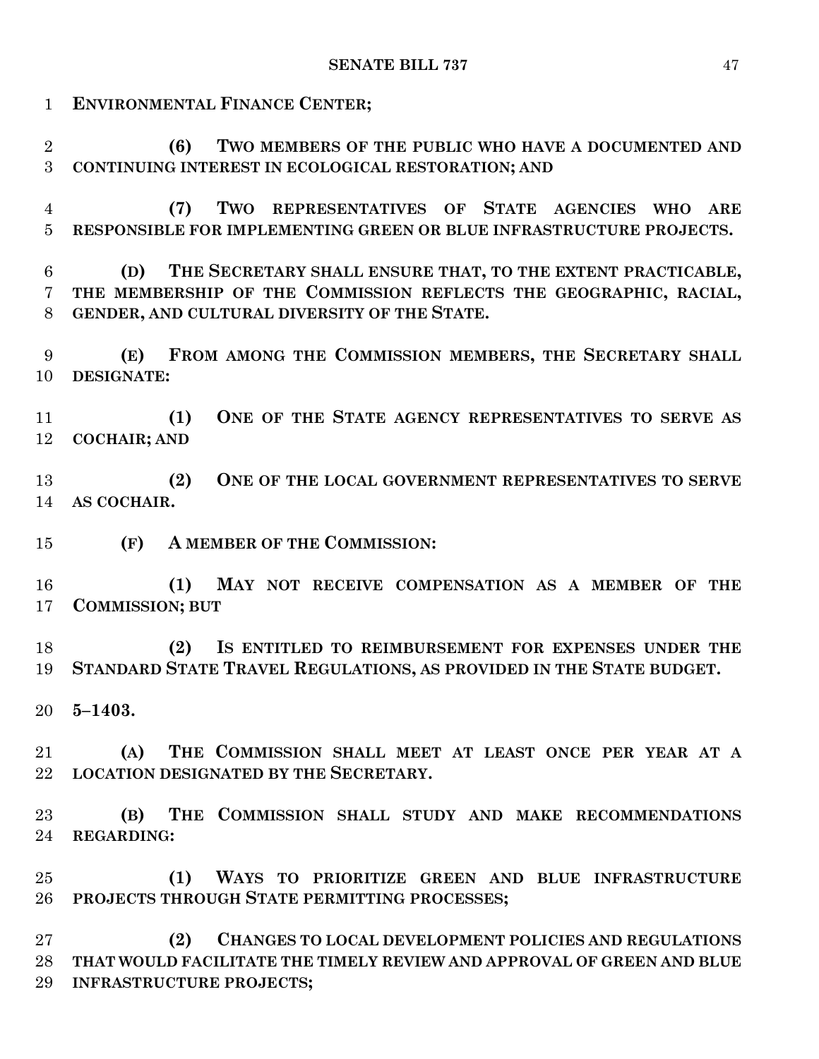**ENVIRONMENTAL FINANCE CENTER;**

**(6) TWO MEMBERS OF THE PUBLIC WHO HAVE A DOCUMENTED AND CONTINUING INTEREST IN ECOLOGICAL RESTORATION; AND**

**(7) TWO REPRESENTATIVES OF STATE AGENCIES WHO ARE RESPONSIBLE FOR IMPLEMENTING GREEN OR BLUE INFRASTRUCTURE PROJECTS.**

**(D) THE SECRETARY SHALL ENSURE THAT, TO THE EXTENT PRACTICABLE, THE MEMBERSHIP OF THE COMMISSION REFLECTS THE GEOGRAPHIC, RACIAL, GENDER, AND CULTURAL DIVERSITY OF THE STATE.**

**(E) FROM AMONG THE COMMISSION MEMBERS, THE SECRETARY SHALL DESIGNATE:**

**(1) ONE OF THE STATE AGENCY REPRESENTATIVES TO SERVE AS COCHAIR; AND**

**(2) ONE OF THE LOCAL GOVERNMENT REPRESENTATIVES TO SERVE AS COCHAIR.**

**(F) A MEMBER OF THE COMMISSION:**

**(1) MAY NOT RECEIVE COMPENSATION AS A MEMBER OF THE COMMISSION; BUT**

**(2) IS ENTITLED TO REIMBURSEMENT FOR EXPENSES UNDER THE STANDARD STATE TRAVEL REGULATIONS, AS PROVIDED IN THE STATE BUDGET.**

**5–1403.**

**(A) THE COMMISSION SHALL MEET AT LEAST ONCE PER YEAR AT A LOCATION DESIGNATED BY THE SECRETARY.**

**(B) THE COMMISSION SHALL STUDY AND MAKE RECOMMENDATIONS REGARDING:**

**(1) WAYS TO PRIORITIZE GREEN AND BLUE INFRASTRUCTURE PROJECTS THROUGH STATE PERMITTING PROCESSES;**

**(2) CHANGES TO LOCAL DEVELOPMENT POLICIES AND REGULATIONS THAT WOULD FACILITATE THE TIMELY REVIEW AND APPROVAL OF GREEN AND BLUE INFRASTRUCTURE PROJECTS;**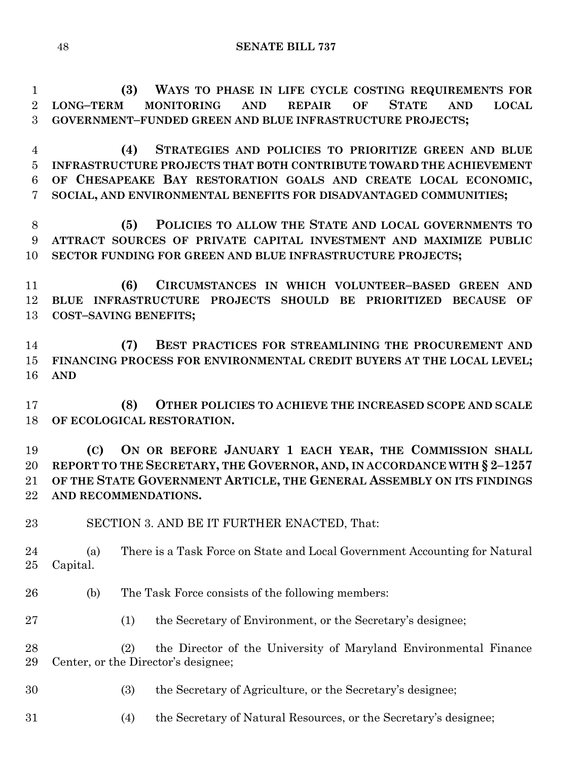**(3) WAYS TO PHASE IN LIFE CYCLE COSTING REQUIREMENTS FOR LONG–TERM MONITORING AND REPAIR OF STATE AND LOCAL GOVERNMENT–FUNDED GREEN AND BLUE INFRASTRUCTURE PROJECTS;**

**(4) STRATEGIES AND POLICIES TO PRIORITIZE GREEN AND BLUE INFRASTRUCTURE PROJECTS THAT BOTH CONTRIBUTE TOWARD THE ACHIEVEMENT OF CHESAPEAKE BAY RESTORATION GOALS AND CREATE LOCAL ECONOMIC, SOCIAL, AND ENVIRONMENTAL BENEFITS FOR DISADVANTAGED COMMUNITIES;**

**(5) POLICIES TO ALLOW THE STATE AND LOCAL GOVERNMENTS TO ATTRACT SOURCES OF PRIVATE CAPITAL INVESTMENT AND MAXIMIZE PUBLIC SECTOR FUNDING FOR GREEN AND BLUE INFRASTRUCTURE PROJECTS;**

**(6) CIRCUMSTANCES IN WHICH VOLUNTEER–BASED GREEN AND BLUE INFRASTRUCTURE PROJECTS SHOULD BE PRIORITIZED BECAUSE OF COST–SAVING BENEFITS;**

**(7) BEST PRACTICES FOR STREAMLINING THE PROCUREMENT AND FINANCING PROCESS FOR ENVIRONMENTAL CREDIT BUYERS AT THE LOCAL LEVEL; AND**

**(8) OTHER POLICIES TO ACHIEVE THE INCREASED SCOPE AND SCALE OF ECOLOGICAL RESTORATION.**

**(C) ON OR BEFORE JANUARY 1 EACH YEAR, THE COMMISSION SHALL REPORT TO THE SECRETARY, THE GOVERNOR, AND, IN ACCORDANCE WITH § 2–1257 OF THE STATE GOVERNMENT ARTICLE, THE GENERAL ASSEMBLY ON ITS FINDINGS AND RECOMMENDATIONS.**

SECTION 3. AND BE IT FURTHER ENACTED, That:

(a) There is a Task Force on State and Local Government Accounting for Natural Capital.

(b) The Task Force consists of the following members:

(1) the Secretary of Environment, or the Secretary's designee;

(2) the Director of the University of Maryland Environmental Finance Center, or the Director's designee;

(3) the Secretary of Agriculture, or the Secretary's designee;

(4) the Secretary of Natural Resources, or the Secretary's designee;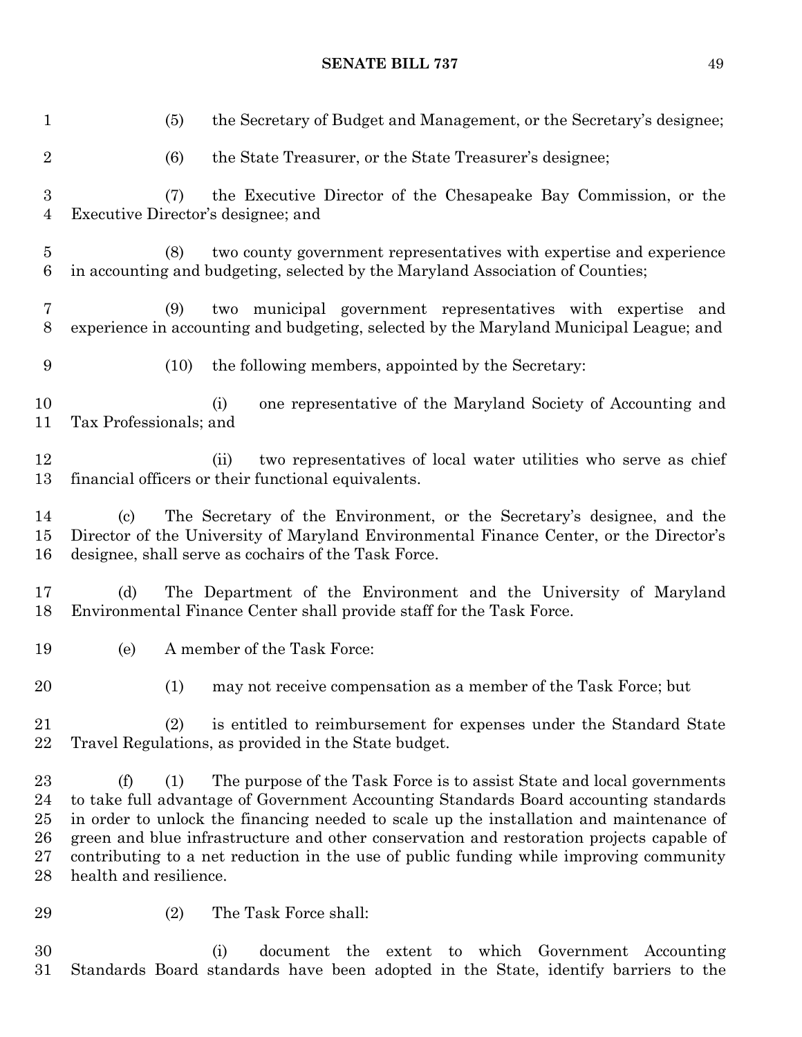(5) the Secretary of Budget and Management, or the Secretary's designee;

(6) the State Treasurer, or the State Treasurer's designee;

(7) the Executive Director of the Chesapeake Bay Commission, or the Executive Director's designee; and

(8) two county government representatives with expertise and experience in accounting and budgeting, selected by the Maryland Association of Counties;

(9) two municipal government representatives with expertise and experience in accounting and budgeting, selected by the Maryland Municipal League; and

(10) the following members, appointed by the Secretary:

(i) one representative of the Maryland Society of Accounting and Tax Professionals; and

(ii) two representatives of local water utilities who serve as chief financial officers or their functional equivalents.

(c) The Secretary of the Environment, or the Secretary's designee, and the Director of the University of Maryland Environmental Finance Center, or the Director's designee, shall serve as cochairs of the Task Force.

(d) The Department of the Environment and the University of Maryland Environmental Finance Center shall provide staff for the Task Force.

(e) A member of the Task Force:

(1) may not receive compensation as a member of the Task Force; but

(2) is entitled to reimbursement for expenses under the Standard State Travel Regulations, as provided in the State budget.

(f) (1) The purpose of the Task Force is to assist State and local governments to take full advantage of Government Accounting Standards Board accounting standards in order to unlock the financing needed to scale up the installation and maintenance of green and blue infrastructure and other conservation and restoration projects capable of contributing to a net reduction in the use of public funding while improving community health and resilience.

(2) The Task Force shall:

(i) document the extent to which Government Accounting Standards Board standards have been adopted in the State, identify barriers to the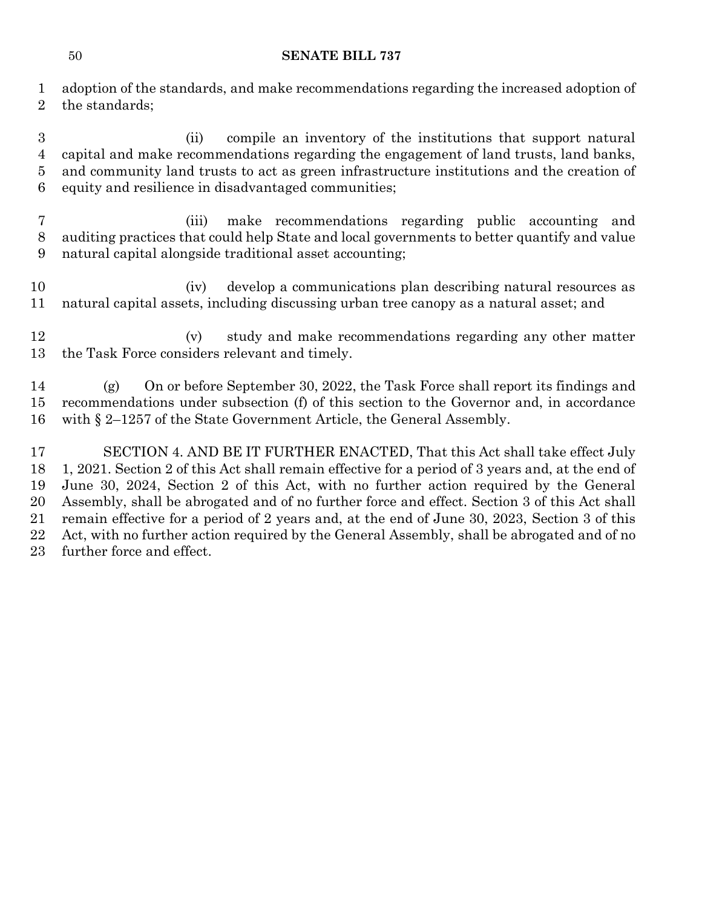adoption of the standards, and make recommendations regarding the increased adoption of the standards;

(ii) compile an inventory of the institutions that support natural capital and make recommendations regarding the engagement of land trusts, land banks, and community land trusts to act as green infrastructure institutions and the creation of equity and resilience in disadvantaged communities;

(iii) make recommendations regarding public accounting and auditing practices that could help State and local governments to better quantify and value natural capital alongside traditional asset accounting;

(iv) develop a communications plan describing natural resources as natural capital assets, including discussing urban tree canopy as a natural asset; and

(v) study and make recommendations regarding any other matter the Task Force considers relevant and timely.

(g) On or before September 30, 2022, the Task Force shall report its findings and recommendations under subsection (f) of this section to the Governor and, in accordance with § 2–1257 of the State Government Article, the General Assembly.

SECTION 4. AND BE IT FURTHER ENACTED, That this Act shall take effect July 1, 2021. Section 2 of this Act shall remain effective for a period of 3 years and, at the end of June 30, 2024, Section 2 of this Act, with no further action required by the General Assembly, shall be abrogated and of no further force and effect. Section 3 of this Act shall remain effective for a period of 2 years and, at the end of June 30, 2023, Section 3 of this Act, with no further action required by the General Assembly, shall be abrogated and of no further force and effect.